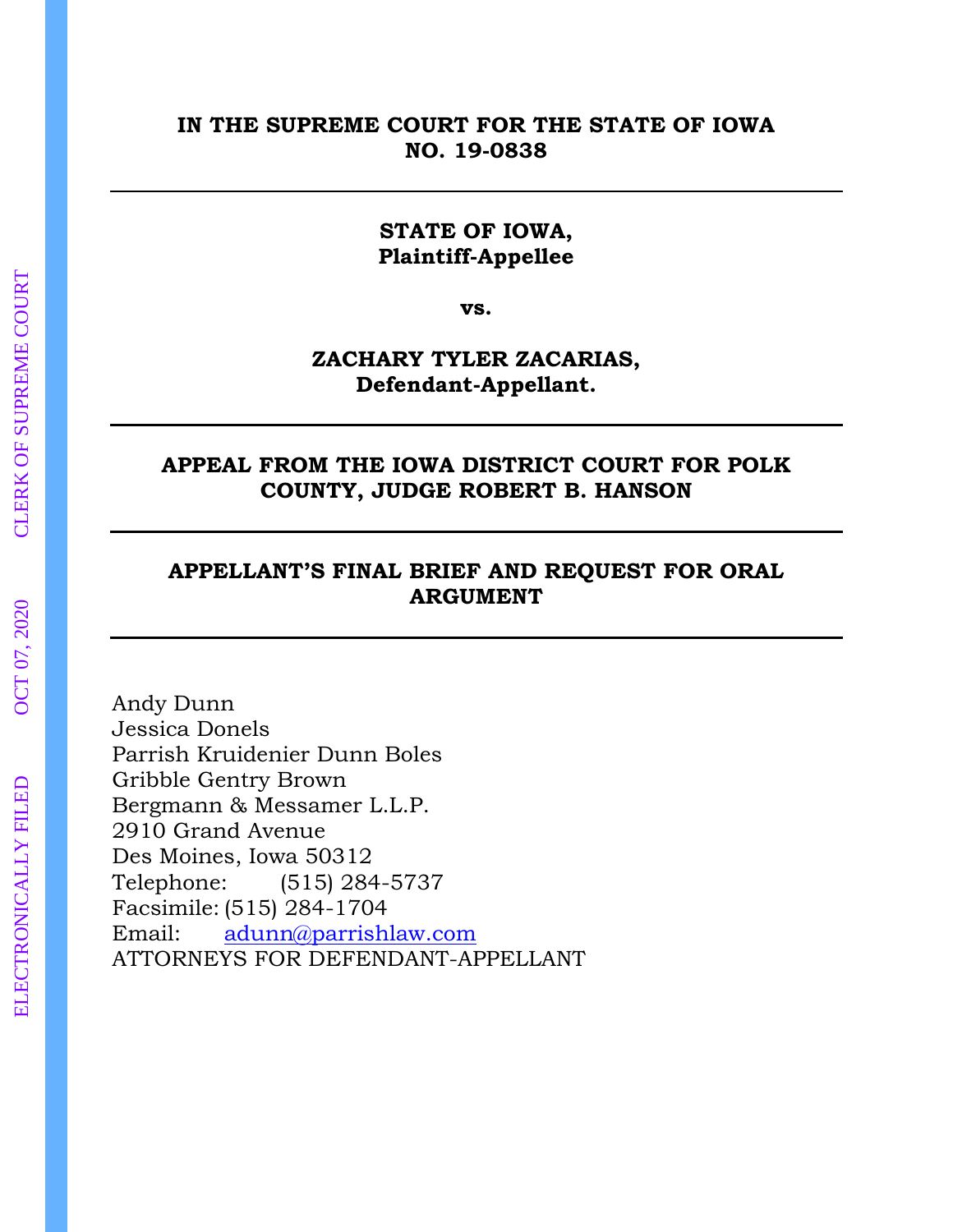**IN THE SUPREME COURT FOR THE STATE OF IOWA**
**NO. 19-0838**

---

**STATE OF IOWA,**
**Plaintiff-Appellee**

**vs.**

**ZACHARY TYLER ZACARIAS,**
**Defendant-Appellant.**

---

**APPEAL FROM THE IOWA DISTRICT COURT FOR POLK COUNTY, JUDGE ROBERT B. HANSON**

---

**APPELLANT'S FINAL BRIEF AND REQUEST FOR ORAL ARGUMENT**

---

Andy Dunn
Jessica Donels
Parrish Kruidenier Dunn Boles
Gribble Gentry Brown
Bergmann & Messamer L.L.P.
2910 Grand Avenue
Des Moines, Iowa 50312
Telephone: (515) 284-5737
Facsimile: (515) 284-1704
Email: adunn@parrishlaw.com
ATTORNEYS FOR DEFENDANT-APPELLANT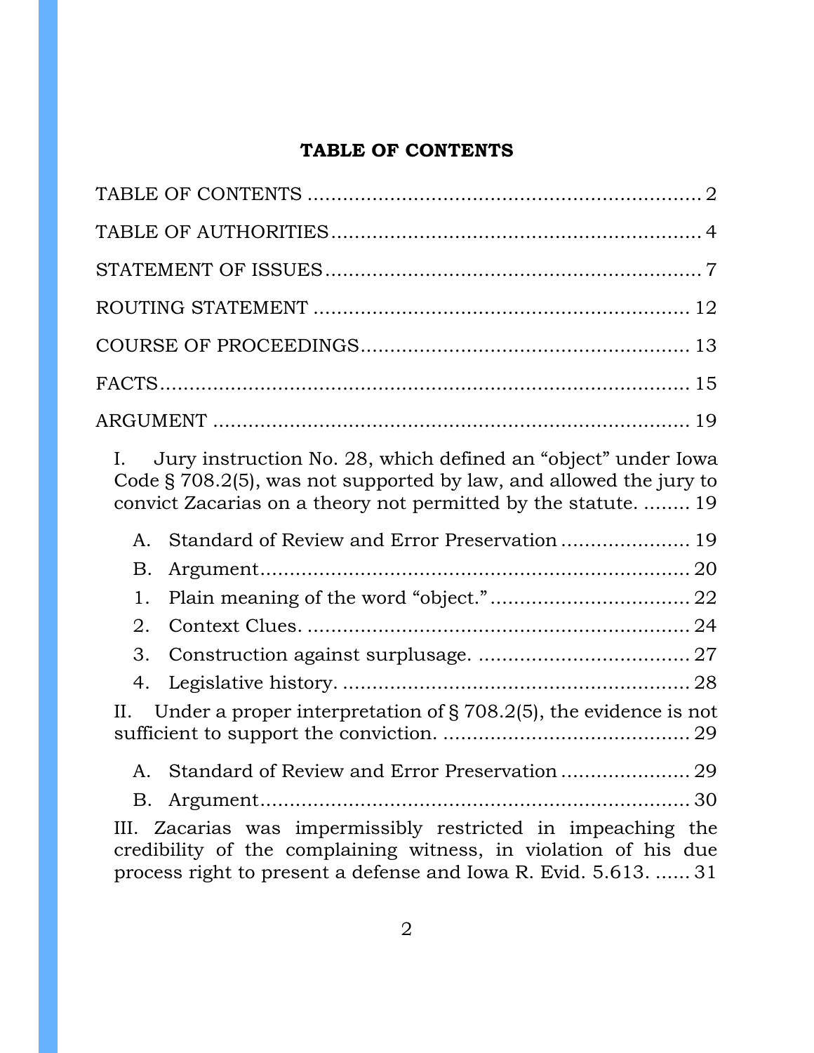## TABLE OF CONTENTS

TABLE OF CONTENTS ........................................................................ 2

TABLE OF AUTHORITIES .................................................................. 4

STATEMENT OF ISSUES .................................................................. 7

ROUTING STATEMENT .................................................................. 12

COURSE OF PROCEEDINGS ......................................................... 13

FACTS ............................................................................................. 15

ARGUMENT .................................................................................... 19

I. Jury instruction No. 28, which defined an "object" under Iowa Code § 708.2(5), was not supported by law, and allowed the jury to convict Zacarias on a theory not permitted by the statute. ........ 19

- A. Standard of Review and Error Preservation ..................... 19
- B. Argument ........................................................................ 20
- 1. Plain meaning of the word "object." ................................ 22
- 2. Context Clues. ............................................................... 24
- 3. Construction against surplusage. ................................... 27
- 4. Legislative history. ......................................................... 28

II. Under a proper interpretation of § 708.2(5), the evidence is not sufficient to support the conviction. .......................................... 29

- A. Standard of Review and Error Preservation ..................... 29
- B. Argument ........................................................................ 30

III. Zacarias was impermissibly restricted in impeaching the credibility of the complaining witness, in violation of his due process right to present a defense and Iowa R. Evid. 5.613. ...... 31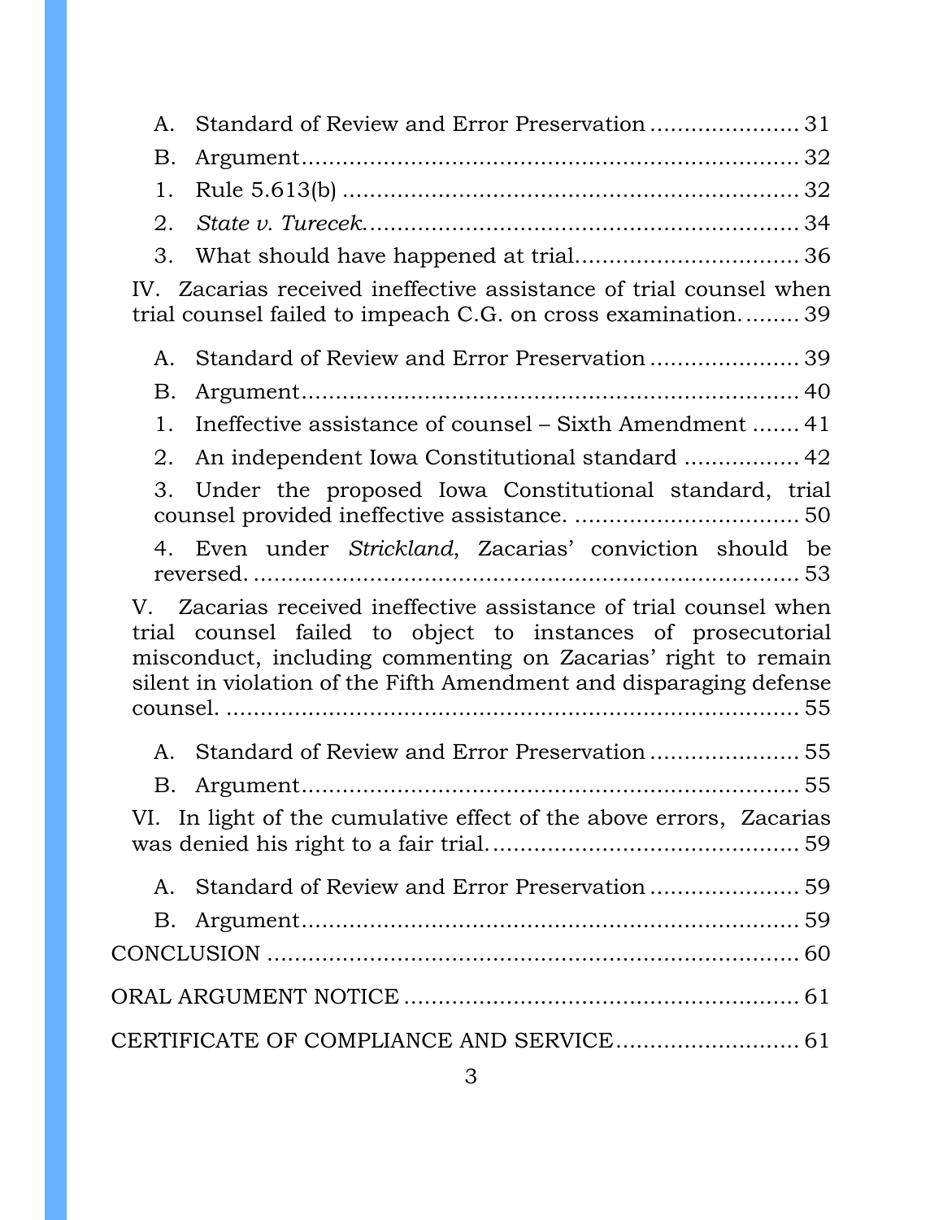A. Standard of Review and Error Preservation ..................... 31

B. Argument ....................................................................... 32

1. Rule 5.613(b) ................................................................ 32

2. *State v. Turecek*.............................................................. 34

3. What should have happened at trial................................ 36

IV. Zacarias received ineffective assistance of trial counsel when trial counsel failed to impeach C.G. on cross examination. ........ 39

A. Standard of Review and Error Preservation ..................... 39

B. Argument ....................................................................... 40

1. Ineffective assistance of counsel – Sixth Amendment ....... 41

2. An independent Iowa Constitutional standard ................ 42

3. Under the proposed Iowa Constitutional standard, trial counsel provided ineffective assistance. ................................ 50

4. Even under *Strickland*, Zacarias' conviction should be reversed. ................................................................................ 53

V. Zacarias received ineffective assistance of trial counsel when trial counsel failed to object to instances of prosecutorial misconduct, including commenting on Zacarias' right to remain silent in violation of the Fifth Amendment and disparaging defense counsel. ................................................................................. 55

A. Standard of Review and Error Preservation ..................... 55

B. Argument ....................................................................... 55

VI. In light of the cumulative effect of the above errors, Zacarias was denied his right to a fair trial. ........................................... 59

A. Standard of Review and Error Preservation ..................... 59

B. Argument ....................................................................... 59

CONCLUSION ........................................................................... 60

ORAL ARGUMENT NOTICE ....................................................... 61

CERTIFICATE OF COMPLIANCE AND SERVICE.......................... 61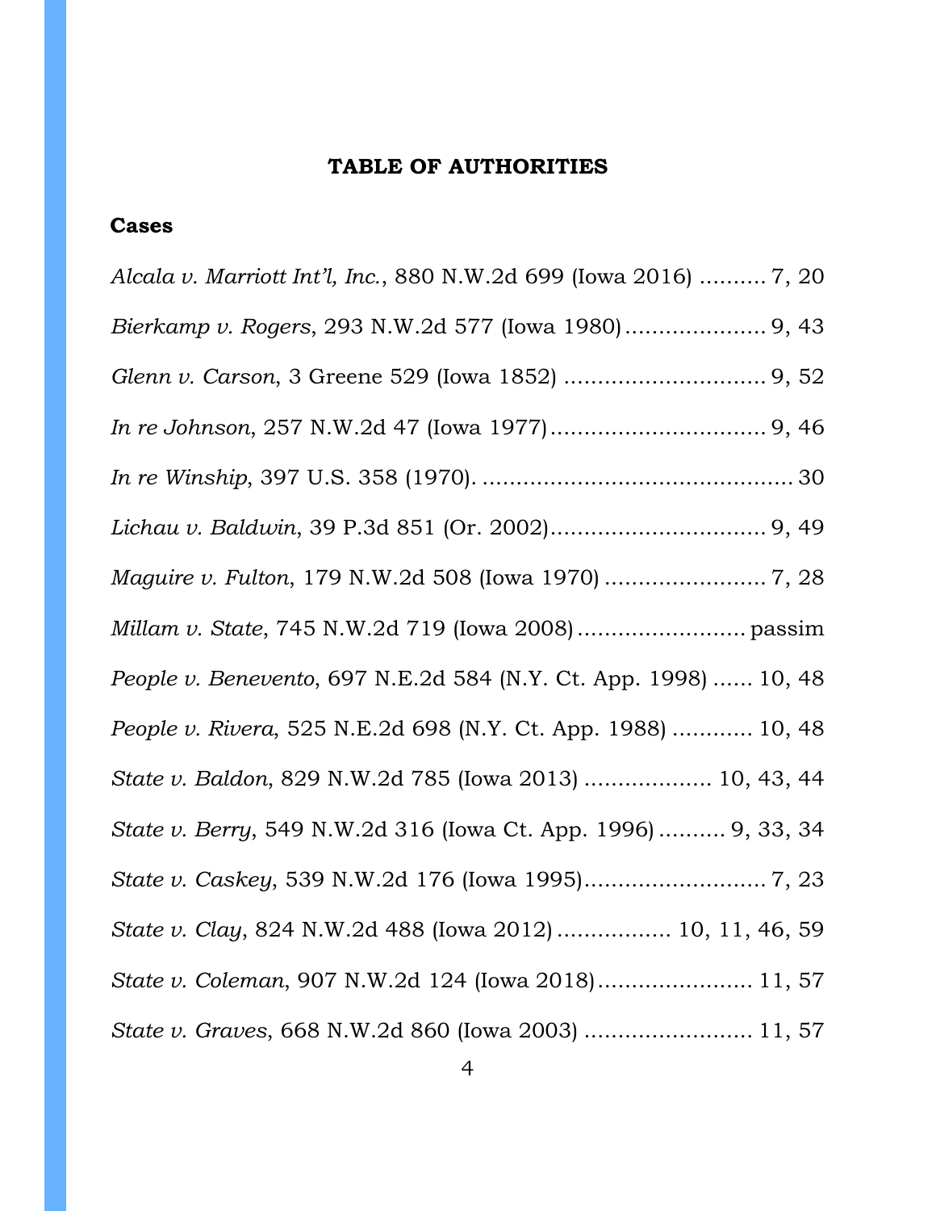## TABLE OF AUTHORITIES

### Cases

*Alcala v. Marriott Int'l, Inc.*, 880 N.W.2d 699 (Iowa 2016) .......... 7, 20

*Bierkamp v. Rogers*, 293 N.W.2d 577 (Iowa 1980) ..................... 9, 43

*Glenn v. Carson*, 3 Greene 529 (Iowa 1852) ............................. 9, 52

*In re Johnson*, 257 N.W.2d 47 (Iowa 1977) ................................ 9, 46

*In re Winship*, 397 U.S. 358 (1970). ............................................. 30

*Lichau v. Baldwin*, 39 P.3d 851 (Or. 2002) ................................ 9, 49

*Maguire v. Fulton*, 179 N.W.2d 508 (Iowa 1970) ........................ 7, 28

*Millam v. State*, 745 N.W.2d 719 (Iowa 2008) ......................... passim

*People v. Benevento*, 697 N.E.2d 584 (N.Y. Ct. App. 1998) ...... 10, 48

*People v. Rivera*, 525 N.E.2d 698 (N.Y. Ct. App. 1988) ............ 10, 48

*State v. Baldon*, 829 N.W.2d 785 (Iowa 2013) .................. 10, 43, 44

*State v. Berry*, 549 N.W.2d 316 (Iowa Ct. App. 1996) .......... 9, 33, 34

*State v. Caskey*, 539 N.W.2d 176 (Iowa 1995) ........................... 7, 23

*State v. Clay*, 824 N.W.2d 488 (Iowa 2012) ................ 10, 11, 46, 59

*State v. Coleman*, 907 N.W.2d 124 (Iowa 2018) ....................... 11, 57

*State v. Graves*, 668 N.W.2d 860 (Iowa 2003) ......................... 11, 57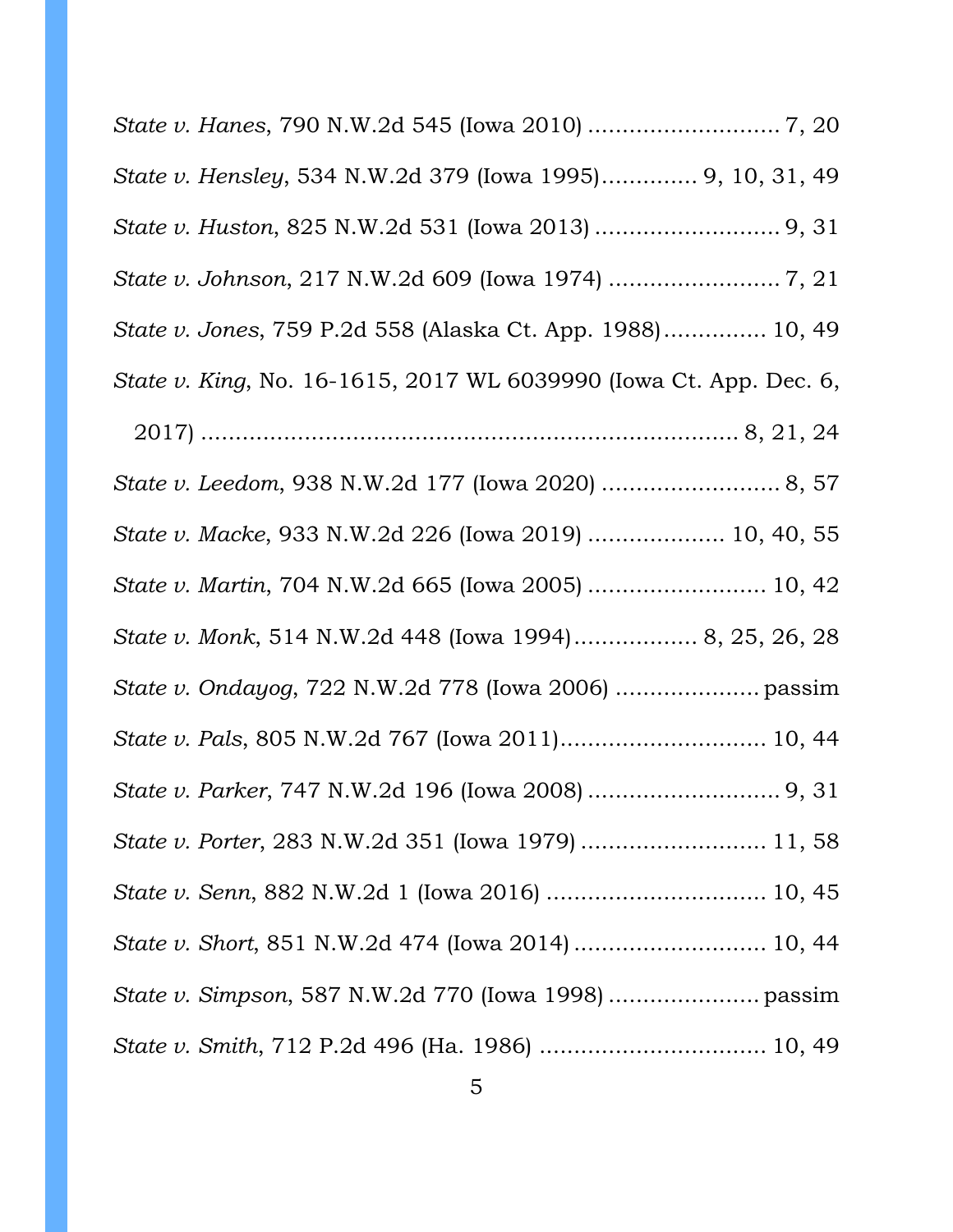*State v. Hanes*, 790 N.W.2d 545 (Iowa 2010) ............................ 7, 20

*State v. Hensley*, 534 N.W.2d 379 (Iowa 1995)............. 9, 10, 31, 49

*State v. Huston*, 825 N.W.2d 531 (Iowa 2013) ........................... 9, 31

*State v. Johnson*, 217 N.W.2d 609 (Iowa 1974) ......................... 7, 21

*State v. Jones*, 759 P.2d 558 (Alaska Ct. App. 1988)............... 10, 49

*State v. King*, No. 16-1615, 2017 WL 6039990 (Iowa Ct. App. Dec. 6, 2017) ............................................................................ 8, 21, 24

*State v. Leedom*, 938 N.W.2d 177 (Iowa 2020) .......................... 8, 57

*State v. Macke*, 933 N.W.2d 226 (Iowa 2019) .................... 10, 40, 55

*State v. Martin*, 704 N.W.2d 665 (Iowa 2005) .......................... 10, 42

*State v. Monk*, 514 N.W.2d 448 (Iowa 1994).................. 8, 25, 26, 28

*State v. Ondayog*, 722 N.W.2d 778 (Iowa 2006) ..................... passim

*State v. Pals*, 805 N.W.2d 767 (Iowa 2011).............................. 10, 44

*State v. Parker*, 747 N.W.2d 196 (Iowa 2008) ............................ 9, 31

*State v. Porter*, 283 N.W.2d 351 (Iowa 1979) ........................... 11, 58

*State v. Senn*, 882 N.W.2d 1 (Iowa 2016) ................................ 10, 45

*State v. Short*, 851 N.W.2d 474 (Iowa 2014) ............................ 10, 44

*State v. Simpson*, 587 N.W.2d 770 (Iowa 1998) ...................... passim

*State v. Smith*, 712 P.2d 496 (Ha. 1986) ................................. 10, 49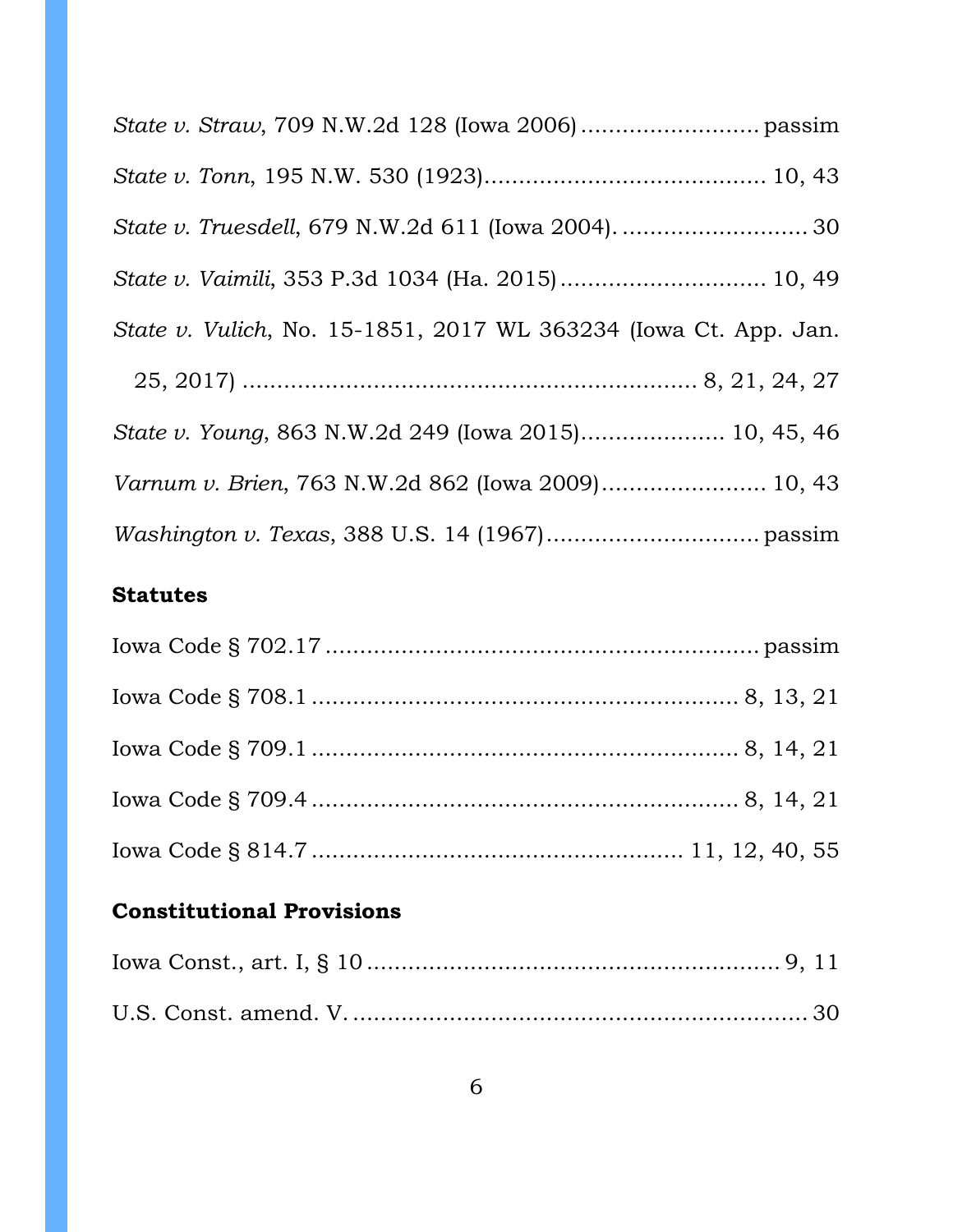*State v. Straw*, 709 N.W.2d 128 (Iowa 2006) .......................... passim

*State v. Tonn*, 195 N.W. 530 (1923)......................................... 10, 43

*State v. Truesdell*, 679 N.W.2d 611 (Iowa 2004). ........................... 30

*State v. Vaimili*, 353 P.3d 1034 (Ha. 2015) .............................. 10, 49

*State v. Vulich*, No. 15-1851, 2017 WL 363234 (Iowa Ct. App. Jan. 25, 2017) ................................................................ 8, 21, 24, 27

*State v. Young*, 863 N.W.2d 249 (Iowa 2015)..................... 10, 45, 46

*Varnum v. Brien*, 763 N.W.2d 862 (Iowa 2009)........................ 10, 43

*Washington v. Texas*, 388 U.S. 14 (1967)............................... passim

## Statutes

Iowa Code § 702.17 ............................................................... passim

Iowa Code § 708.1 .............................................................. 8, 13, 21

Iowa Code § 709.1 .............................................................. 8, 14, 21

Iowa Code § 709.4 .............................................................. 8, 14, 21

Iowa Code § 814.7 ..................................................... 11, 12, 40, 55

## Constitutional Provisions

Iowa Const., art. I, § 10 ............................................................ 9, 11

U.S. Const. amend. V. .................................................................. 30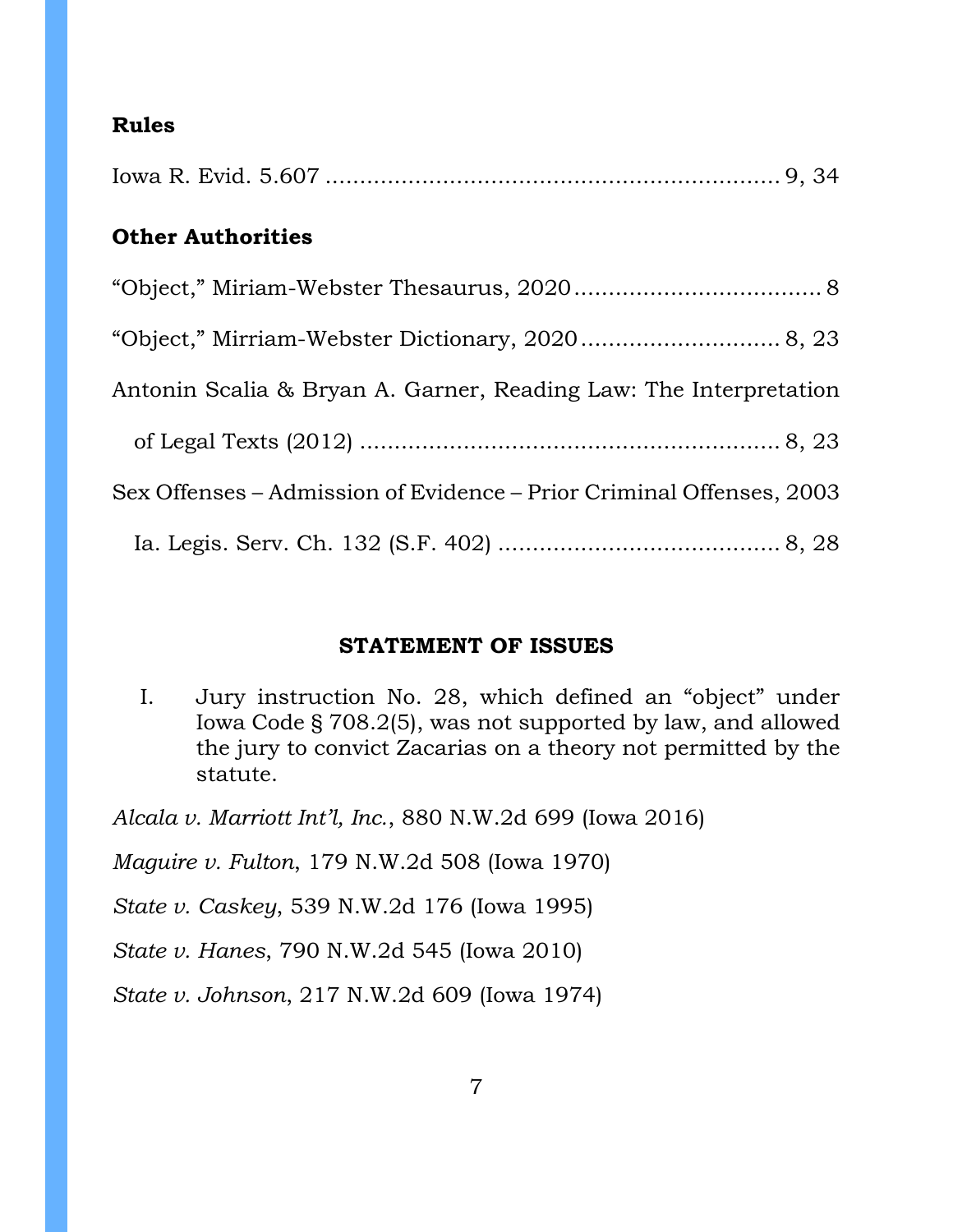**Rules**

Iowa R. Evid. 5.607 .................................................................. 9, 34

**Other Authorities**

"Object," Miriam-Webster Thesaurus, 2020 .................................... 8

"Object," Mirriam-Webster Dictionary, 2020 ............................. 8, 23

Antonin Scalia & Bryan A. Garner, Reading Law: The Interpretation of Legal Texts (2012) ............................................................. 8, 23

Sex Offenses – Admission of Evidence – Prior Criminal Offenses, 2003 Ia. Legis. Serv. Ch. 132 (S.F. 402) ......................................... 8, 28

**STATEMENT OF ISSUES**

I. Jury instruction No. 28, which defined an "object" under Iowa Code § 708.2(5), was not supported by law, and allowed the jury to convict Zacarias on a theory not permitted by the statute.

*Alcala v. Marriott Int'l, Inc.*, 880 N.W.2d 699 (Iowa 2016)

*Maguire v. Fulton*, 179 N.W.2d 508 (Iowa 1970)

*State v. Caskey*, 539 N.W.2d 176 (Iowa 1995)

*State v. Hanes*, 790 N.W.2d 545 (Iowa 2010)

*State v. Johnson*, 217 N.W.2d 609 (Iowa 1974)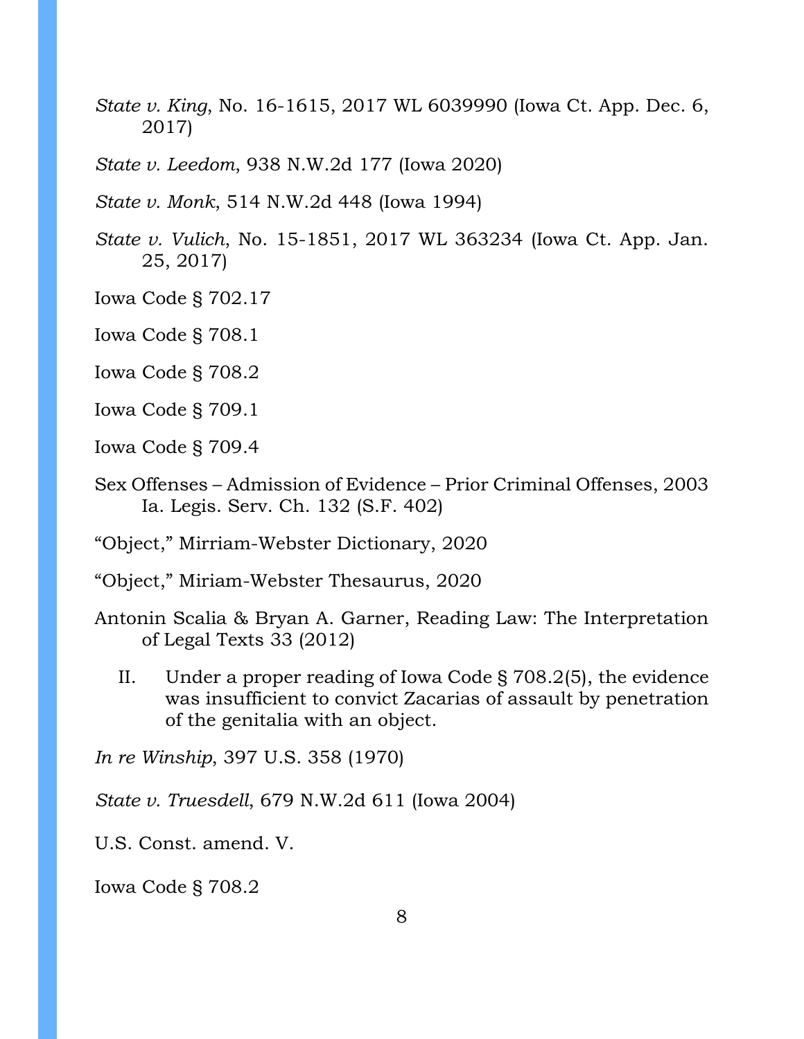*State v. King*, No. 16-1615, 2017 WL 6039990 (Iowa Ct. App. Dec. 6, 2017)

*State v. Leedom*, 938 N.W.2d 177 (Iowa 2020)

*State v. Monk*, 514 N.W.2d 448 (Iowa 1994)

*State v. Vulich*, No. 15-1851, 2017 WL 363234 (Iowa Ct. App. Jan. 25, 2017)

Iowa Code § 702.17

Iowa Code § 708.1

Iowa Code § 708.2

Iowa Code § 709.1

Iowa Code § 709.4

Sex Offenses – Admission of Evidence – Prior Criminal Offenses, 2003 Ia. Legis. Serv. Ch. 132 (S.F. 402)

"Object," Mirriam-Webster Dictionary, 2020

"Object," Miriam-Webster Thesaurus, 2020

Antonin Scalia & Bryan A. Garner, Reading Law: The Interpretation of Legal Texts 33 (2012)

II. Under a proper reading of Iowa Code § 708.2(5), the evidence was insufficient to convict Zacarias of assault by penetration of the genitalia with an object.

*In re Winship*, 397 U.S. 358 (1970)

*State v. Truesdell*, 679 N.W.2d 611 (Iowa 2004)

U.S. Const. amend. V.

Iowa Code § 708.2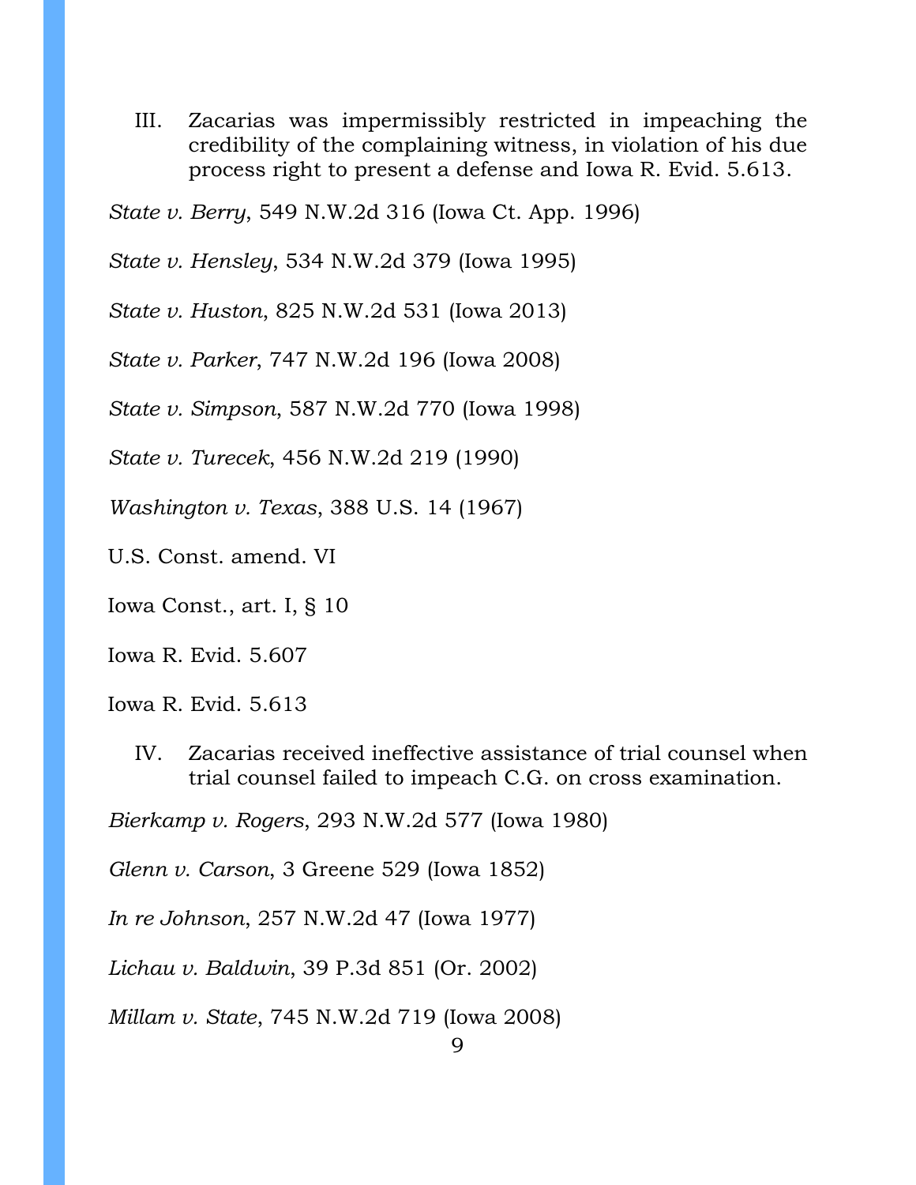III. Zacarias was impermissibly restricted in impeaching the credibility of the complaining witness, in violation of his due process right to present a defense and Iowa R. Evid. 5.613.

*State v. Berry*, 549 N.W.2d 316 (Iowa Ct. App. 1996)

*State v. Hensley*, 534 N.W.2d 379 (Iowa 1995)

*State v. Huston*, 825 N.W.2d 531 (Iowa 2013)

*State v. Parker*, 747 N.W.2d 196 (Iowa 2008)

*State v. Simpson*, 587 N.W.2d 770 (Iowa 1998)

*State v. Turecek*, 456 N.W.2d 219 (1990)

*Washington v. Texas*, 388 U.S. 14 (1967)

U.S. Const. amend. VI

Iowa Const., art. I, § 10

Iowa R. Evid. 5.607

Iowa R. Evid. 5.613

IV. Zacarias received ineffective assistance of trial counsel when trial counsel failed to impeach C.G. on cross examination.

*Bierkamp v. Rogers*, 293 N.W.2d 577 (Iowa 1980)

*Glenn v. Carson*, 3 Greene 529 (Iowa 1852)

*In re Johnson*, 257 N.W.2d 47 (Iowa 1977)

*Lichau v. Baldwin*, 39 P.3d 851 (Or. 2002)

*Millam v. State*, 745 N.W.2d 719 (Iowa 2008)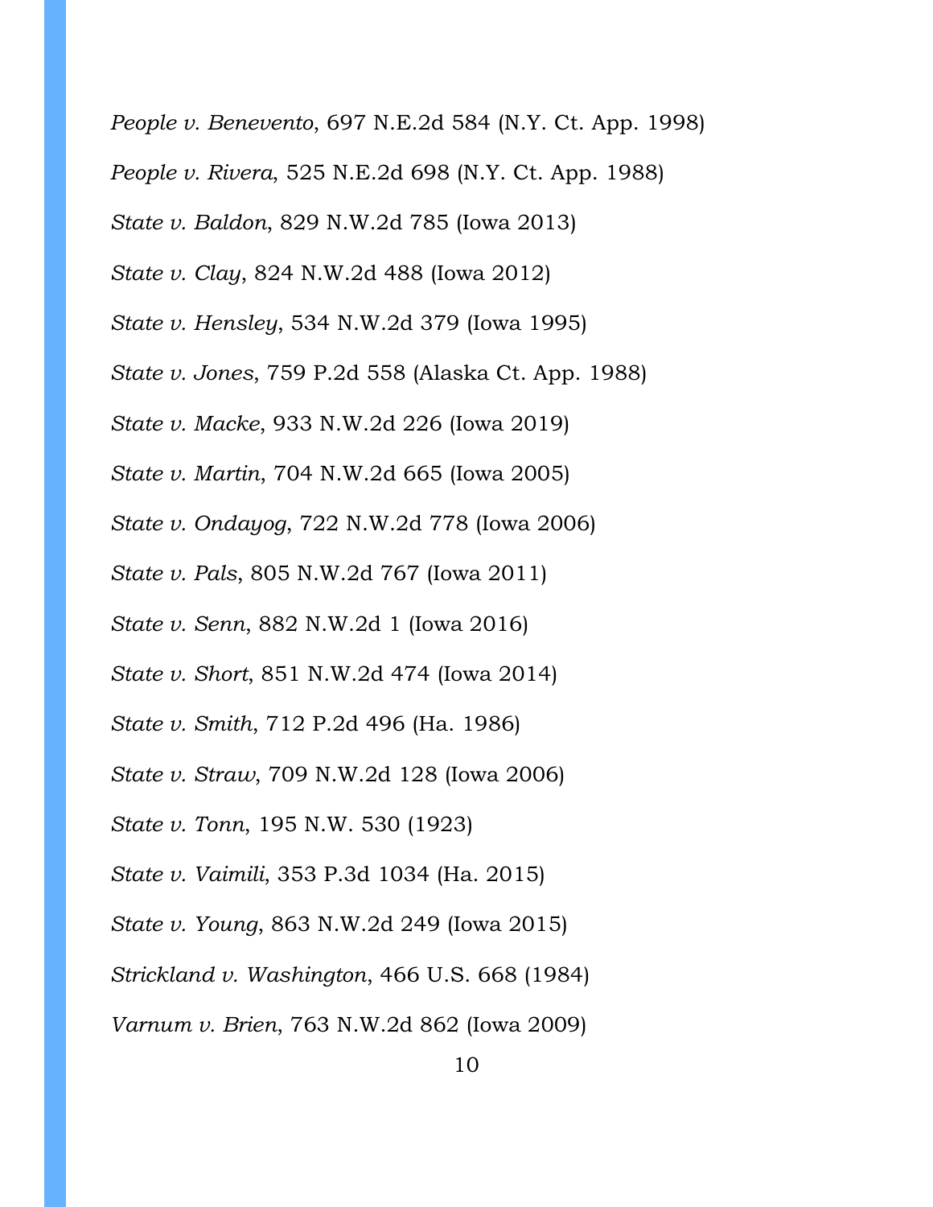*People v. Benevento*, 697 N.E.2d 584 (N.Y. Ct. App. 1998)

*People v. Rivera*, 525 N.E.2d 698 (N.Y. Ct. App. 1988)

*State v. Baldon*, 829 N.W.2d 785 (Iowa 2013)

*State v. Clay*, 824 N.W.2d 488 (Iowa 2012)

*State v. Hensley*, 534 N.W.2d 379 (Iowa 1995)

*State v. Jones*, 759 P.2d 558 (Alaska Ct. App. 1988)

*State v. Macke*, 933 N.W.2d 226 (Iowa 2019)

*State v. Martin*, 704 N.W.2d 665 (Iowa 2005)

*State v. Ondayog*, 722 N.W.2d 778 (Iowa 2006)

*State v. Pals*, 805 N.W.2d 767 (Iowa 2011)

*State v. Senn*, 882 N.W.2d 1 (Iowa 2016)

*State v. Short*, 851 N.W.2d 474 (Iowa 2014)

*State v. Smith*, 712 P.2d 496 (Ha. 1986)

*State v. Straw*, 709 N.W.2d 128 (Iowa 2006)

*State v. Tonn*, 195 N.W. 530 (1923)

*State v. Vaimili*, 353 P.3d 1034 (Ha. 2015)

*State v. Young*, 863 N.W.2d 249 (Iowa 2015)

*Strickland v. Washington*, 466 U.S. 668 (1984)

*Varnum v. Brien*, 763 N.W.2d 862 (Iowa 2009)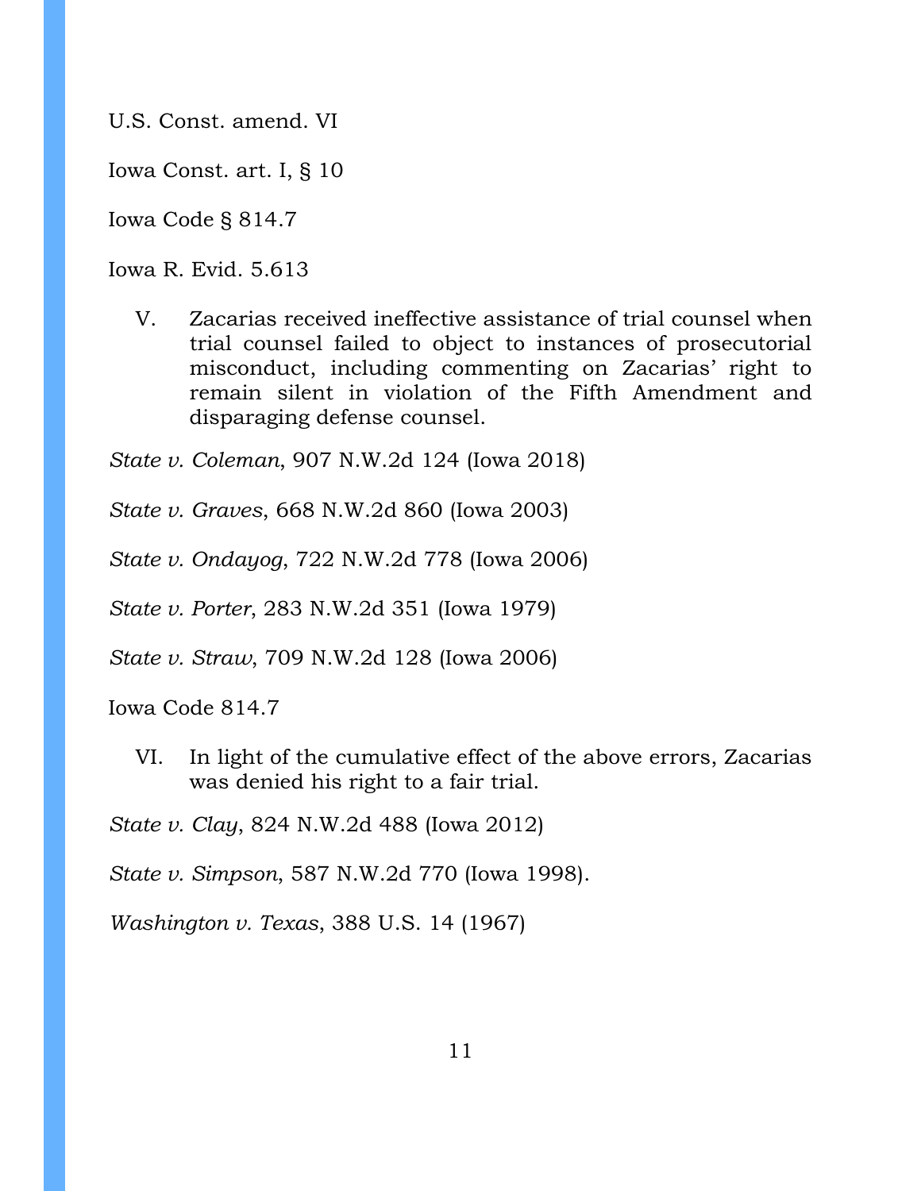U.S. Const. amend. VI

Iowa Const. art. I, § 10

Iowa Code § 814.7

Iowa R. Evid. 5.613

V. Zacarias received ineffective assistance of trial counsel when trial counsel failed to object to instances of prosecutorial misconduct, including commenting on Zacarias' right to remain silent in violation of the Fifth Amendment and disparaging defense counsel.

*State v. Coleman*, 907 N.W.2d 124 (Iowa 2018)

*State v. Graves*, 668 N.W.2d 860 (Iowa 2003)

*State v. Ondayog*, 722 N.W.2d 778 (Iowa 2006)

*State v. Porter*, 283 N.W.2d 351 (Iowa 1979)

*State v. Straw*, 709 N.W.2d 128 (Iowa 2006)

Iowa Code 814.7

VI. In light of the cumulative effect of the above errors, Zacarias was denied his right to a fair trial.

*State v. Clay*, 824 N.W.2d 488 (Iowa 2012)

*State v. Simpson*, 587 N.W.2d 770 (Iowa 1998).

*Washington v. Texas*, 388 U.S. 14 (1967)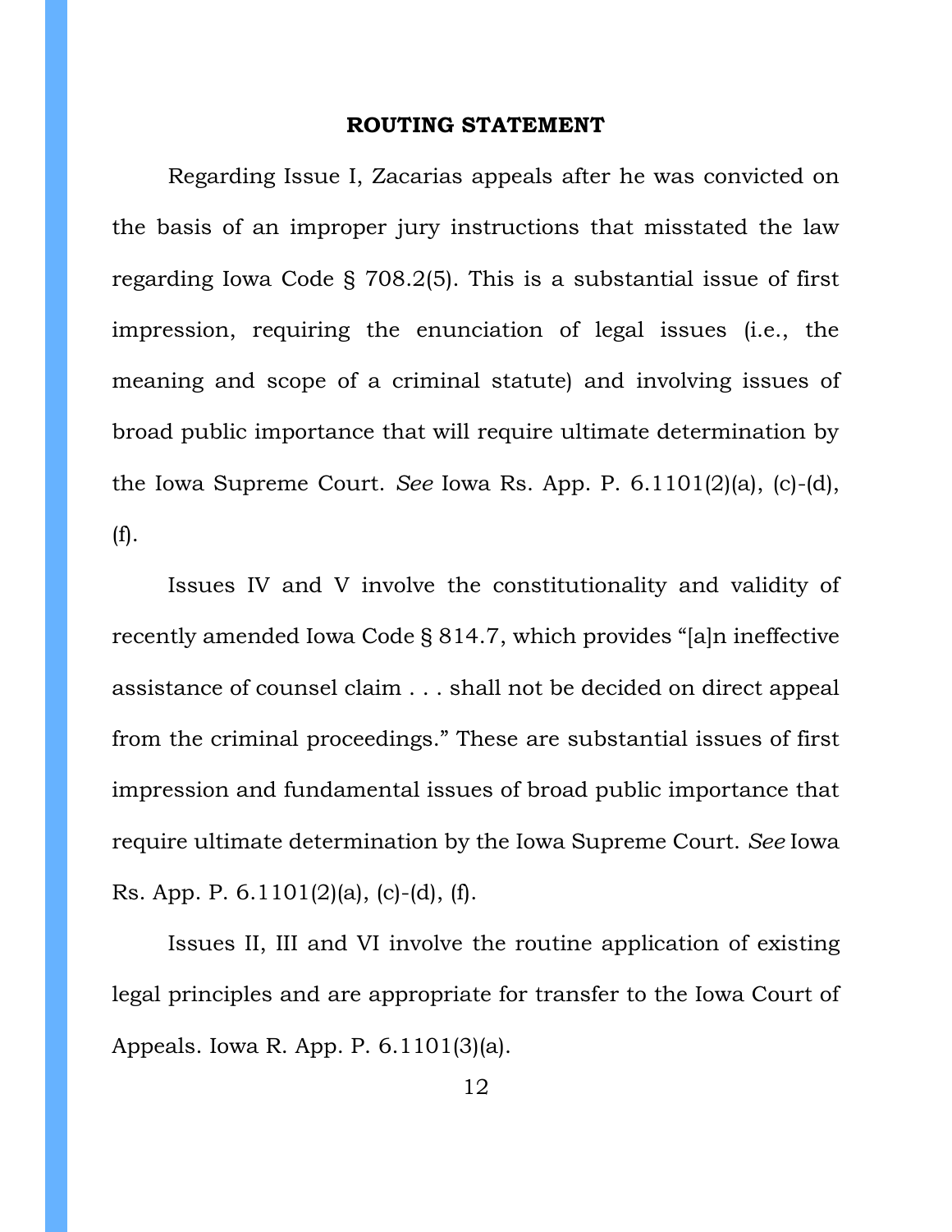## ROUTING STATEMENT

Regarding Issue I, Zacarias appeals after he was convicted on the basis of an improper jury instructions that misstated the law regarding Iowa Code § 708.2(5). This is a substantial issue of first impression, requiring the enunciation of legal issues (i.e., the meaning and scope of a criminal statute) and involving issues of broad public importance that will require ultimate determination by the Iowa Supreme Court. *See* Iowa Rs. App. P. 6.1101(2)(a), (c)-(d), (f).

Issues IV and V involve the constitutionality and validity of recently amended Iowa Code § 814.7, which provides "[a]n ineffective assistance of counsel claim . . . shall not be decided on direct appeal from the criminal proceedings." These are substantial issues of first impression and fundamental issues of broad public importance that require ultimate determination by the Iowa Supreme Court. *See* Iowa Rs. App. P. 6.1101(2)(a), (c)-(d), (f).

Issues II, III and VI involve the routine application of existing legal principles and are appropriate for transfer to the Iowa Court of Appeals. Iowa R. App. P. 6.1101(3)(a).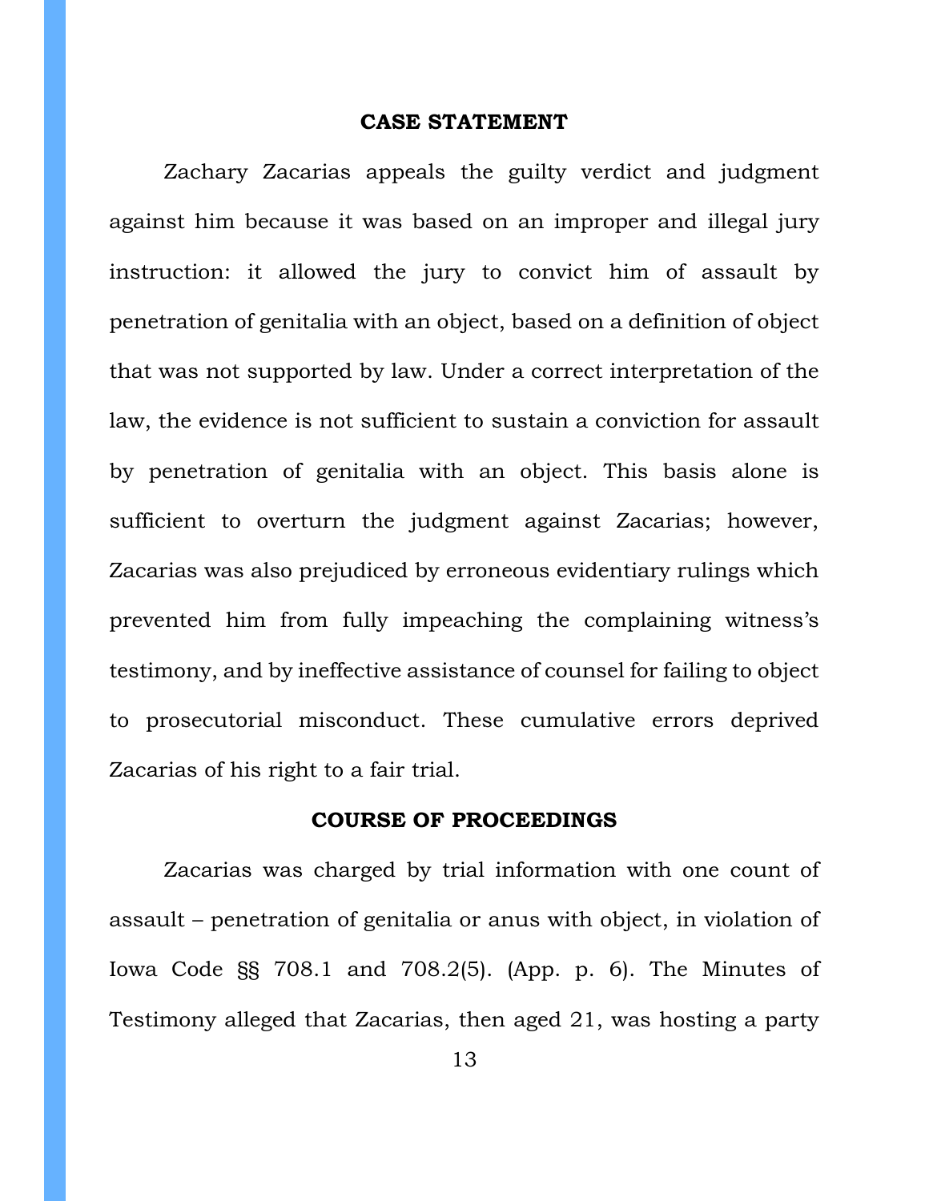## CASE STATEMENT

Zachary Zacarias appeals the guilty verdict and judgment against him because it was based on an improper and illegal jury instruction: it allowed the jury to convict him of assault by penetration of genitalia with an object, based on a definition of object that was not supported by law. Under a correct interpretation of the law, the evidence is not sufficient to sustain a conviction for assault by penetration of genitalia with an object. This basis alone is sufficient to overturn the judgment against Zacarias; however, Zacarias was also prejudiced by erroneous evidentiary rulings which prevented him from fully impeaching the complaining witness's testimony, and by ineffective assistance of counsel for failing to object to prosecutorial misconduct. These cumulative errors deprived Zacarias of his right to a fair trial.

## COURSE OF PROCEEDINGS

Zacarias was charged by trial information with one count of assault – penetration of genitalia or anus with object, in violation of Iowa Code §§ 708.1 and 708.2(5). (App. p. 6). The Minutes of Testimony alleged that Zacarias, then aged 21, was hosting a party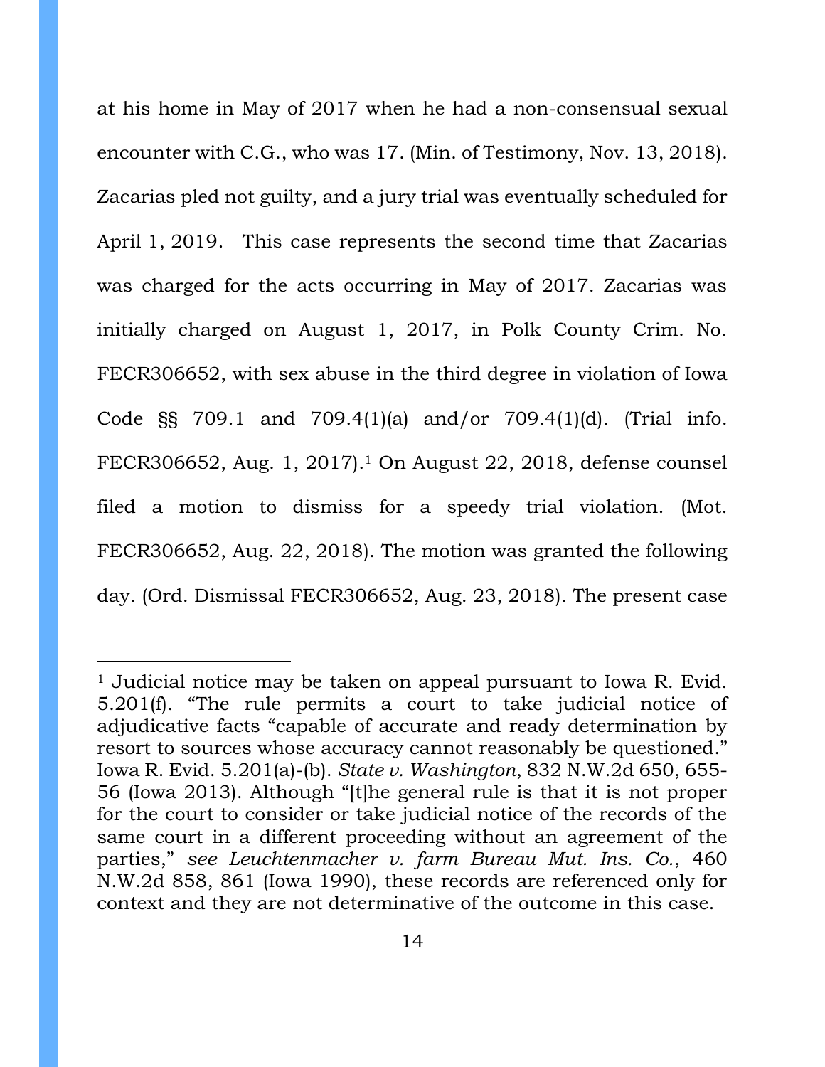at his home in May of 2017 when he had a non-consensual sexual encounter with C.G., who was 17. (Min. of Testimony, Nov. 13, 2018). Zacarias pled not guilty, and a jury trial was eventually scheduled for April 1, 2019. This case represents the second time that Zacarias was charged for the acts occurring in May of 2017. Zacarias was initially charged on August 1, 2017, in Polk County Crim. No. FECR306652, with sex abuse in the third degree in violation of Iowa Code §§ 709.1 and 709.4(1)(a) and/or 709.4(1)(d). (Trial info. FECR306652, Aug. 1, 2017).[1] On August 22, 2018, defense counsel filed a motion to dismiss for a speedy trial violation. (Mot. FECR306652, Aug. 22, 2018). The motion was granted the following day. (Ord. Dismissal FECR306652, Aug. 23, 2018). The present case

---

[1] Judicial notice may be taken on appeal pursuant to Iowa R. Evid. 5.201(f). "The rule permits a court to take judicial notice of adjudicative facts "capable of accurate and ready determination by resort to sources whose accuracy cannot reasonably be questioned." Iowa R. Evid. 5.201(a)-(b). *State v. Washington*, 832 N.W.2d 650, 655-56 (Iowa 2013). Although "[t]he general rule is that it is not proper for the court to consider or take judicial notice of the records of the same court in a different proceeding without an agreement of the parties," *see Leuchtenmacher v. farm Bureau Mut. Ins. Co.*, 460 N.W.2d 858, 861 (Iowa 1990), these records are referenced only for context and they are not determinative of the outcome in this case.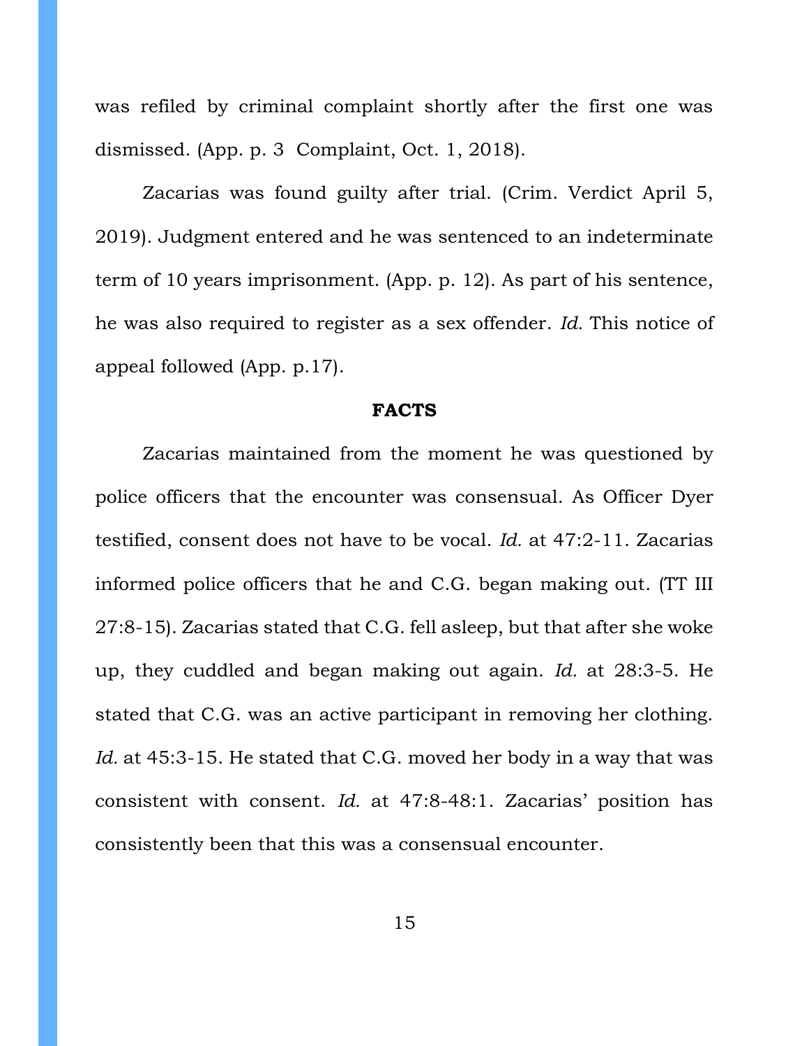was refiled by criminal complaint shortly after the first one was dismissed. (App. p. 3 Complaint, Oct. 1, 2018).

Zacarias was found guilty after trial. (Crim. Verdict April 5, 2019). Judgment entered and he was sentenced to an indeterminate term of 10 years imprisonment. (App. p. 12). As part of his sentence, he was also required to register as a sex offender. *Id.* This notice of appeal followed (App. p.17).

## FACTS

Zacarias maintained from the moment he was questioned by police officers that the encounter was consensual. As Officer Dyer testified, consent does not have to be vocal. *Id.* at 47:2-11. Zacarias informed police officers that he and C.G. began making out. (TT III 27:8-15). Zacarias stated that C.G. fell asleep, but that after she woke up, they cuddled and began making out again. *Id.* at 28:3-5. He stated that C.G. was an active participant in removing her clothing. *Id.* at 45:3-15. He stated that C.G. moved her body in a way that was consistent with consent. *Id.* at 47:8-48:1. Zacarias' position has consistently been that this was a consensual encounter.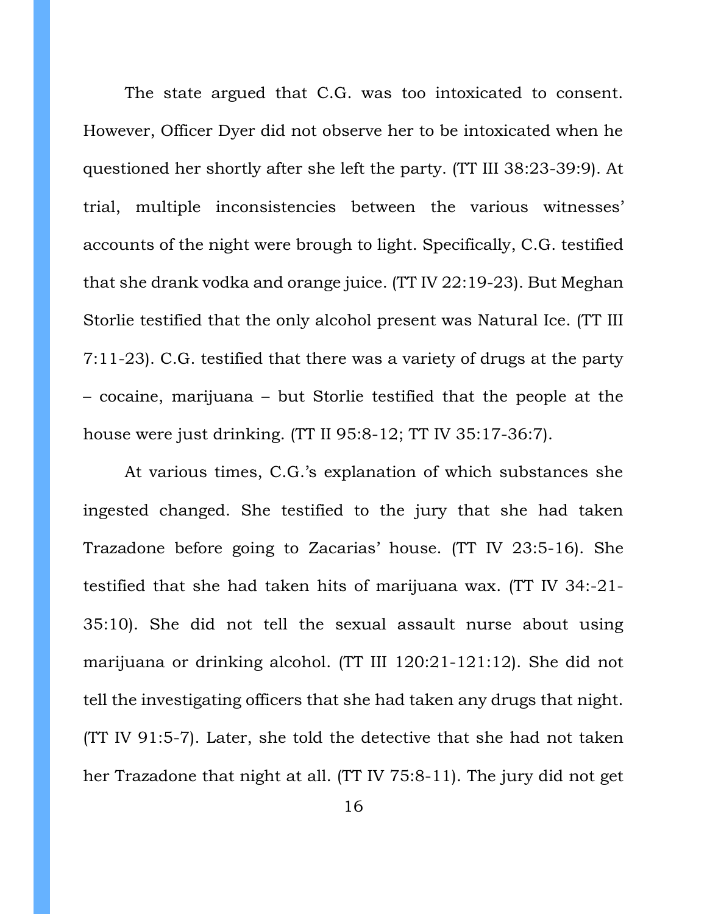The state argued that C.G. was too intoxicated to consent. However, Officer Dyer did not observe her to be intoxicated when he questioned her shortly after she left the party. (TT III 38:23-39:9). At trial, multiple inconsistencies between the various witnesses' accounts of the night were brough to light. Specifically, C.G. testified that she drank vodka and orange juice. (TT IV 22:19-23). But Meghan Storlie testified that the only alcohol present was Natural Ice. (TT III 7:11-23). C.G. testified that there was a variety of drugs at the party – cocaine, marijuana – but Storlie testified that the people at the house were just drinking. (TT II 95:8-12; TT IV 35:17-36:7).

At various times, C.G.'s explanation of which substances she ingested changed. She testified to the jury that she had taken Trazadone before going to Zacarias' house. (TT IV 23:5-16). She testified that she had taken hits of marijuana wax. (TT IV 34:-21-35:10). She did not tell the sexual assault nurse about using marijuana or drinking alcohol. (TT III 120:21-121:12). She did not tell the investigating officers that she had taken any drugs that night. (TT IV 91:5-7). Later, she told the detective that she had not taken her Trazadone that night at all. (TT IV 75:8-11). The jury did not get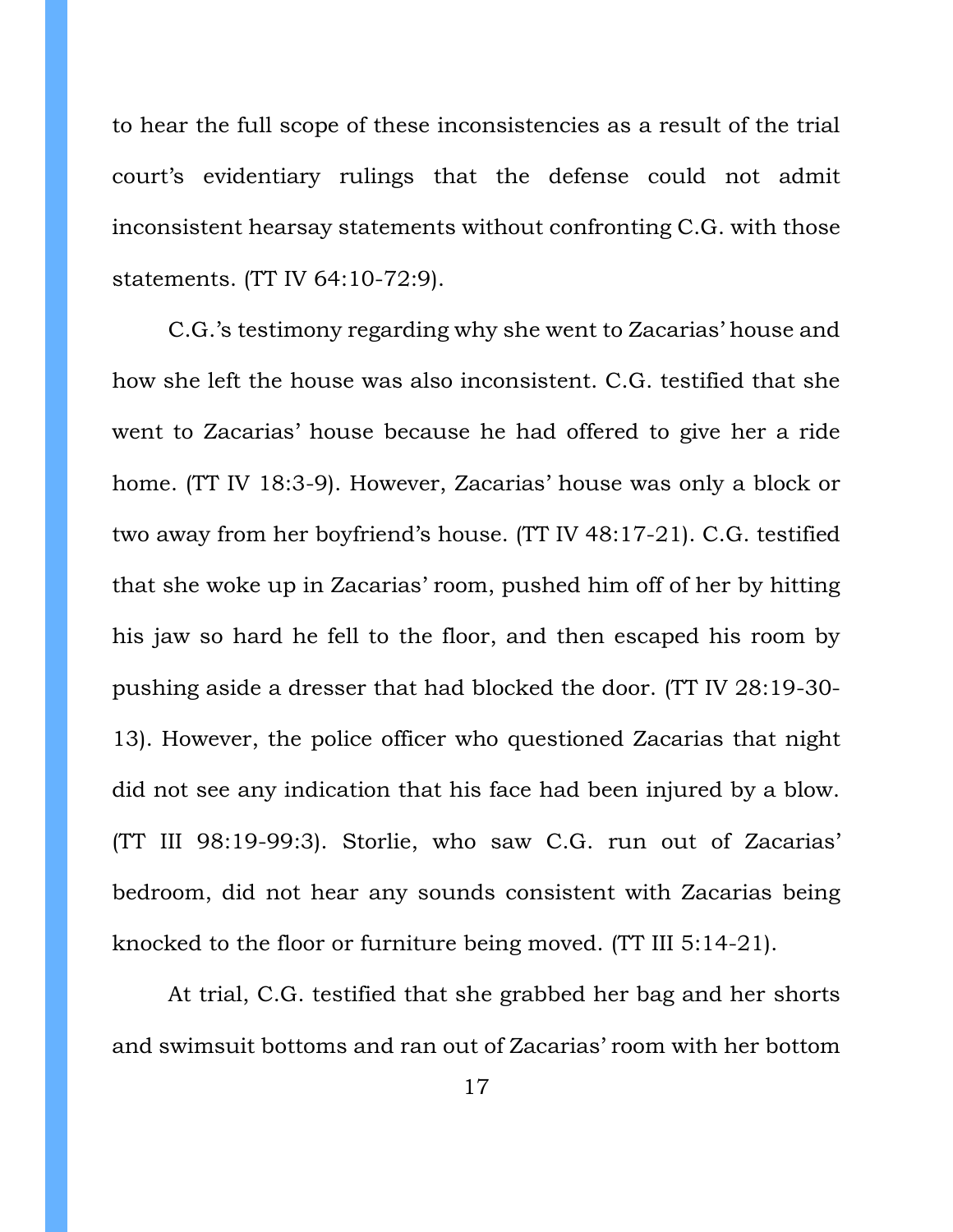to hear the full scope of these inconsistencies as a result of the trial court's evidentiary rulings that the defense could not admit inconsistent hearsay statements without confronting C.G. with those statements. (TT IV 64:10-72:9).

C.G.'s testimony regarding why she went to Zacarias' house and how she left the house was also inconsistent. C.G. testified that she went to Zacarias' house because he had offered to give her a ride home. (TT IV 18:3-9). However, Zacarias' house was only a block or two away from her boyfriend's house. (TT IV 48:17-21). C.G. testified that she woke up in Zacarias' room, pushed him off of her by hitting his jaw so hard he fell to the floor, and then escaped his room by pushing aside a dresser that had blocked the door. (TT IV 28:19-30-13). However, the police officer who questioned Zacarias that night did not see any indication that his face had been injured by a blow. (TT III 98:19-99:3). Storlie, who saw C.G. run out of Zacarias' bedroom, did not hear any sounds consistent with Zacarias being knocked to the floor or furniture being moved. (TT III 5:14-21).

At trial, C.G. testified that she grabbed her bag and her shorts and swimsuit bottoms and ran out of Zacarias' room with her bottom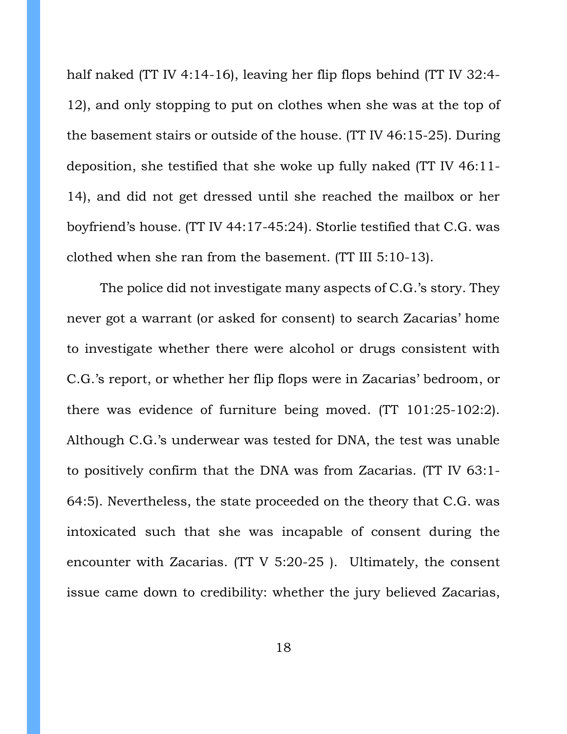half naked (TT IV 4:14-16), leaving her flip flops behind (TT IV 32:4-12), and only stopping to put on clothes when she was at the top of the basement stairs or outside of the house. (TT IV 46:15-25). During deposition, she testified that she woke up fully naked (TT IV 46:11-14), and did not get dressed until she reached the mailbox or her boyfriend's house. (TT IV 44:17-45:24). Storlie testified that C.G. was clothed when she ran from the basement. (TT III 5:10-13).

The police did not investigate many aspects of C.G.'s story. They never got a warrant (or asked for consent) to search Zacarias' home to investigate whether there were alcohol or drugs consistent with C.G.'s report, or whether her flip flops were in Zacarias' bedroom, or there was evidence of furniture being moved. (TT 101:25-102:2). Although C.G.'s underwear was tested for DNA, the test was unable to positively confirm that the DNA was from Zacarias. (TT IV 63:1-64:5). Nevertheless, the state proceeded on the theory that C.G. was intoxicated such that she was incapable of consent during the encounter with Zacarias. (TT V 5:20-25 ). Ultimately, the consent issue came down to credibility: whether the jury believed Zacarias,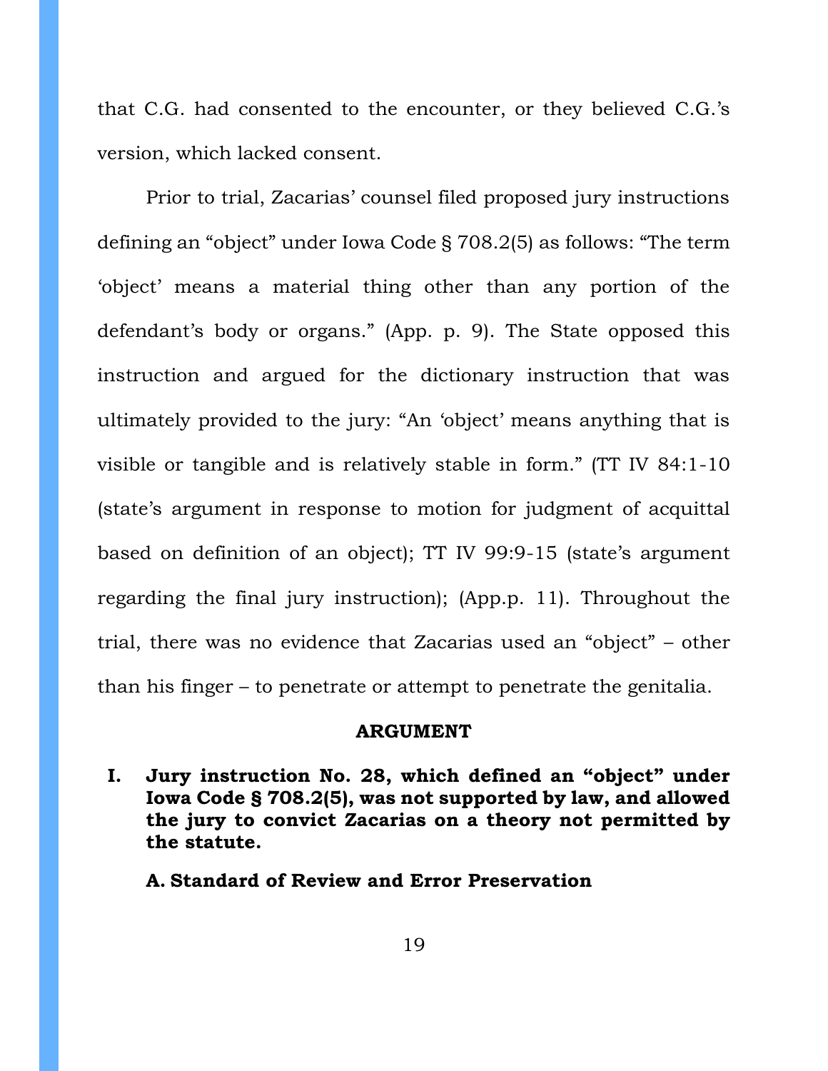that C.G. had consented to the encounter, or they believed C.G.'s version, which lacked consent.

Prior to trial, Zacarias' counsel filed proposed jury instructions defining an "object" under Iowa Code § 708.2(5) as follows: "The term 'object' means a material thing other than any portion of the defendant's body or organs." (App. p. 9). The State opposed this instruction and argued for the dictionary instruction that was ultimately provided to the jury: "An 'object' means anything that is visible or tangible and is relatively stable in form." (TT IV 84:1-10 (state's argument in response to motion for judgment of acquittal based on definition of an object); TT IV 99:9-15 (state's argument regarding the final jury instruction); (App.p. 11). Throughout the trial, there was no evidence that Zacarias used an "object" – other than his finger – to penetrate or attempt to penetrate the genitalia.

## ARGUMENT

### I. Jury instruction No. 28, which defined an "object" under Iowa Code § 708.2(5), was not supported by law, and allowed the jury to convict Zacarias on a theory not permitted by the statute.

#### A. Standard of Review and Error Preservation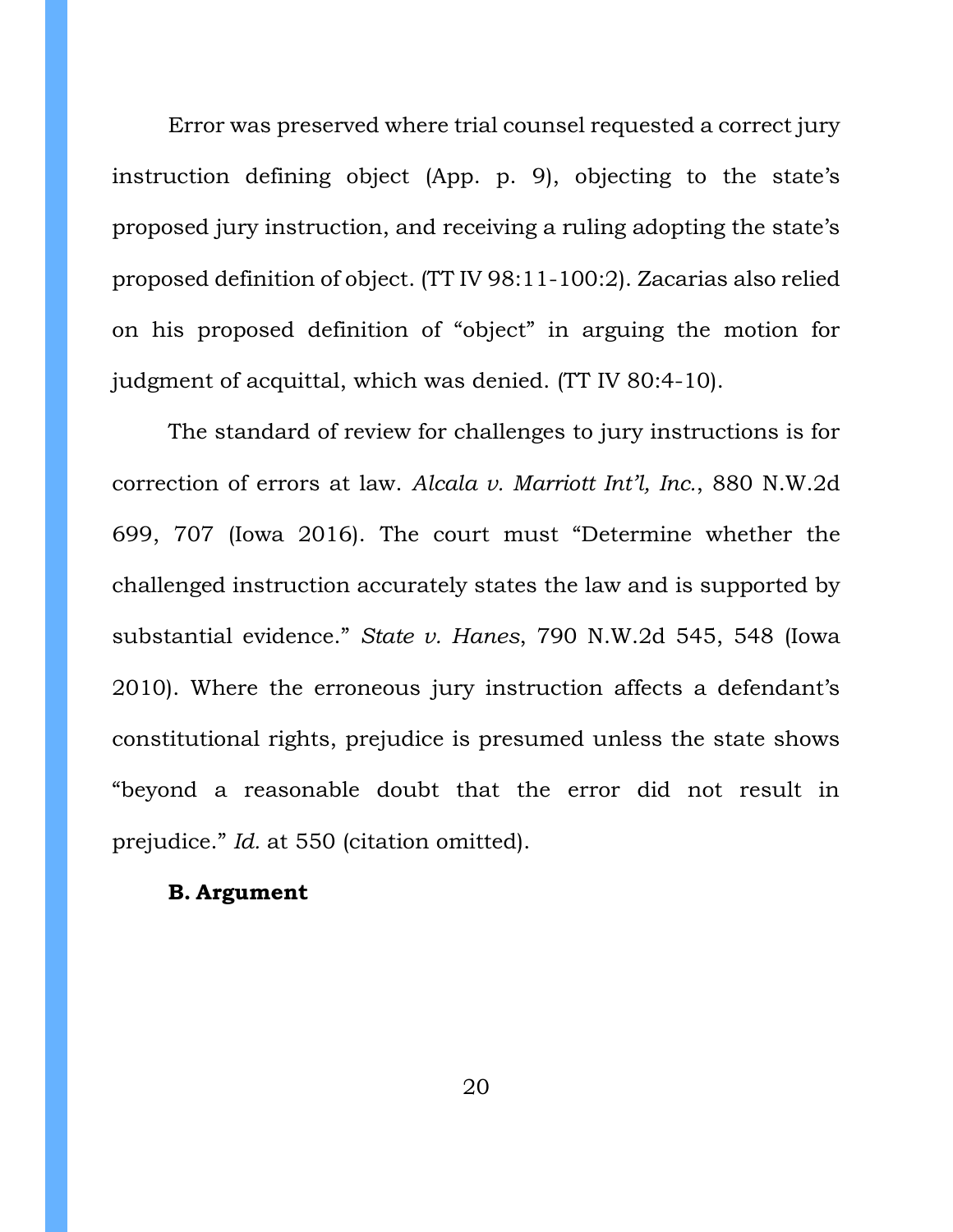Error was preserved where trial counsel requested a correct jury instruction defining object (App. p. 9), objecting to the state's proposed jury instruction, and receiving a ruling adopting the state's proposed definition of object. (TT IV 98:11-100:2). Zacarias also relied on his proposed definition of "object" in arguing the motion for judgment of acquittal, which was denied. (TT IV 80:4-10).

The standard of review for challenges to jury instructions is for correction of errors at law. *Alcala v. Marriott Int'l, Inc.*, 880 N.W.2d 699, 707 (Iowa 2016). The court must "Determine whether the challenged instruction accurately states the law and is supported by substantial evidence." *State v. Hanes*, 790 N.W.2d 545, 548 (Iowa 2010). Where the erroneous jury instruction affects a defendant's constitutional rights, prejudice is presumed unless the state shows "beyond a reasonable doubt that the error did not result in prejudice." *Id.* at 550 (citation omitted).

**B. Argument**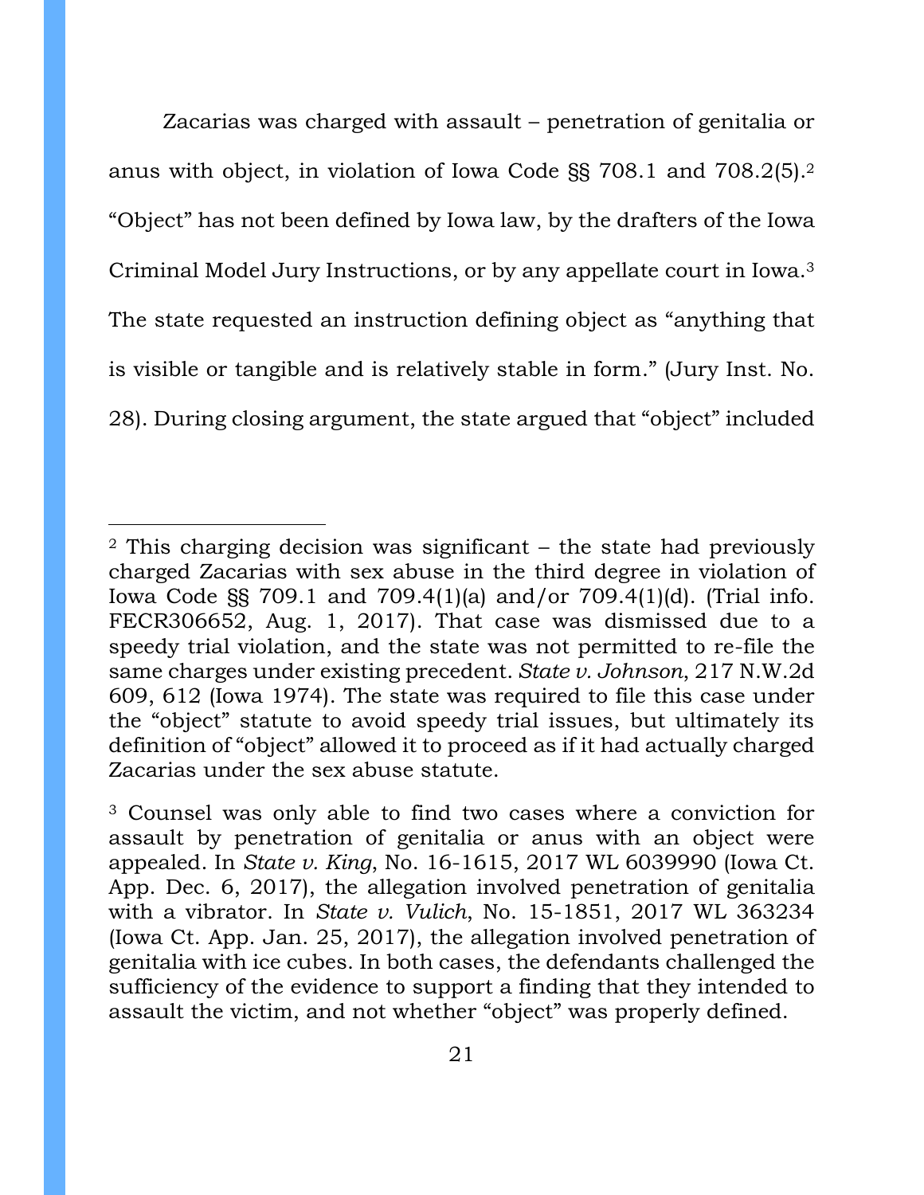Zacarias was charged with assault – penetration of genitalia or anus with object, in violation of Iowa Code §§ 708.1 and 708.2(5).[2] "Object" has not been defined by Iowa law, by the drafters of the Iowa Criminal Model Jury Instructions, or by any appellate court in Iowa.[3] The state requested an instruction defining object as "anything that is visible or tangible and is relatively stable in form." (Jury Inst. No. 28). During closing argument, the state argued that "object" included

---

[2] This charging decision was significant – the state had previously charged Zacarias with sex abuse in the third degree in violation of Iowa Code §§ 709.1 and 709.4(1)(a) and/or 709.4(1)(d). (Trial info. FECR306652, Aug. 1, 2017). That case was dismissed due to a speedy trial violation, and the state was not permitted to re-file the same charges under existing precedent. *State v. Johnson*, 217 N.W.2d 609, 612 (Iowa 1974). The state was required to file this case under the "object" statute to avoid speedy trial issues, but ultimately its definition of "object" allowed it to proceed as if it had actually charged Zacarias under the sex abuse statute.

[3] Counsel was only able to find two cases where a conviction for assault by penetration of genitalia or anus with an object were appealed. In *State v. King*, No. 16-1615, 2017 WL 6039990 (Iowa Ct. App. Dec. 6, 2017), the allegation involved penetration of genitalia with a vibrator. In *State v. Vulich*, No. 15-1851, 2017 WL 363234 (Iowa Ct. App. Jan. 25, 2017), the allegation involved penetration of genitalia with ice cubes. In both cases, the defendants challenged the sufficiency of the evidence to support a finding that they intended to assault the victim, and not whether "object" was properly defined.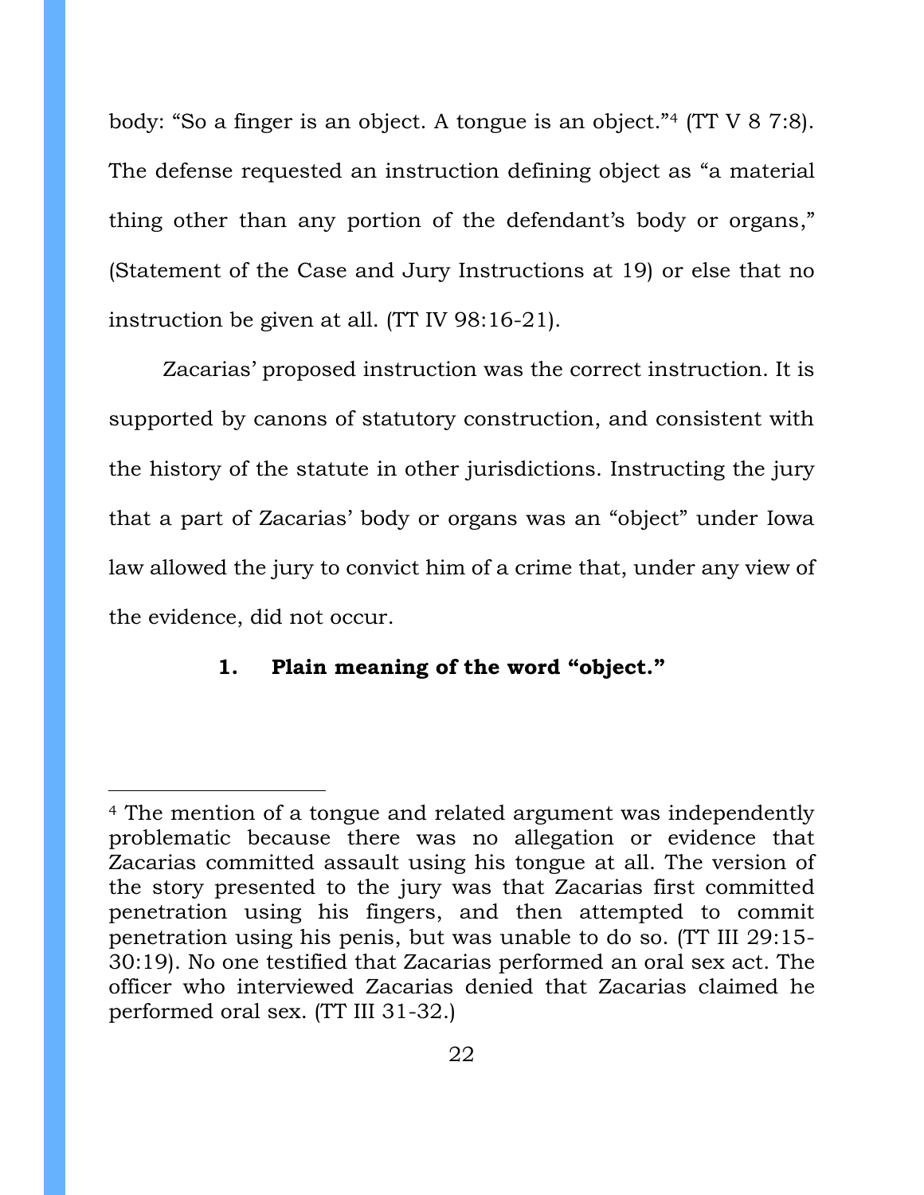body: "So a finger is an object. A tongue is an object."[4] (TT V 8 7:8). The defense requested an instruction defining object as "a material thing other than any portion of the defendant's body or organs," (Statement of the Case and Jury Instructions at 19) or else that no instruction be given at all. (TT IV 98:16-21).

Zacarias' proposed instruction was the correct instruction. It is supported by canons of statutory construction, and consistent with the history of the statute in other jurisdictions. Instructing the jury that a part of Zacarias' body or organs was an "object" under Iowa law allowed the jury to convict him of a crime that, under any view of the evidence, did not occur.

### 1. Plain meaning of the word "object."

[4] The mention of a tongue and related argument was independently problematic because there was no allegation or evidence that Zacarias committed assault using his tongue at all. The version of the story presented to the jury was that Zacarias first committed penetration using his fingers, and then attempted to commit penetration using his penis, but was unable to do so. (TT III 29:15-30:19). No one testified that Zacarias performed an oral sex act. The officer who interviewed Zacarias denied that Zacarias claimed he performed oral sex. (TT III 31-32.)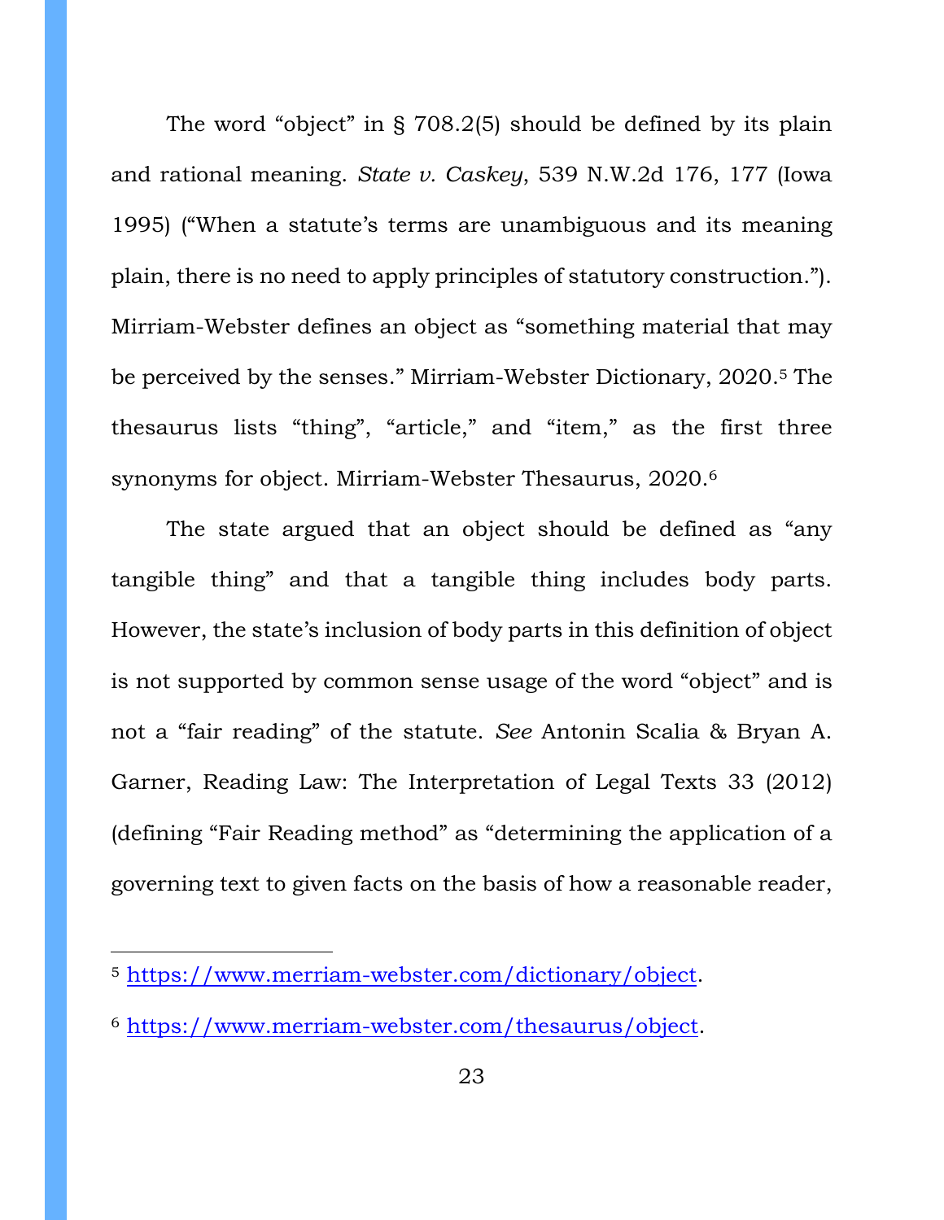The word "object" in § 708.2(5) should be defined by its plain and rational meaning. *State v. Caskey*, 539 N.W.2d 176, 177 (Iowa 1995) ("When a statute's terms are unambiguous and its meaning plain, there is no need to apply principles of statutory construction."). Mirriam-Webster defines an object as "something material that may be perceived by the senses." Mirriam-Webster Dictionary, 2020.[5] The thesaurus lists "thing", "article," and "item," as the first three synonyms for object. Mirriam-Webster Thesaurus, 2020.[6]

The state argued that an object should be defined as "any tangible thing" and that a tangible thing includes body parts. However, the state's inclusion of body parts in this definition of object is not supported by common sense usage of the word "object" and is not a "fair reading" of the statute. *See* Antonin Scalia & Bryan A. Garner, Reading Law: The Interpretation of Legal Texts 33 (2012) (defining "Fair Reading method" as "determining the application of a governing text to given facts on the basis of how a reasonable reader,

---

[5] https://www.merriam-webster.com/dictionary/object.

[6] https://www.merriam-webster.com/thesaurus/object.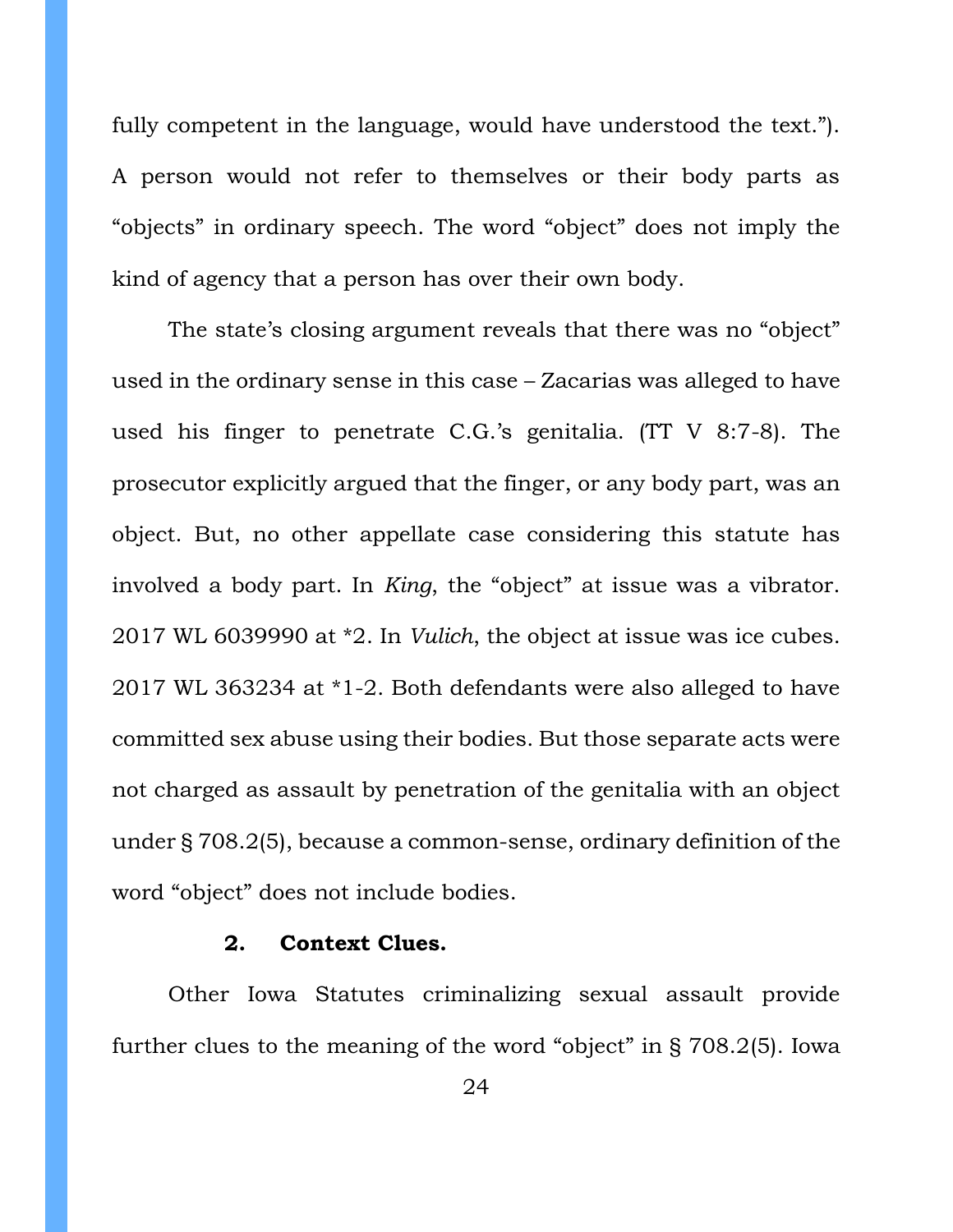fully competent in the language, would have understood the text."). A person would not refer to themselves or their body parts as "objects" in ordinary speech. The word "object" does not imply the kind of agency that a person has over their own body.

The state's closing argument reveals that there was no "object" used in the ordinary sense in this case – Zacarias was alleged to have used his finger to penetrate C.G.'s genitalia. (TT V 8:7-8). The prosecutor explicitly argued that the finger, or any body part, was an object. But, no other appellate case considering this statute has involved a body part. In *King*, the "object" at issue was a vibrator. 2017 WL 6039990 at *2. In *Vulich*, the object at issue was ice cubes. 2017 WL 363234 at *1-2. Both defendants were also alleged to have committed sex abuse using their bodies. But those separate acts were not charged as assault by penetration of the genitalia with an object under § 708.2(5), because a common-sense, ordinary definition of the word "object" does not include bodies.

**2. Context Clues.**

Other Iowa Statutes criminalizing sexual assault provide further clues to the meaning of the word "object" in § 708.2(5). Iowa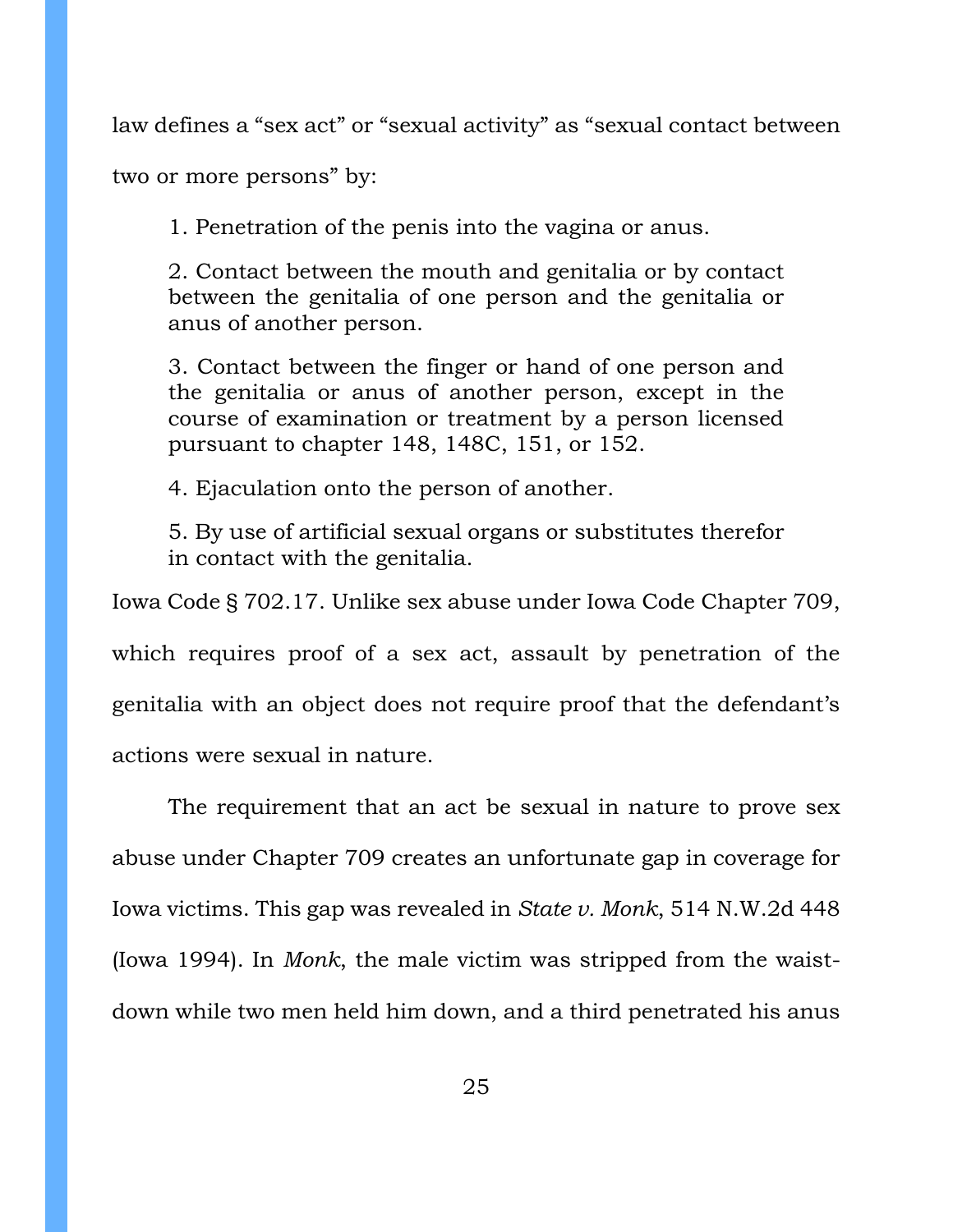law defines a "sex act" or "sexual activity" as "sexual contact between two or more persons" by:

> 1. Penetration of the penis into the vagina or anus.
>
> 2. Contact between the mouth and genitalia or by contact between the genitalia of one person and the genitalia or anus of another person.
>
> 3. Contact between the finger or hand of one person and the genitalia or anus of another person, except in the course of examination or treatment by a person licensed pursuant to chapter 148, 148C, 151, or 152.
>
> 4. Ejaculation onto the person of another.
>
> 5. By use of artificial sexual organs or substitutes therefor in contact with the genitalia.

Iowa Code § 702.17. Unlike sex abuse under Iowa Code Chapter 709, which requires proof of a sex act, assault by penetration of the genitalia with an object does not require proof that the defendant's actions were sexual in nature.

The requirement that an act be sexual in nature to prove sex abuse under Chapter 709 creates an unfortunate gap in coverage for Iowa victims. This gap was revealed in *State v. Monk*, 514 N.W.2d 448 (Iowa 1994). In *Monk*, the male victim was stripped from the waist-down while two men held him down, and a third penetrated his anus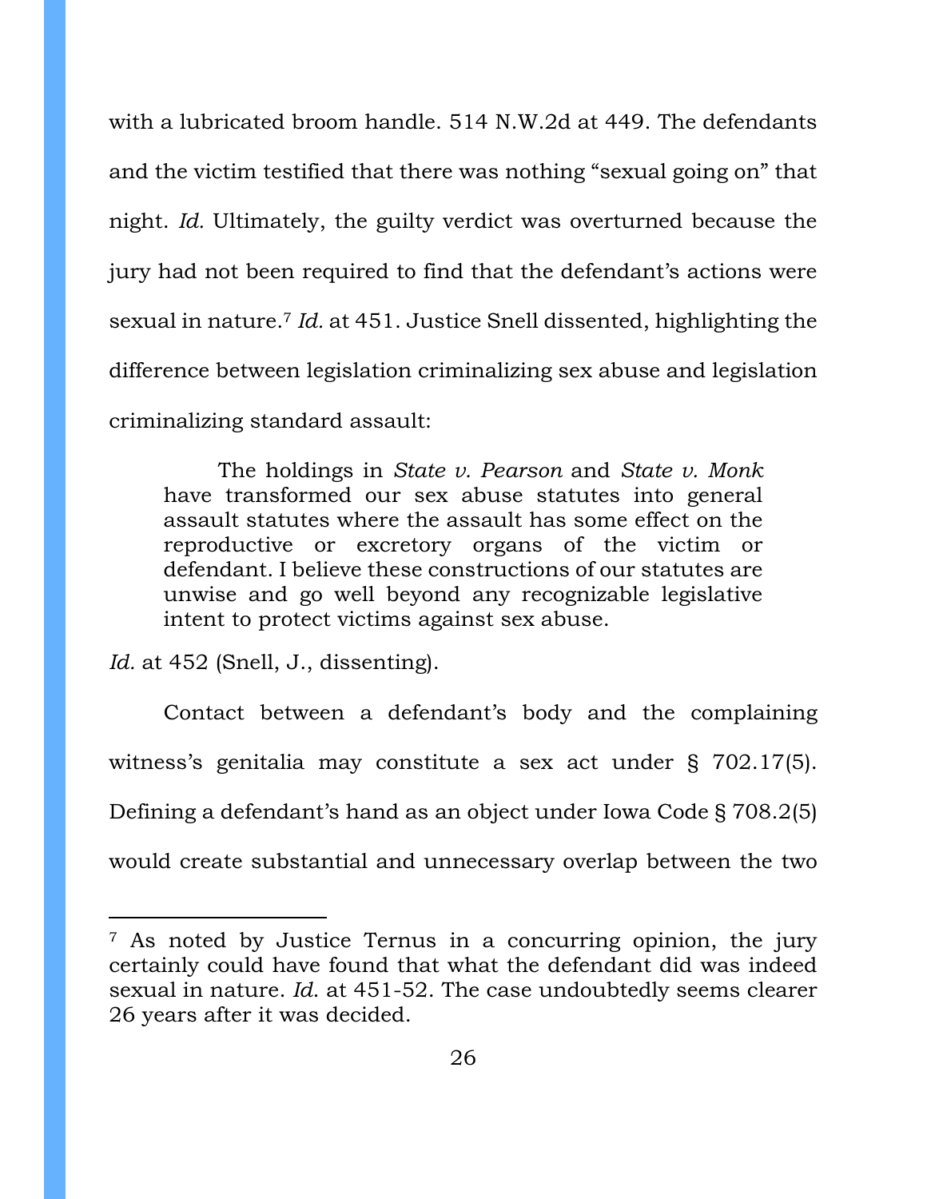with a lubricated broom handle. 514 N.W.2d at 449. The defendants and the victim testified that there was nothing "sexual going on" that night. *Id.* Ultimately, the guilty verdict was overturned because the jury had not been required to find that the defendant's actions were sexual in nature.[7] *Id.* at 451. Justice Snell dissented, highlighting the difference between legislation criminalizing sex abuse and legislation criminalizing standard assault:

> The holdings in *State v. Pearson* and *State v. Monk* have transformed our sex abuse statutes into general assault statutes where the assault has some effect on the reproductive or excretory organs of the victim or defendant. I believe these constructions of our statutes are unwise and go well beyond any recognizable legislative intent to protect victims against sex abuse.

*Id.* at 452 (Snell, J., dissenting).

Contact between a defendant's body and the complaining witness's genitalia may constitute a sex act under § 702.17(5). Defining a defendant's hand as an object under Iowa Code § 708.2(5) would create substantial and unnecessary overlap between the two

---

[7] As noted by Justice Ternus in a concurring opinion, the jury certainly could have found that what the defendant did was indeed sexual in nature. *Id*. at 451-52. The case undoubtedly seems clearer 26 years after it was decided.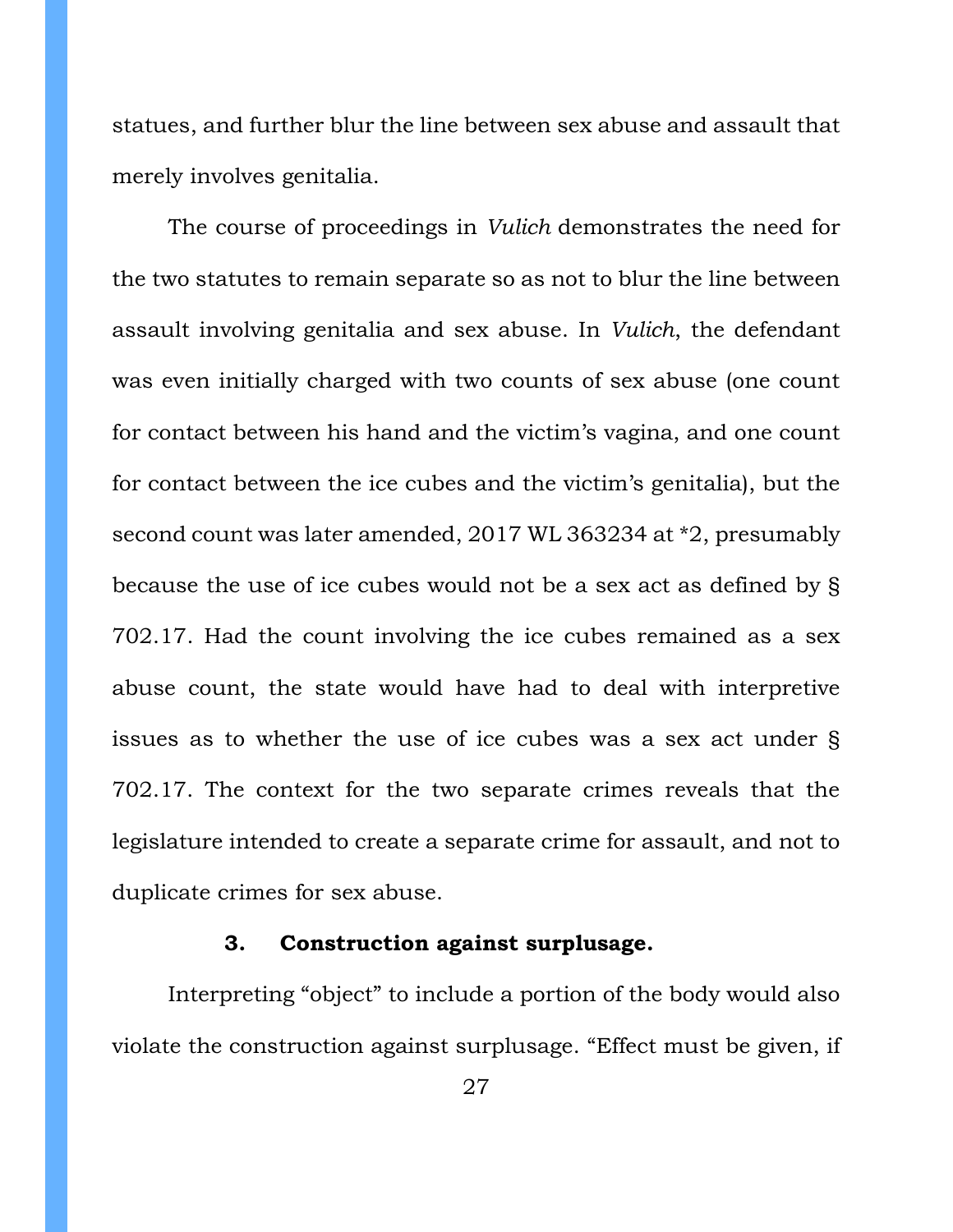statues, and further blur the line between sex abuse and assault that merely involves genitalia.

The course of proceedings in *Vulich* demonstrates the need for the two statutes to remain separate so as not to blur the line between assault involving genitalia and sex abuse. In *Vulich*, the defendant was even initially charged with two counts of sex abuse (one count for contact between his hand and the victim's vagina, and one count for contact between the ice cubes and the victim's genitalia), but the second count was later amended, 2017 WL 363234 at *2, presumably because the use of ice cubes would not be a sex act as defined by § 702.17. Had the count involving the ice cubes remained as a sex abuse count, the state would have had to deal with interpretive issues as to whether the use of ice cubes was a sex act under § 702.17. The context for the two separate crimes reveals that the legislature intended to create a separate crime for assault, and not to duplicate crimes for sex abuse.

### 3. Construction against surplusage.

Interpreting "object" to include a portion of the body would also violate the construction against surplusage. "Effect must be given, if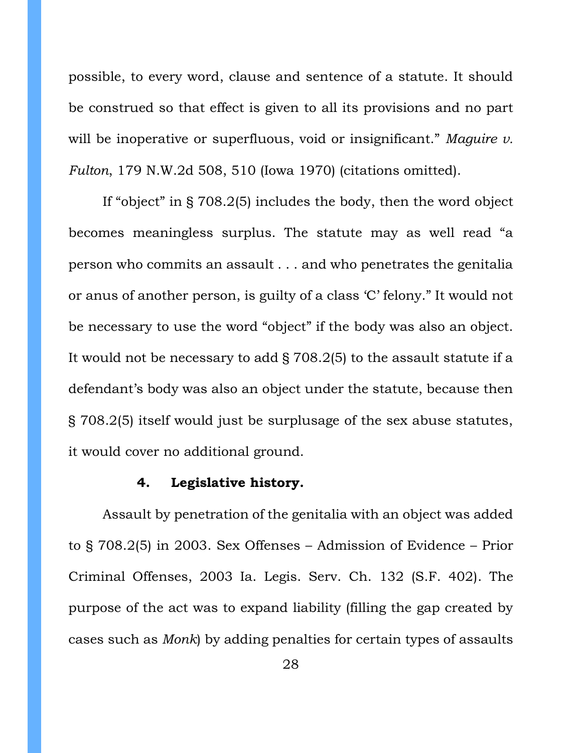possible, to every word, clause and sentence of a statute. It should be construed so that effect is given to all its provisions and no part will be inoperative or superfluous, void or insignificant." *Maguire v. Fulton*, 179 N.W.2d 508, 510 (Iowa 1970) (citations omitted).

If "object" in § 708.2(5) includes the body, then the word object becomes meaningless surplus. The statute may as well read "a person who commits an assault . . . and who penetrates the genitalia or anus of another person, is guilty of a class 'C' felony." It would not be necessary to use the word "object" if the body was also an object. It would not be necessary to add § 708.2(5) to the assault statute if a defendant's body was also an object under the statute, because then § 708.2(5) itself would just be surplusage of the sex abuse statutes, it would cover no additional ground.

#### 4. Legislative history.

Assault by penetration of the genitalia with an object was added to § 708.2(5) in 2003. Sex Offenses – Admission of Evidence – Prior Criminal Offenses, 2003 Ia. Legis. Serv. Ch. 132 (S.F. 402). The purpose of the act was to expand liability (filling the gap created by cases such as *Monk*) by adding penalties for certain types of assaults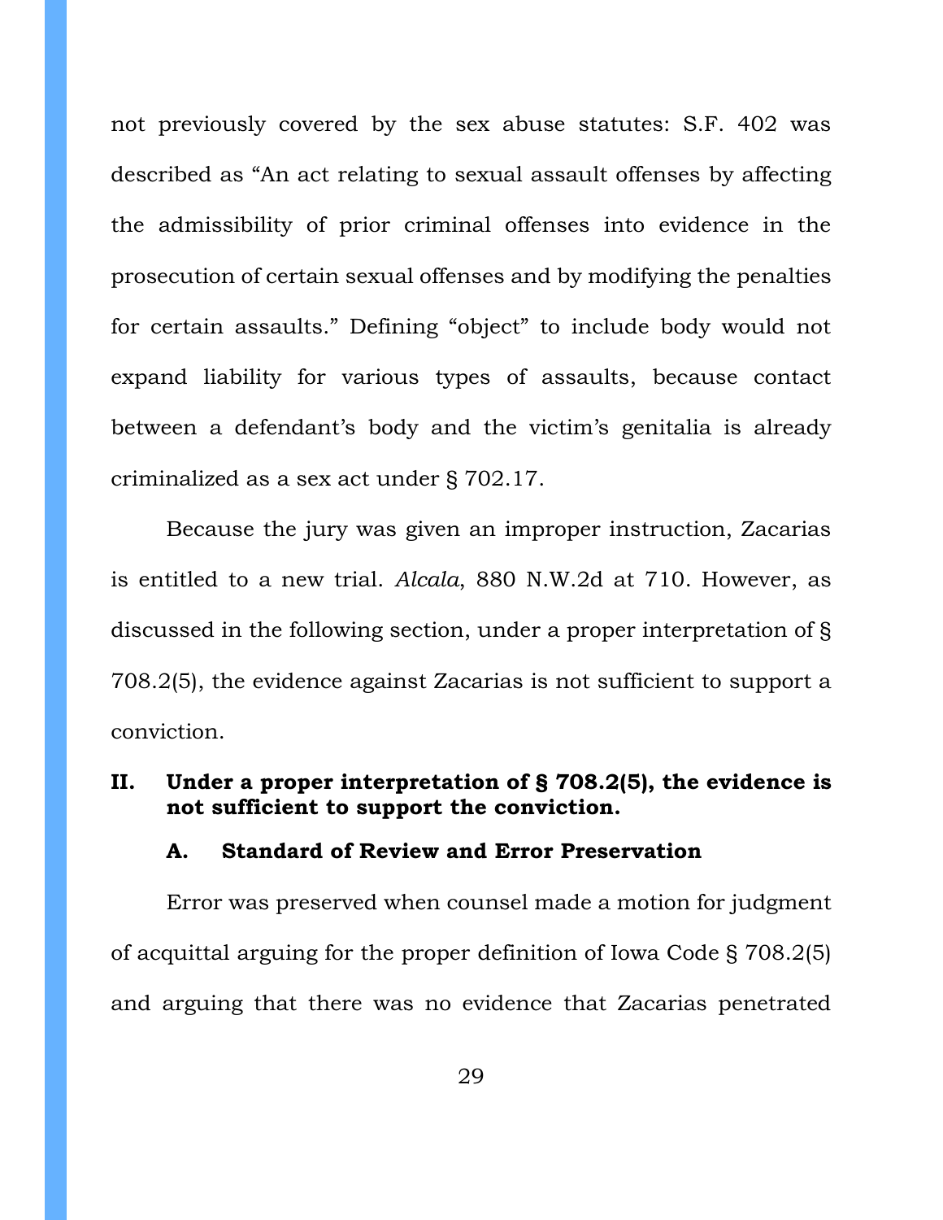not previously covered by the sex abuse statutes: S.F. 402 was described as "An act relating to sexual assault offenses by affecting the admissibility of prior criminal offenses into evidence in the prosecution of certain sexual offenses and by modifying the penalties for certain assaults." Defining "object" to include body would not expand liability for various types of assaults, because contact between a defendant's body and the victim's genitalia is already criminalized as a sex act under § 702.17.

Because the jury was given an improper instruction, Zacarias is entitled to a new trial. *Alcala*, 880 N.W.2d at 710. However, as discussed in the following section, under a proper interpretation of § 708.2(5), the evidence against Zacarias is not sufficient to support a conviction.

## II. Under a proper interpretation of § 708.2(5), the evidence is not sufficient to support the conviction.

### A. Standard of Review and Error Preservation

Error was preserved when counsel made a motion for judgment of acquittal arguing for the proper definition of Iowa Code § 708.2(5) and arguing that there was no evidence that Zacarias penetrated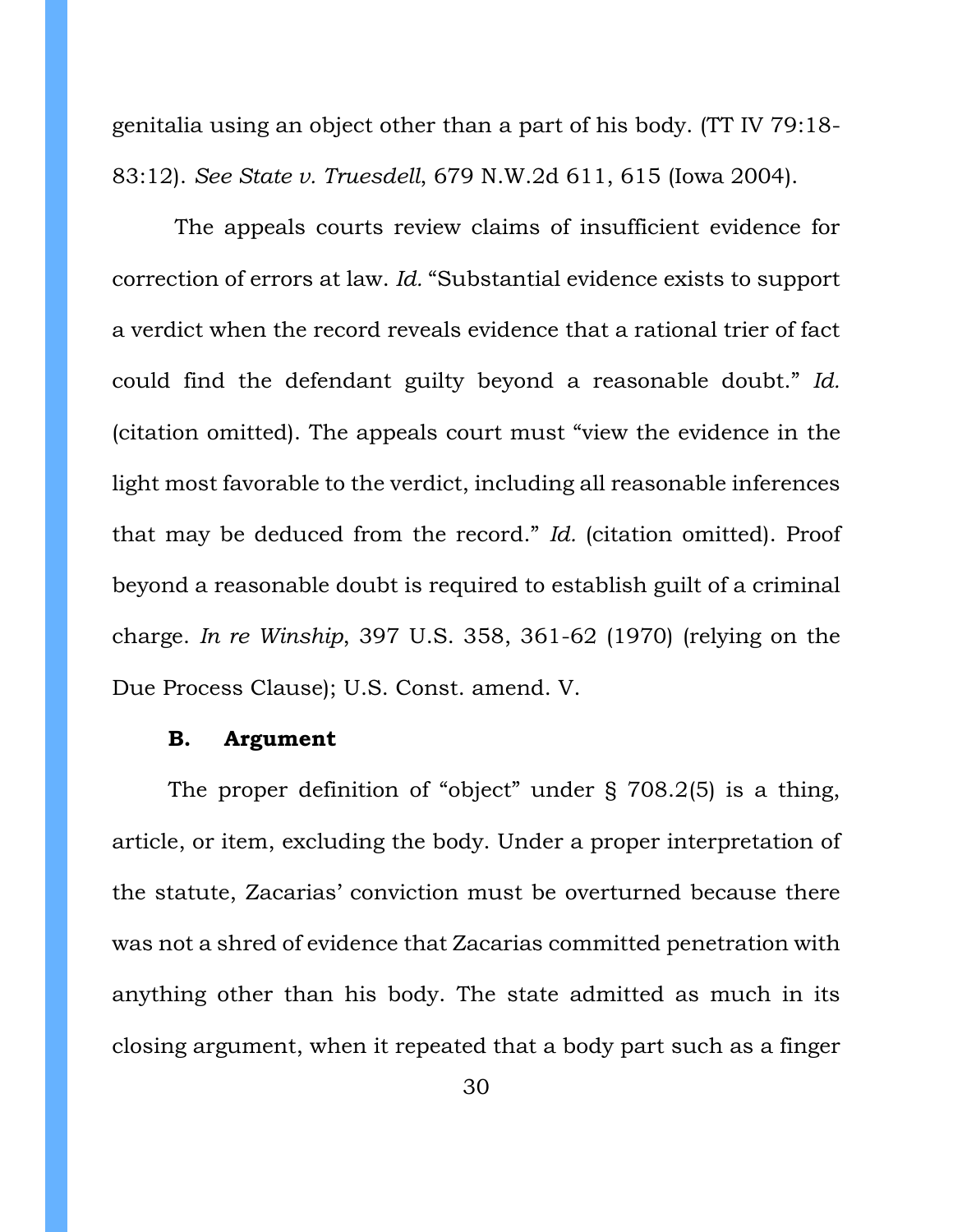genitalia using an object other than a part of his body. (TT IV 79:18-83:12). *See State v. Truesdell*, 679 N.W.2d 611, 615 (Iowa 2004).

The appeals courts review claims of insufficient evidence for correction of errors at law. *Id.* "Substantial evidence exists to support a verdict when the record reveals evidence that a rational trier of fact could find the defendant guilty beyond a reasonable doubt." *Id.* (citation omitted). The appeals court must "view the evidence in the light most favorable to the verdict, including all reasonable inferences that may be deduced from the record." *Id.* (citation omitted). Proof beyond a reasonable doubt is required to establish guilt of a criminal charge. *In re Winship*, 397 U.S. 358, 361-62 (1970) (relying on the Due Process Clause); U.S. Const. amend. V.

### B. Argument

The proper definition of "object" under § 708.2(5) is a thing, article, or item, excluding the body. Under a proper interpretation of the statute, Zacarias' conviction must be overturned because there was not a shred of evidence that Zacarias committed penetration with anything other than his body. The state admitted as much in its closing argument, when it repeated that a body part such as a finger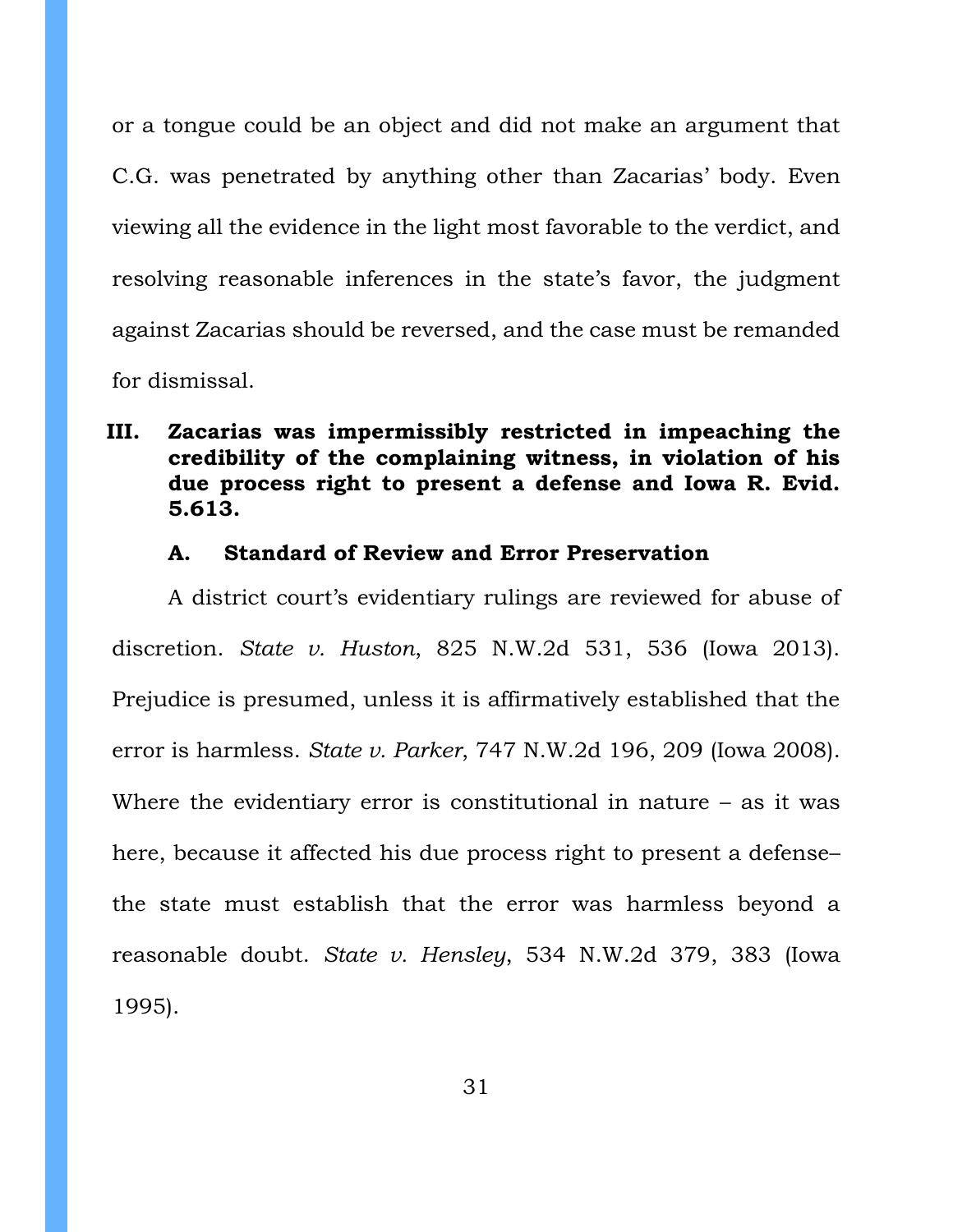or a tongue could be an object and did not make an argument that C.G. was penetrated by anything other than Zacarias' body. Even viewing all the evidence in the light most favorable to the verdict, and resolving reasonable inferences in the state's favor, the judgment against Zacarias should be reversed, and the case must be remanded for dismissal.

## III. Zacarias was impermissibly restricted in impeaching the credibility of the complaining witness, in violation of his due process right to present a defense and Iowa R. Evid. 5.613.

### A. Standard of Review and Error Preservation

A district court's evidentiary rulings are reviewed for abuse of discretion. *State v. Huston*, 825 N.W.2d 531, 536 (Iowa 2013). Prejudice is presumed, unless it is affirmatively established that the error is harmless. *State v. Parker*, 747 N.W.2d 196, 209 (Iowa 2008). Where the evidentiary error is constitutional in nature – as it was here, because it affected his due process right to present a defense– the state must establish that the error was harmless beyond a reasonable doubt. *State v. Hensley*, 534 N.W.2d 379, 383 (Iowa 1995).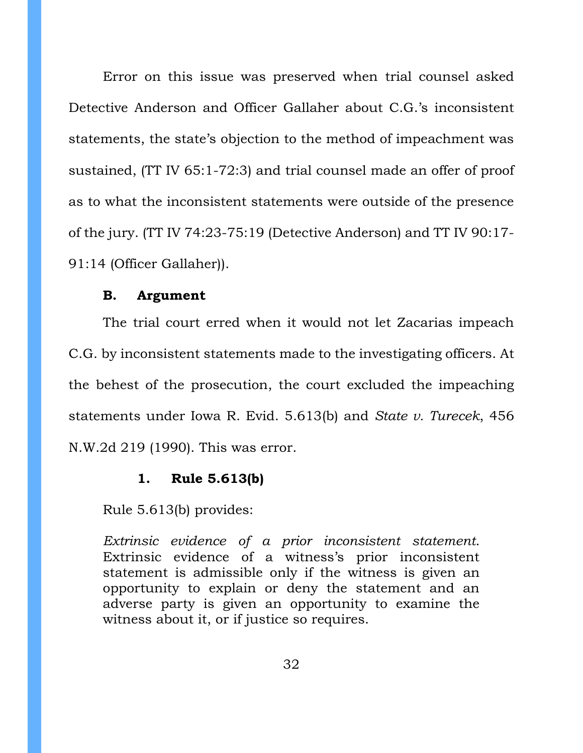Error on this issue was preserved when trial counsel asked Detective Anderson and Officer Gallaher about C.G.'s inconsistent statements, the state's objection to the method of impeachment was sustained, (TT IV 65:1-72:3) and trial counsel made an offer of proof as to what the inconsistent statements were outside of the presence of the jury. (TT IV 74:23-75:19 (Detective Anderson) and TT IV 90:17-91:14 (Officer Gallaher)).

### B. Argument

The trial court erred when it would not let Zacarias impeach C.G. by inconsistent statements made to the investigating officers. At the behest of the prosecution, the court excluded the impeaching statements under Iowa R. Evid. 5.613(b) and *State v. Turecek*, 456 N.W.2d 219 (1990). This was error.

#### 1. Rule 5.613(b)

Rule 5.613(b) provides:

> *Extrinsic evidence of a prior inconsistent statement.* Extrinsic evidence of a witness's prior inconsistent statement is admissible only if the witness is given an opportunity to explain or deny the statement and an adverse party is given an opportunity to examine the witness about it, or if justice so requires.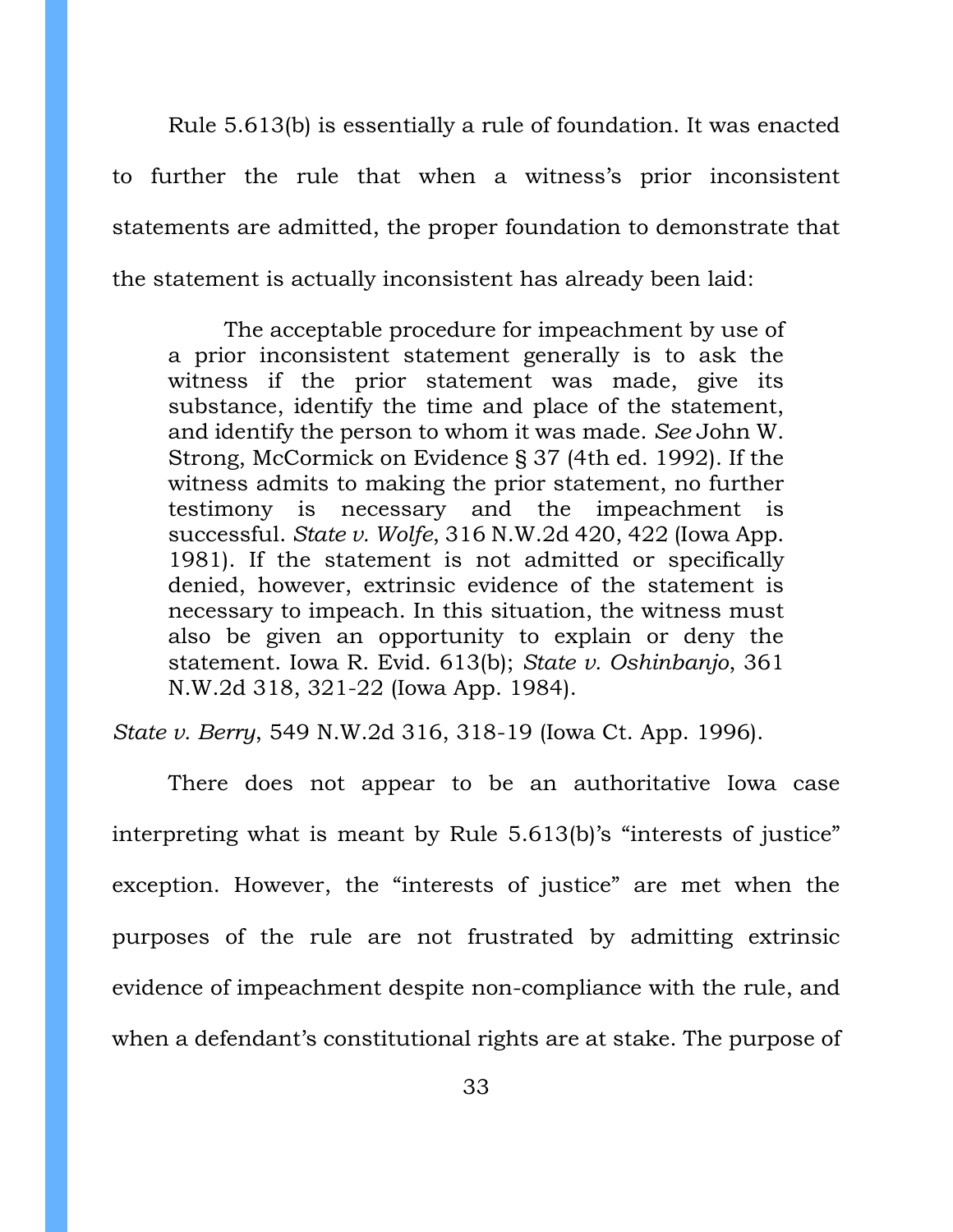Rule 5.613(b) is essentially a rule of foundation. It was enacted to further the rule that when a witness's prior inconsistent statements are admitted, the proper foundation to demonstrate that the statement is actually inconsistent has already been laid:

> The acceptable procedure for impeachment by use of a prior inconsistent statement generally is to ask the witness if the prior statement was made, give its substance, identify the time and place of the statement, and identify the person to whom it was made. *See* John W. Strong, McCormick on Evidence § 37 (4th ed. 1992). If the witness admits to making the prior statement, no further testimony is necessary and the impeachment is successful. *State v. Wolfe*, 316 N.W.2d 420, 422 (Iowa App. 1981). If the statement is not admitted or specifically denied, however, extrinsic evidence of the statement is necessary to impeach. In this situation, the witness must also be given an opportunity to explain or deny the statement. Iowa R. Evid. 613(b); *State v. Oshinbanjo*, 361 N.W.2d 318, 321-22 (Iowa App. 1984).

*State v. Berry*, 549 N.W.2d 316, 318-19 (Iowa Ct. App. 1996).

There does not appear to be an authoritative Iowa case interpreting what is meant by Rule 5.613(b)'s "interests of justice" exception. However, the "interests of justice" are met when the purposes of the rule are not frustrated by admitting extrinsic evidence of impeachment despite non-compliance with the rule, and when a defendant's constitutional rights are at stake. The purpose of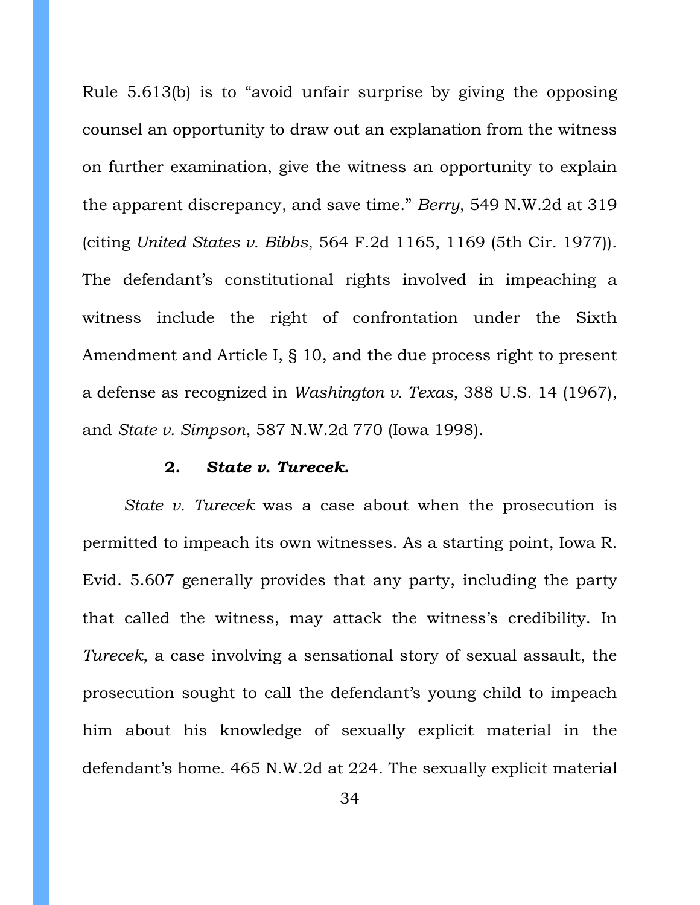Rule 5.613(b) is to "avoid unfair surprise by giving the opposing counsel an opportunity to draw out an explanation from the witness on further examination, give the witness an opportunity to explain the apparent discrepancy, and save time." *Berry*, 549 N.W.2d at 319 (citing *United States v. Bibbs*, 564 F.2d 1165, 1169 (5th Cir. 1977)). The defendant's constitutional rights involved in impeaching a witness include the right of confrontation under the Sixth Amendment and Article I, § 10, and the due process right to present a defense as recognized in *Washington v. Texas*, 388 U.S. 14 (1967), and *State v. Simpson*, 587 N.W.2d 770 (Iowa 1998).

### 2. *State v. Turecek.*

*State v. Turecek* was a case about when the prosecution is permitted to impeach its own witnesses. As a starting point, Iowa R. Evid. 5.607 generally provides that any party, including the party that called the witness, may attack the witness's credibility. In *Turecek*, a case involving a sensational story of sexual assault, the prosecution sought to call the defendant's young child to impeach him about his knowledge of sexually explicit material in the defendant's home. 465 N.W.2d at 224. The sexually explicit material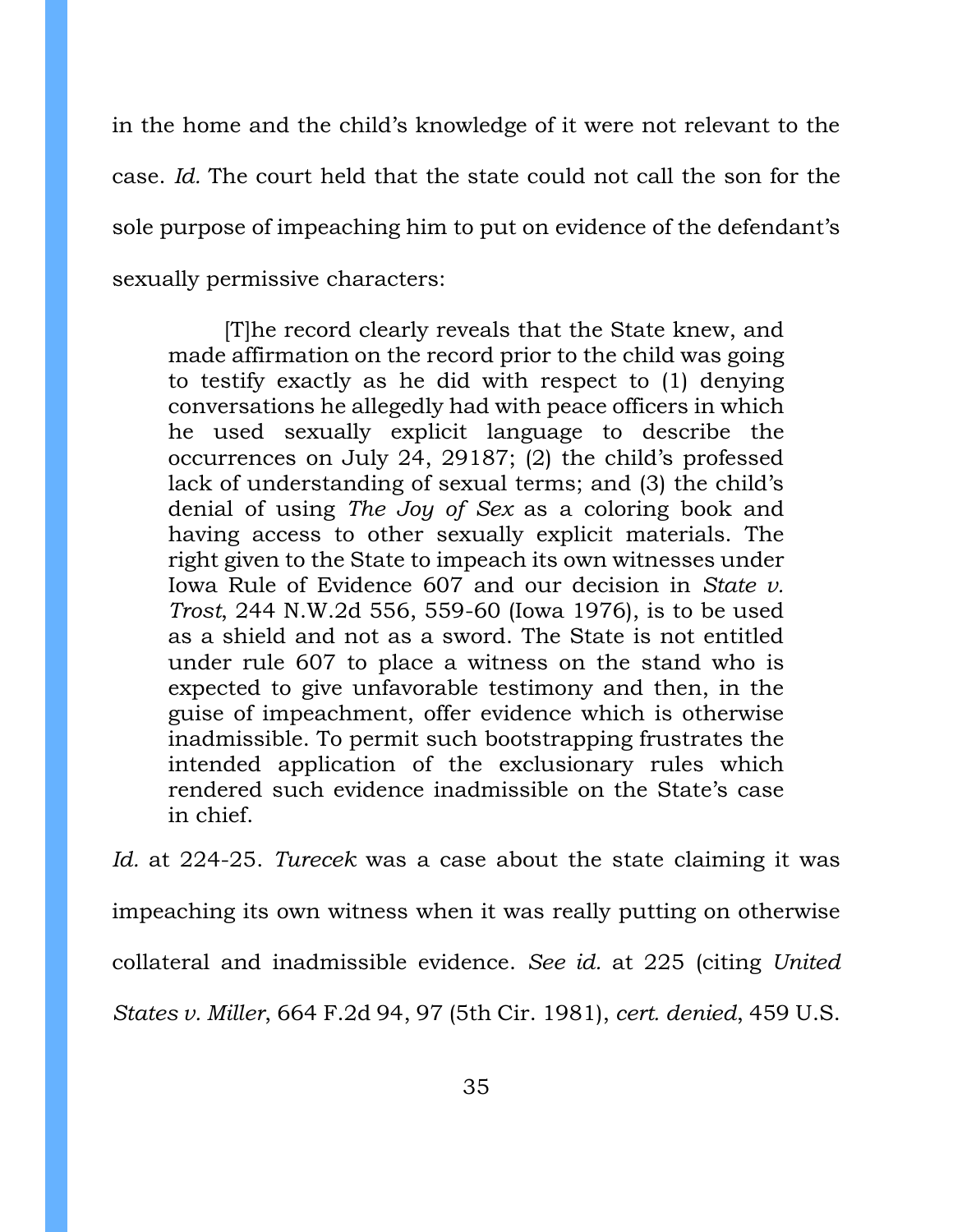in the home and the child's knowledge of it were not relevant to the case. *Id.* The court held that the state could not call the son for the sole purpose of impeaching him to put on evidence of the defendant's sexually permissive characters:

> [T]he record clearly reveals that the State knew, and made affirmation on the record prior to the child was going to testify exactly as he did with respect to (1) denying conversations he allegedly had with peace officers in which he used sexually explicit language to describe the occurrences on July 24, 29187; (2) the child's professed lack of understanding of sexual terms; and (3) the child's denial of using *The Joy of Sex* as a coloring book and having access to other sexually explicit materials. The right given to the State to impeach its own witnesses under Iowa Rule of Evidence 607 and our decision in *State v. Trost*, 244 N.W.2d 556, 559-60 (Iowa 1976), is to be used as a shield and not as a sword. The State is not entitled under rule 607 to place a witness on the stand who is expected to give unfavorable testimony and then, in the guise of impeachment, offer evidence which is otherwise inadmissible. To permit such bootstrapping frustrates the intended application of the exclusionary rules which rendered such evidence inadmissible on the State's case in chief.

*Id.* at 224-25. *Turecek* was a case about the state claiming it was impeaching its own witness when it was really putting on otherwise collateral and inadmissible evidence. *See id.* at 225 (citing *United States v. Miller*, 664 F.2d 94, 97 (5th Cir. 1981), *cert. denied*, 459 U.S.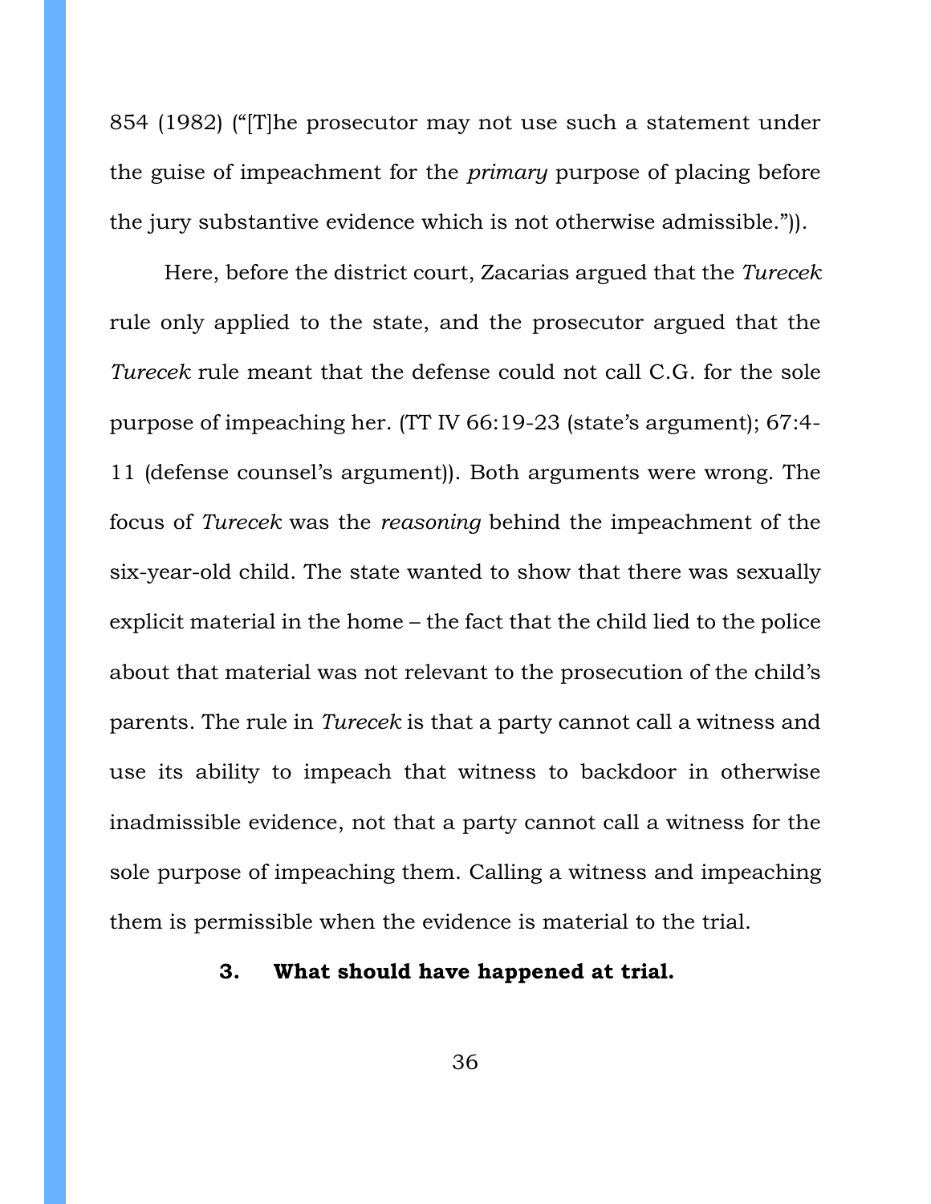854 (1982) ("[T]he prosecutor may not use such a statement under the guise of impeachment for the *primary* purpose of placing before the jury substantive evidence which is not otherwise admissible.")).

Here, before the district court, Zacarias argued that the *Turecek* rule only applied to the state, and the prosecutor argued that the *Turecek* rule meant that the defense could not call C.G. for the sole purpose of impeaching her. (TT IV 66:19-23 (state's argument); 67:4-11 (defense counsel's argument)). Both arguments were wrong. The focus of *Turecek* was the *reasoning* behind the impeachment of the six-year-old child. The state wanted to show that there was sexually explicit material in the home – the fact that the child lied to the police about that material was not relevant to the prosecution of the child's parents. The rule in *Turecek* is that a party cannot call a witness and use its ability to impeach that witness to backdoor in otherwise inadmissible evidence, not that a party cannot call a witness for the sole purpose of impeaching them. Calling a witness and impeaching them is permissible when the evidence is material to the trial.

### 3. What should have happened at trial.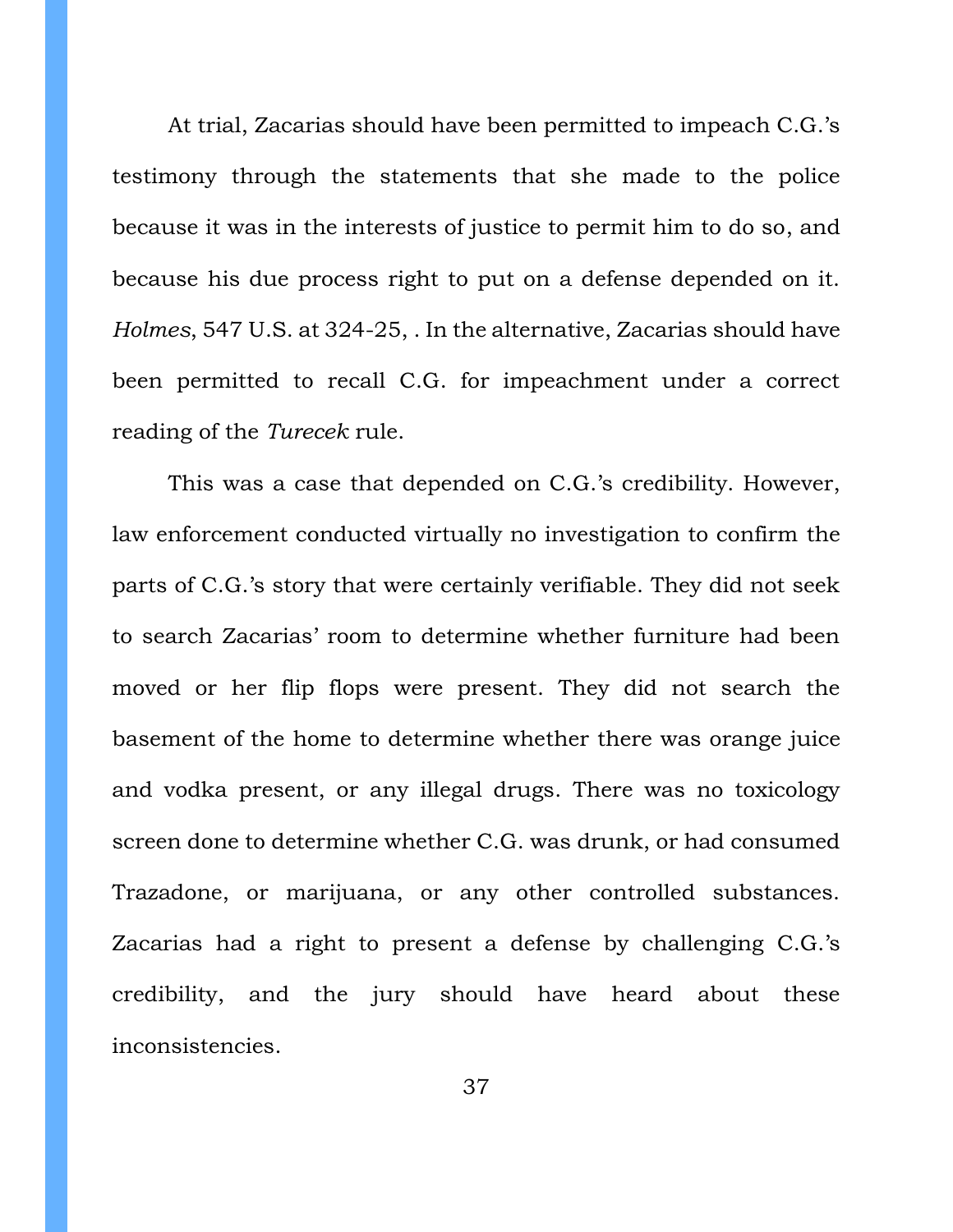At trial, Zacarias should have been permitted to impeach C.G.'s testimony through the statements that she made to the police because it was in the interests of justice to permit him to do so, and because his due process right to put on a defense depended on it. *Holmes*, 547 U.S. at 324-25, . In the alternative, Zacarias should have been permitted to recall C.G. for impeachment under a correct reading of the *Turecek* rule.

This was a case that depended on C.G.'s credibility. However, law enforcement conducted virtually no investigation to confirm the parts of C.G.'s story that were certainly verifiable. They did not seek to search Zacarias' room to determine whether furniture had been moved or her flip flops were present. They did not search the basement of the home to determine whether there was orange juice and vodka present, or any illegal drugs. There was no toxicology screen done to determine whether C.G. was drunk, or had consumed Trazadone, or marijuana, or any other controlled substances. Zacarias had a right to present a defense by challenging C.G.'s credibility, and the jury should have heard about these inconsistencies.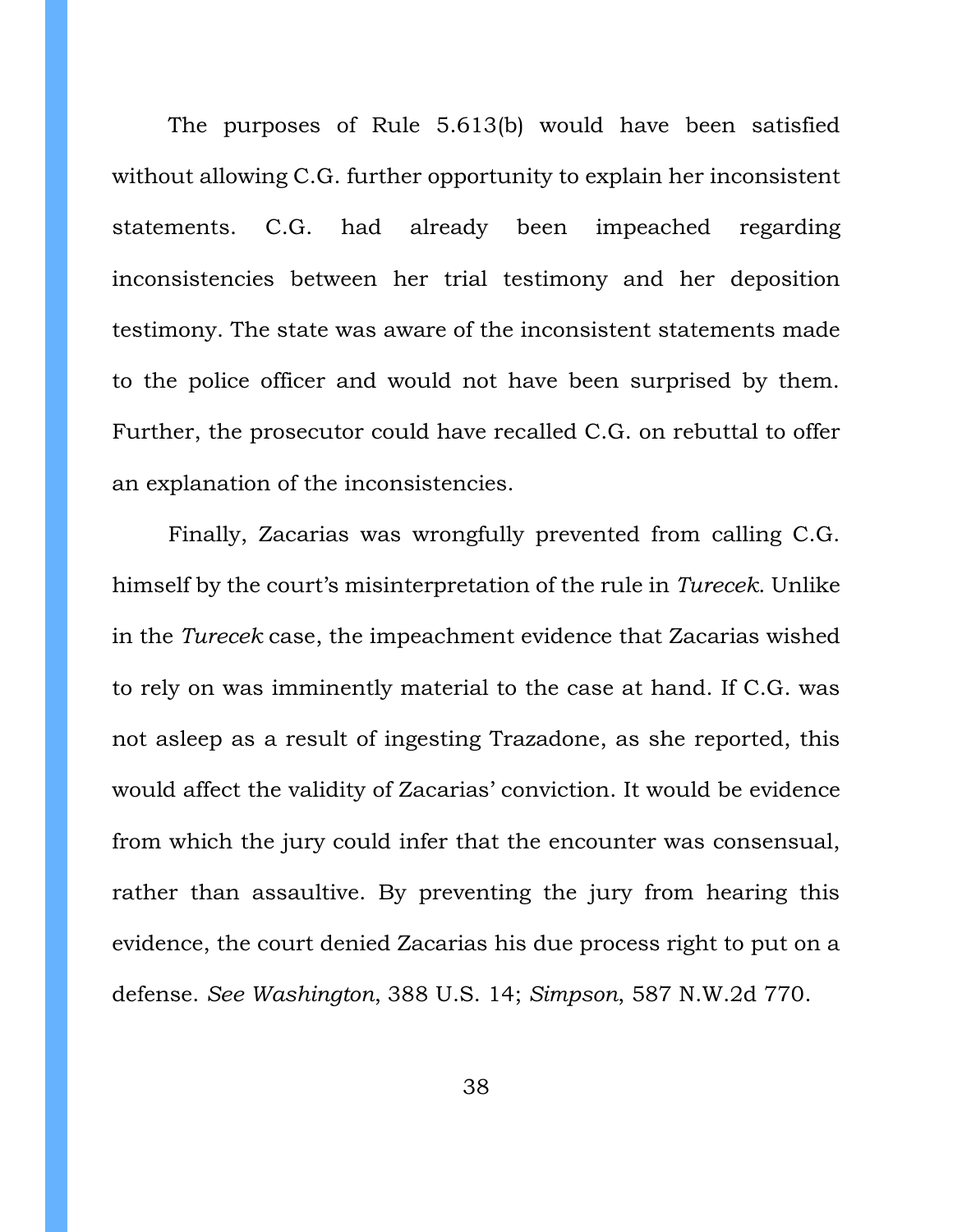The purposes of Rule 5.613(b) would have been satisfied without allowing C.G. further opportunity to explain her inconsistent statements. C.G. had already been impeached regarding inconsistencies between her trial testimony and her deposition testimony. The state was aware of the inconsistent statements made to the police officer and would not have been surprised by them. Further, the prosecutor could have recalled C.G. on rebuttal to offer an explanation of the inconsistencies.

Finally, Zacarias was wrongfully prevented from calling C.G. himself by the court's misinterpretation of the rule in *Turecek*. Unlike in the *Turecek* case, the impeachment evidence that Zacarias wished to rely on was imminently material to the case at hand. If C.G. was not asleep as a result of ingesting Trazadone, as she reported, this would affect the validity of Zacarias' conviction. It would be evidence from which the jury could infer that the encounter was consensual, rather than assaultive. By preventing the jury from hearing this evidence, the court denied Zacarias his due process right to put on a defense. *See Washington*, 388 U.S. 14; *Simpson*, 587 N.W.2d 770.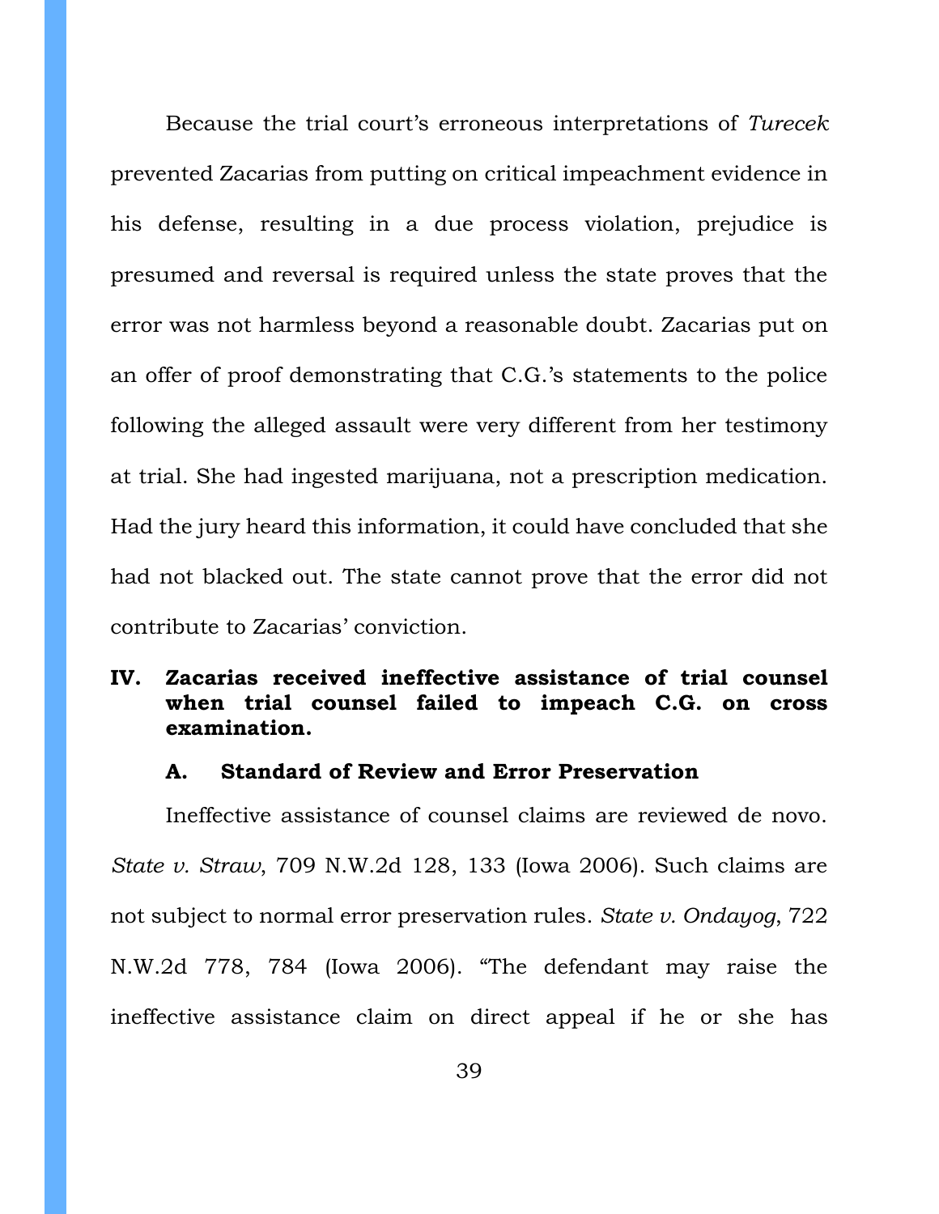Because the trial court's erroneous interpretations of *Turecek* prevented Zacarias from putting on critical impeachment evidence in his defense, resulting in a due process violation, prejudice is presumed and reversal is required unless the state proves that the error was not harmless beyond a reasonable doubt. Zacarias put on an offer of proof demonstrating that C.G.'s statements to the police following the alleged assault were very different from her testimony at trial. She had ingested marijuana, not a prescription medication. Had the jury heard this information, it could have concluded that she had not blacked out. The state cannot prove that the error did not contribute to Zacarias' conviction.

## IV. Zacarias received ineffective assistance of trial counsel when trial counsel failed to impeach C.G. on cross examination.

### A. Standard of Review and Error Preservation

Ineffective assistance of counsel claims are reviewed de novo. *State v. Straw*, 709 N.W.2d 128, 133 (Iowa 2006). Such claims are not subject to normal error preservation rules. *State v. Ondayog*, 722 N.W.2d 778, 784 (Iowa 2006). "The defendant may raise the ineffective assistance claim on direct appeal if he or she has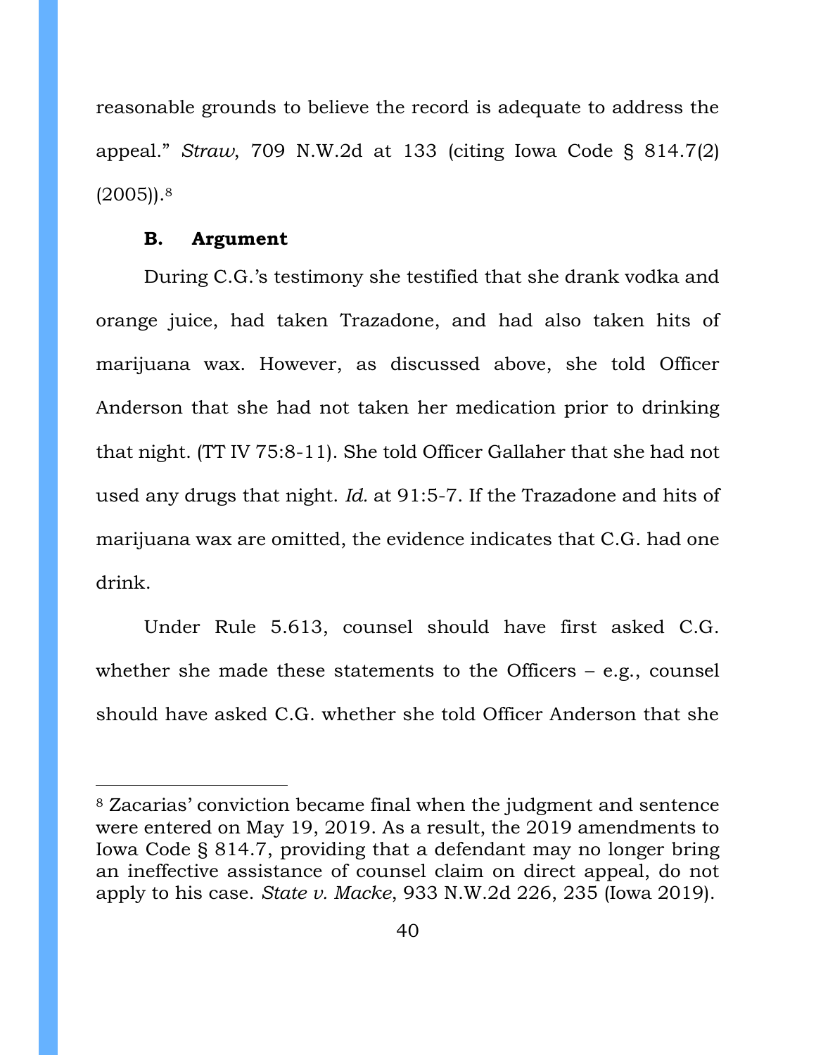reasonable grounds to believe the record is adequate to address the appeal." *Straw*, 709 N.W.2d at 133 (citing Iowa Code § 814.7(2) (2005)).[8]

**B. Argument**

During C.G.'s testimony she testified that she drank vodka and orange juice, had taken Trazadone, and had also taken hits of marijuana wax. However, as discussed above, she told Officer Anderson that she had not taken her medication prior to drinking that night. (TT IV 75:8-11). She told Officer Gallaher that she had not used any drugs that night. *Id.* at 91:5-7. If the Trazadone and hits of marijuana wax are omitted, the evidence indicates that C.G. had one drink.

Under Rule 5.613, counsel should have first asked C.G. whether she made these statements to the Officers – e.g., counsel should have asked C.G. whether she told Officer Anderson that she

---

[8] Zacarias' conviction became final when the judgment and sentence were entered on May 19, 2019. As a result, the 2019 amendments to Iowa Code § 814.7, providing that a defendant may no longer bring an ineffective assistance of counsel claim on direct appeal, do not apply to his case. *State v. Macke*, 933 N.W.2d 226, 235 (Iowa 2019).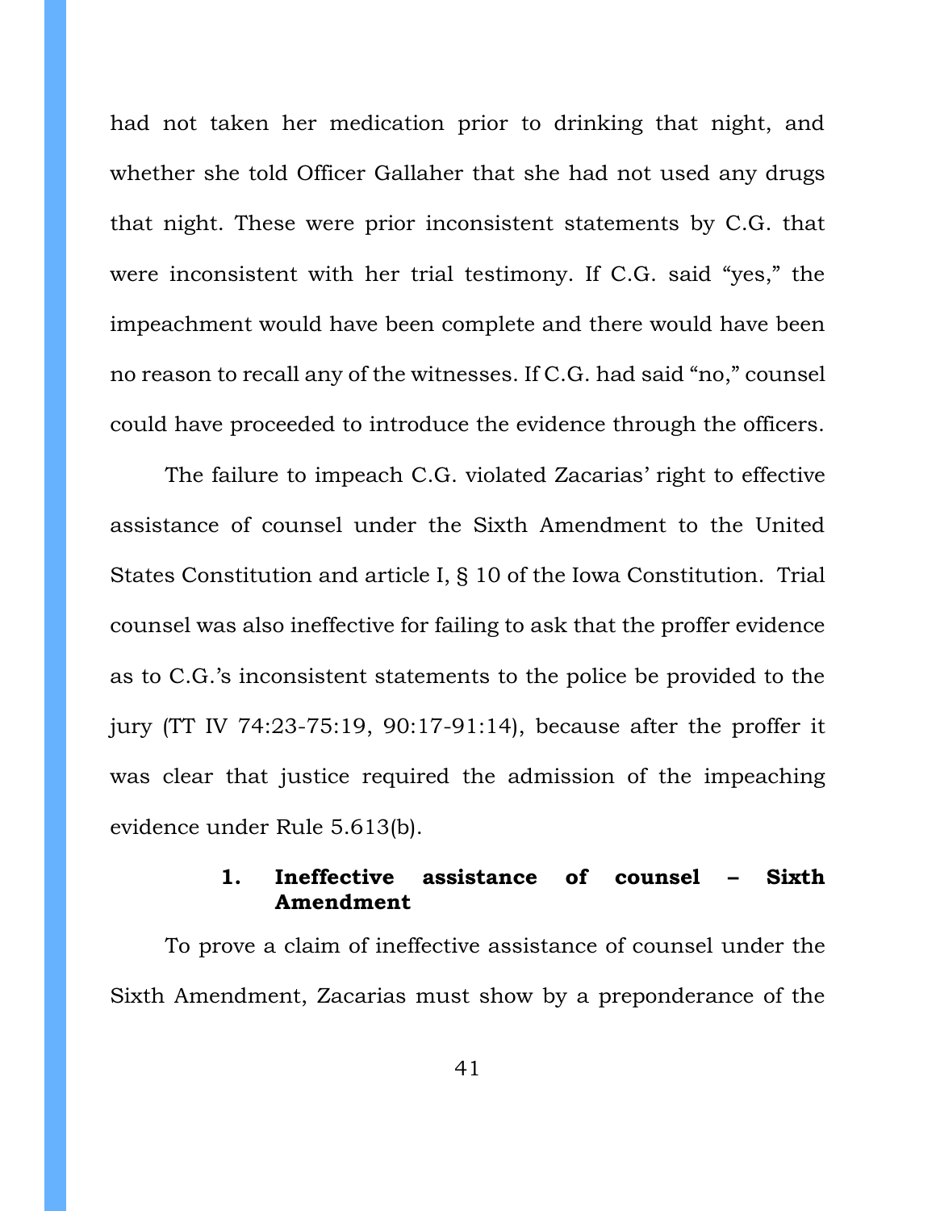had not taken her medication prior to drinking that night, and whether she told Officer Gallaher that she had not used any drugs that night. These were prior inconsistent statements by C.G. that were inconsistent with her trial testimony. If C.G. said "yes," the impeachment would have been complete and there would have been no reason to recall any of the witnesses. If C.G. had said "no," counsel could have proceeded to introduce the evidence through the officers.

The failure to impeach C.G. violated Zacarias' right to effective assistance of counsel under the Sixth Amendment to the United States Constitution and article I, § 10 of the Iowa Constitution. Trial counsel was also ineffective for failing to ask that the proffer evidence as to C.G.'s inconsistent statements to the police be provided to the jury (TT IV 74:23-75:19, 90:17-91:14), because after the proffer it was clear that justice required the admission of the impeaching evidence under Rule 5.613(b).

### 1. Ineffective assistance of counsel – Sixth Amendment

To prove a claim of ineffective assistance of counsel under the Sixth Amendment, Zacarias must show by a preponderance of the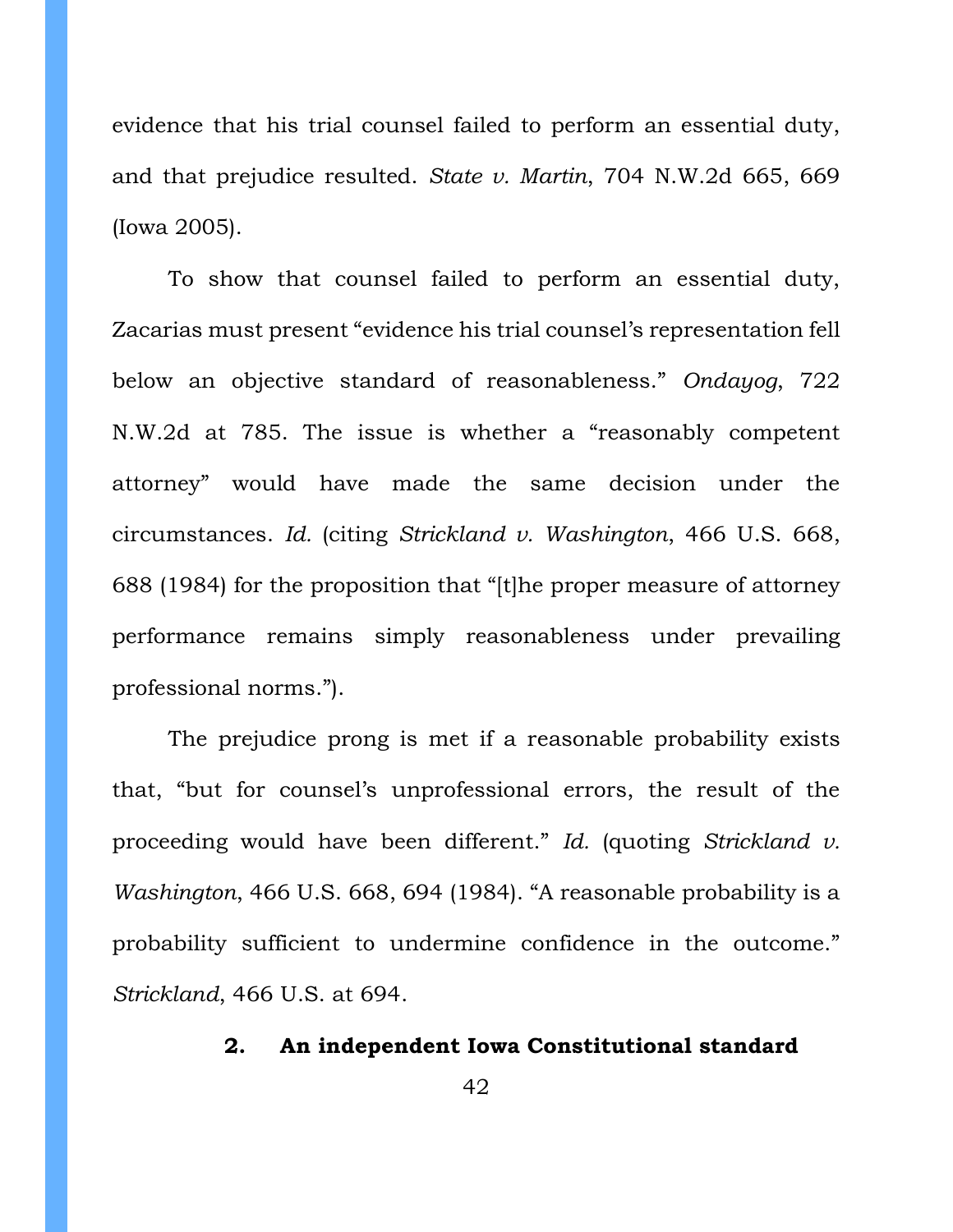evidence that his trial counsel failed to perform an essential duty, and that prejudice resulted. *State v. Martin*, 704 N.W.2d 665, 669 (Iowa 2005).

To show that counsel failed to perform an essential duty, Zacarias must present "evidence his trial counsel's representation fell below an objective standard of reasonableness." *Ondayog*, 722 N.W.2d at 785. The issue is whether a "reasonably competent attorney" would have made the same decision under the circumstances. *Id.* (citing *Strickland v. Washington*, 466 U.S. 668, 688 (1984) for the proposition that "[t]he proper measure of attorney performance remains simply reasonableness under prevailing professional norms.").

The prejudice prong is met if a reasonable probability exists that, "but for counsel's unprofessional errors, the result of the proceeding would have been different." *Id.* (quoting *Strickland v. Washington*, 466 U.S. 668, 694 (1984). "A reasonable probability is a probability sufficient to undermine confidence in the outcome." *Strickland*, 466 U.S. at 694.

**2. An independent Iowa Constitutional standard**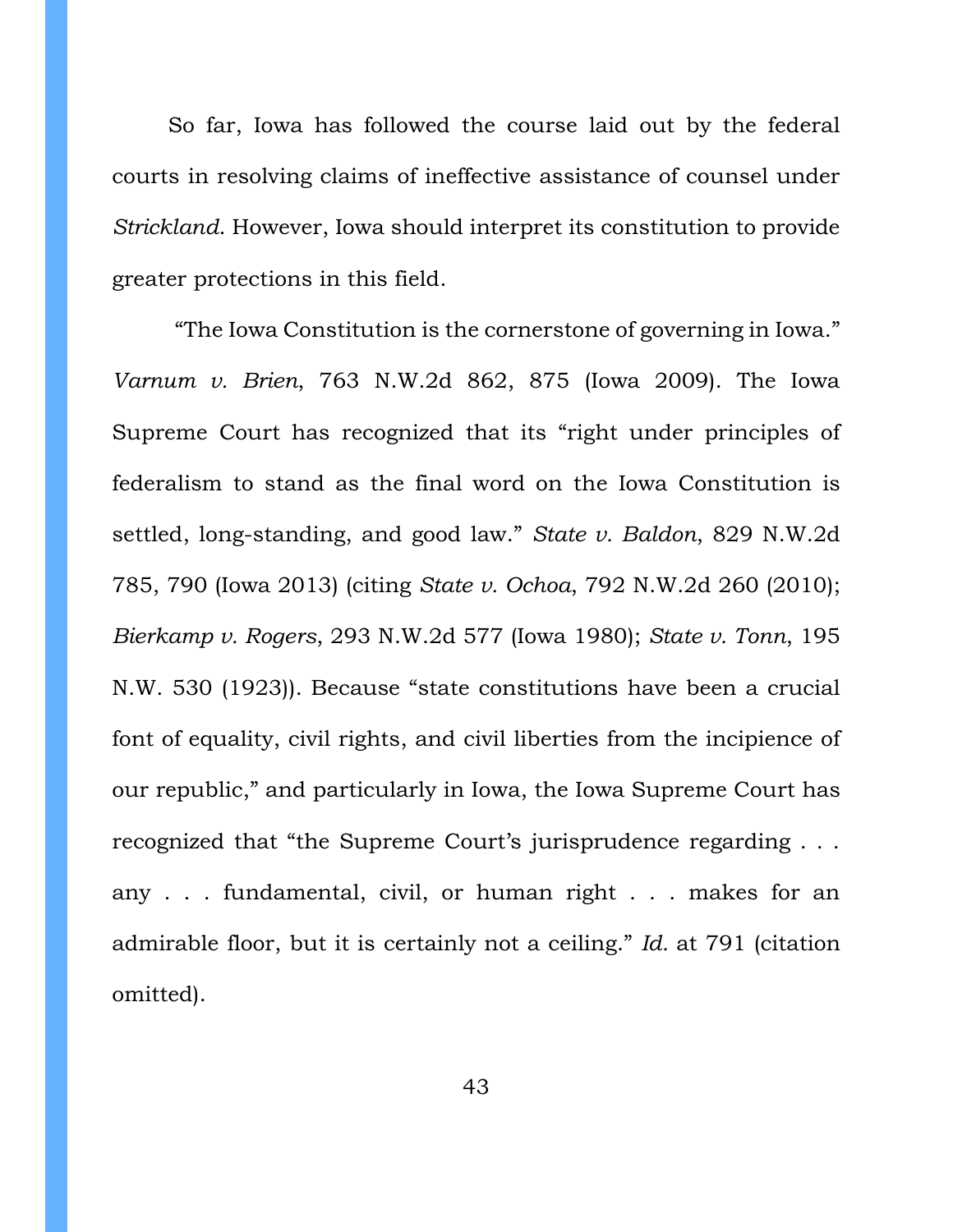So far, Iowa has followed the course laid out by the federal courts in resolving claims of ineffective assistance of counsel under *Strickland*. However, Iowa should interpret its constitution to provide greater protections in this field.

"The Iowa Constitution is the cornerstone of governing in Iowa." *Varnum v. Brien*, 763 N.W.2d 862, 875 (Iowa 2009). The Iowa Supreme Court has recognized that its "right under principles of federalism to stand as the final word on the Iowa Constitution is settled, long-standing, and good law." *State v. Baldon*, 829 N.W.2d 785, 790 (Iowa 2013) (citing *State v. Ochoa*, 792 N.W.2d 260 (2010); *Bierkamp v. Rogers*, 293 N.W.2d 577 (Iowa 1980); *State v. Tonn*, 195 N.W. 530 (1923)). Because "state constitutions have been a crucial font of equality, civil rights, and civil liberties from the incipience of our republic," and particularly in Iowa, the Iowa Supreme Court has recognized that "the Supreme Court's jurisprudence regarding . . . any . . . fundamental, civil, or human right . . . makes for an admirable floor, but it is certainly not a ceiling." *Id.* at 791 (citation omitted).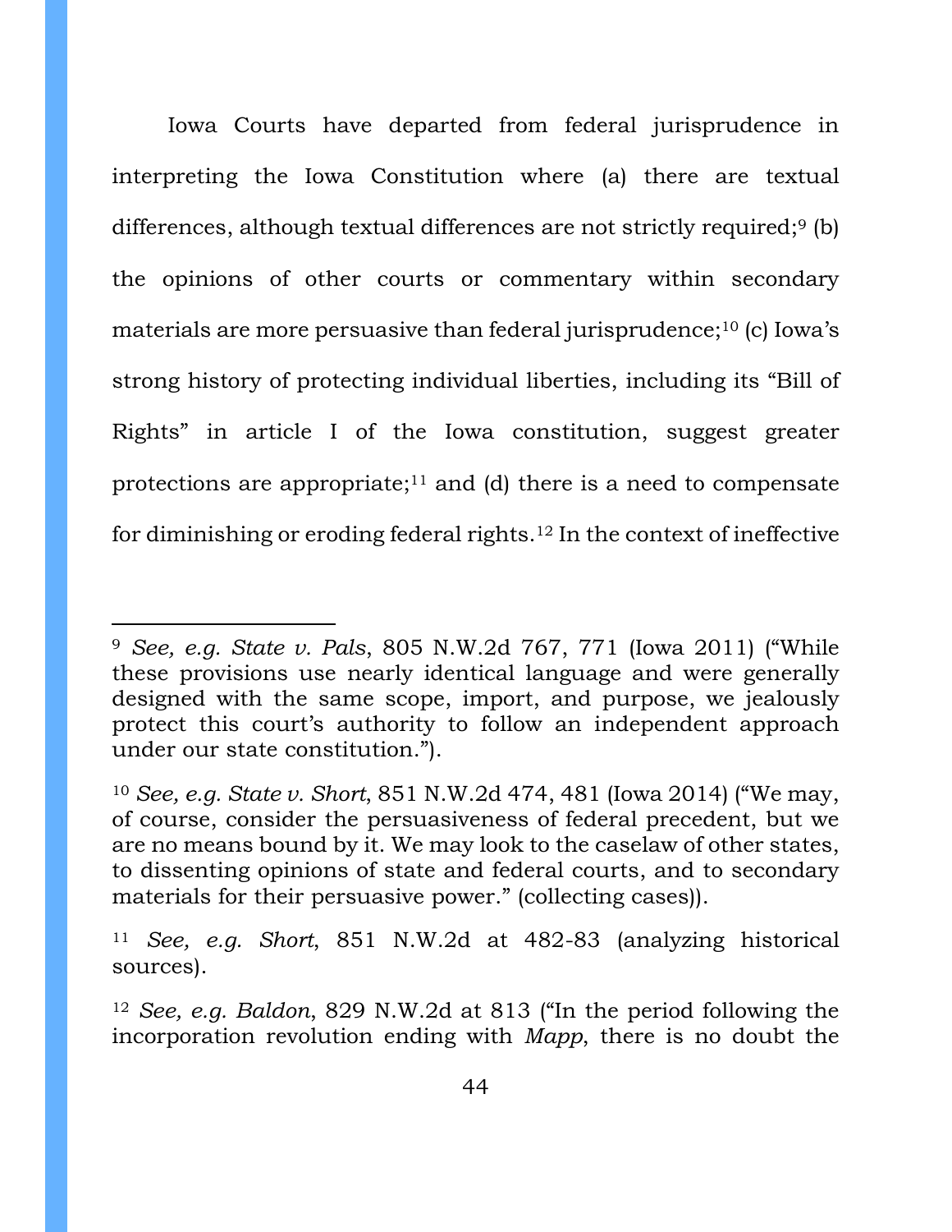Iowa Courts have departed from federal jurisprudence in interpreting the Iowa Constitution where (a) there are textual differences, although textual differences are not strictly required;[9] (b) the opinions of other courts or commentary within secondary materials are more persuasive than federal jurisprudence;[10] (c) Iowa's strong history of protecting individual liberties, including its "Bill of Rights" in article I of the Iowa constitution, suggest greater protections are appropriate;[11] and (d) there is a need to compensate for diminishing or eroding federal rights.[12] In the context of ineffective

---

[9] *See, e.g. State v. Pals*, 805 N.W.2d 767, 771 (Iowa 2011) ("While these provisions use nearly identical language and were generally designed with the same scope, import, and purpose, we jealously protect this court's authority to follow an independent approach under our state constitution.").

[10] *See, e.g. State v. Short*, 851 N.W.2d 474, 481 (Iowa 2014) ("We may, of course, consider the persuasiveness of federal precedent, but we are no means bound by it. We may look to the caselaw of other states, to dissenting opinions of state and federal courts, and to secondary materials for their persuasive power." (collecting cases)).

[11] *See, e.g. Short*, 851 N.W.2d at 482-83 (analyzing historical sources).

[12] *See, e.g. Baldon*, 829 N.W.2d at 813 ("In the period following the incorporation revolution ending with *Mapp*, there is no doubt the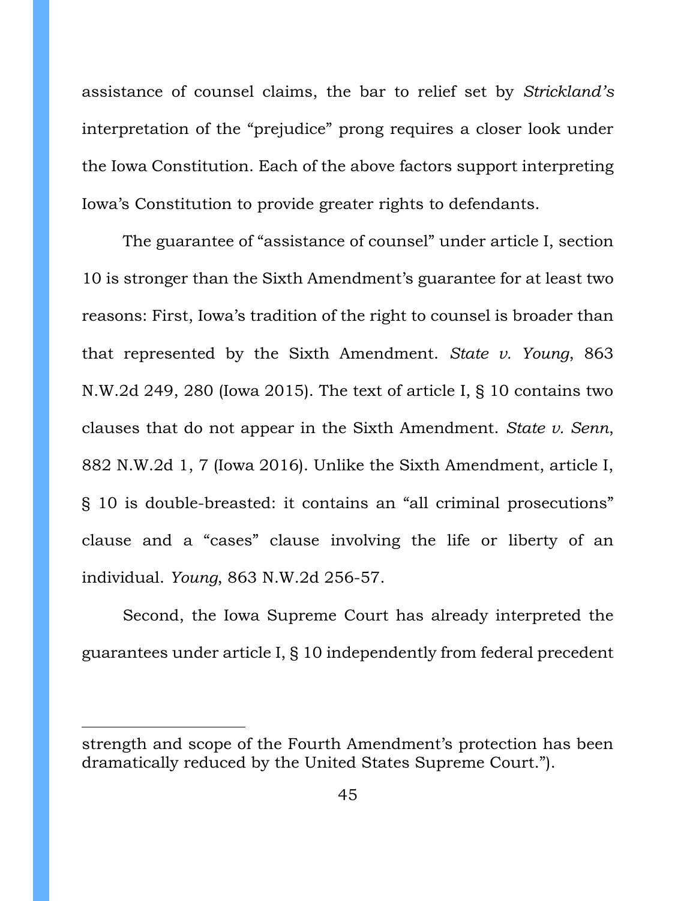assistance of counsel claims, the bar to relief set by *Strickland's* interpretation of the "prejudice" prong requires a closer look under the Iowa Constitution. Each of the above factors support interpreting Iowa's Constitution to provide greater rights to defendants.

The guarantee of "assistance of counsel" under article I, section 10 is stronger than the Sixth Amendment's guarantee for at least two reasons: First, Iowa's tradition of the right to counsel is broader than that represented by the Sixth Amendment. *State v. Young*, 863 N.W.2d 249, 280 (Iowa 2015). The text of article I, § 10 contains two clauses that do not appear in the Sixth Amendment. *State v. Senn*, 882 N.W.2d 1, 7 (Iowa 2016). Unlike the Sixth Amendment, article I, § 10 is double-breasted: it contains an "all criminal prosecutions" clause and a "cases" clause involving the life or liberty of an individual. *Young*, 863 N.W.2d 256-57.

Second, the Iowa Supreme Court has already interpreted the guarantees under article I, § 10 independently from federal precedent

---

strength and scope of the Fourth Amendment's protection has been dramatically reduced by the United States Supreme Court.").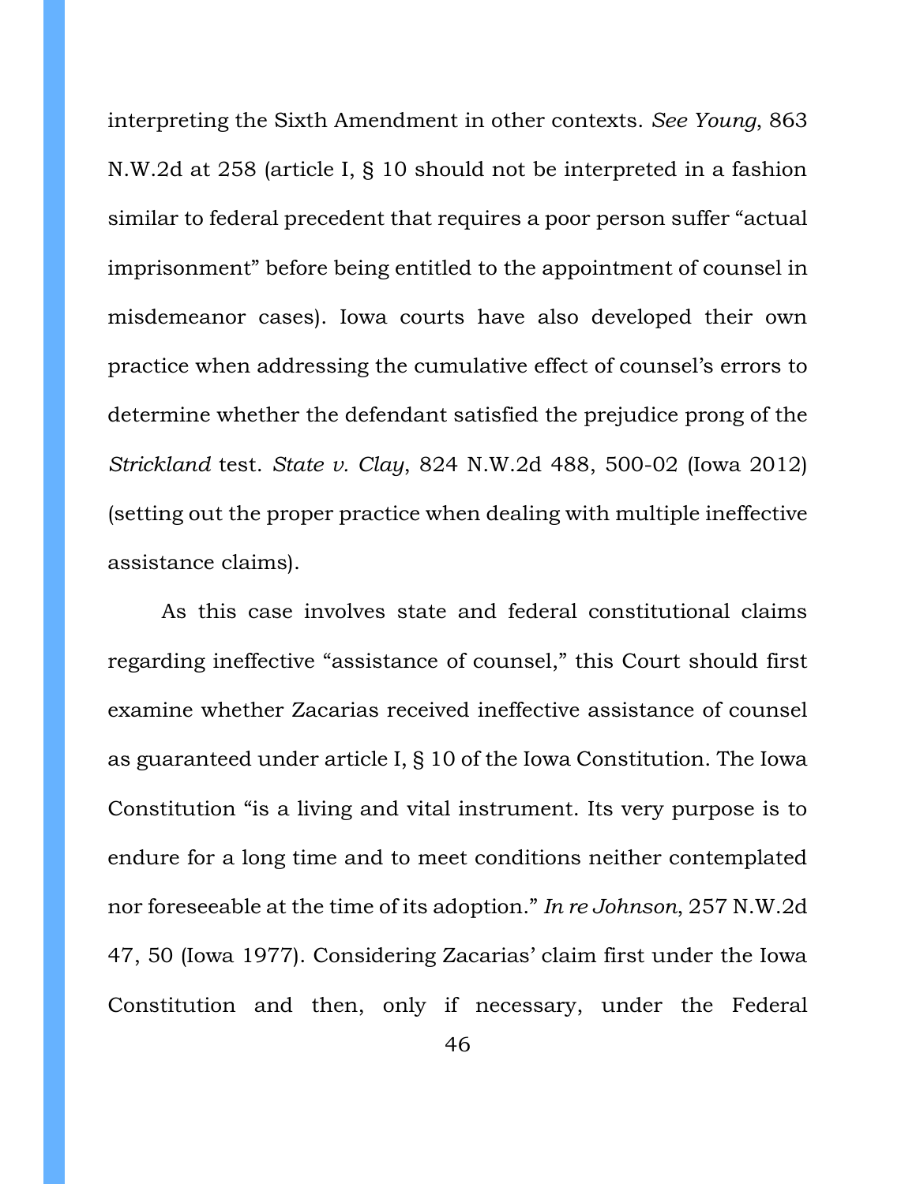interpreting the Sixth Amendment in other contexts. *See Young*, 863 N.W.2d at 258 (article I, § 10 should not be interpreted in a fashion similar to federal precedent that requires a poor person suffer "actual imprisonment" before being entitled to the appointment of counsel in misdemeanor cases). Iowa courts have also developed their own practice when addressing the cumulative effect of counsel's errors to determine whether the defendant satisfied the prejudice prong of the *Strickland* test. *State v. Clay*, 824 N.W.2d 488, 500-02 (Iowa 2012) (setting out the proper practice when dealing with multiple ineffective assistance claims).

As this case involves state and federal constitutional claims regarding ineffective "assistance of counsel," this Court should first examine whether Zacarias received ineffective assistance of counsel as guaranteed under article I, § 10 of the Iowa Constitution. The Iowa Constitution "is a living and vital instrument. Its very purpose is to endure for a long time and to meet conditions neither contemplated nor foreseeable at the time of its adoption." *In re Johnson*, 257 N.W.2d 47, 50 (Iowa 1977). Considering Zacarias' claim first under the Iowa Constitution and then, only if necessary, under the Federal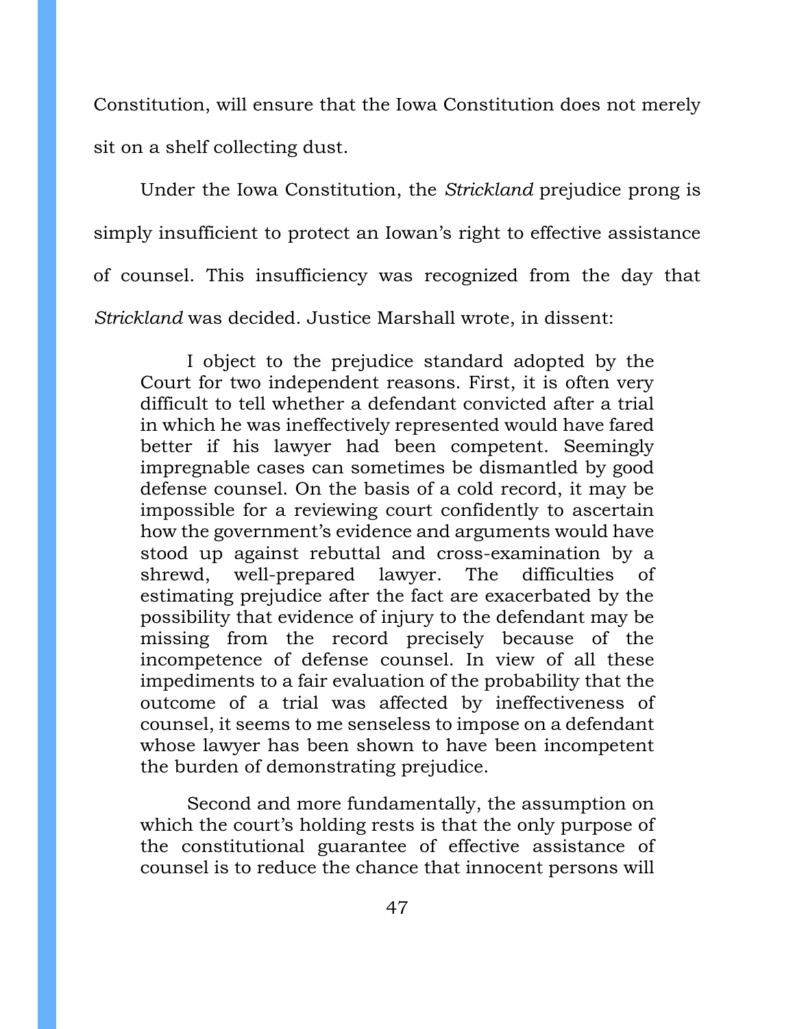Constitution, will ensure that the Iowa Constitution does not merely sit on a shelf collecting dust.

Under the Iowa Constitution, the *Strickland* prejudice prong is simply insufficient to protect an Iowan's right to effective assistance of counsel. This insufficiency was recognized from the day that *Strickland* was decided. Justice Marshall wrote, in dissent:

> I object to the prejudice standard adopted by the Court for two independent reasons. First, it is often very difficult to tell whether a defendant convicted after a trial in which he was ineffectively represented would have fared better if his lawyer had been competent. Seemingly impregnable cases can sometimes be dismantled by good defense counsel. On the basis of a cold record, it may be impossible for a reviewing court confidently to ascertain how the government's evidence and arguments would have stood up against rebuttal and cross-examination by a shrewd, well-prepared lawyer. The difficulties of estimating prejudice after the fact are exacerbated by the possibility that evidence of injury to the defendant may be missing from the record precisely because of the incompetence of defense counsel. In view of all these impediments to a fair evaluation of the probability that the outcome of a trial was affected by ineffectiveness of counsel, it seems to me senseless to impose on a defendant whose lawyer has been shown to have been incompetent the burden of demonstrating prejudice.
>
> Second and more fundamentally, the assumption on which the court's holding rests is that the only purpose of the constitutional guarantee of effective assistance of counsel is to reduce the chance that innocent persons will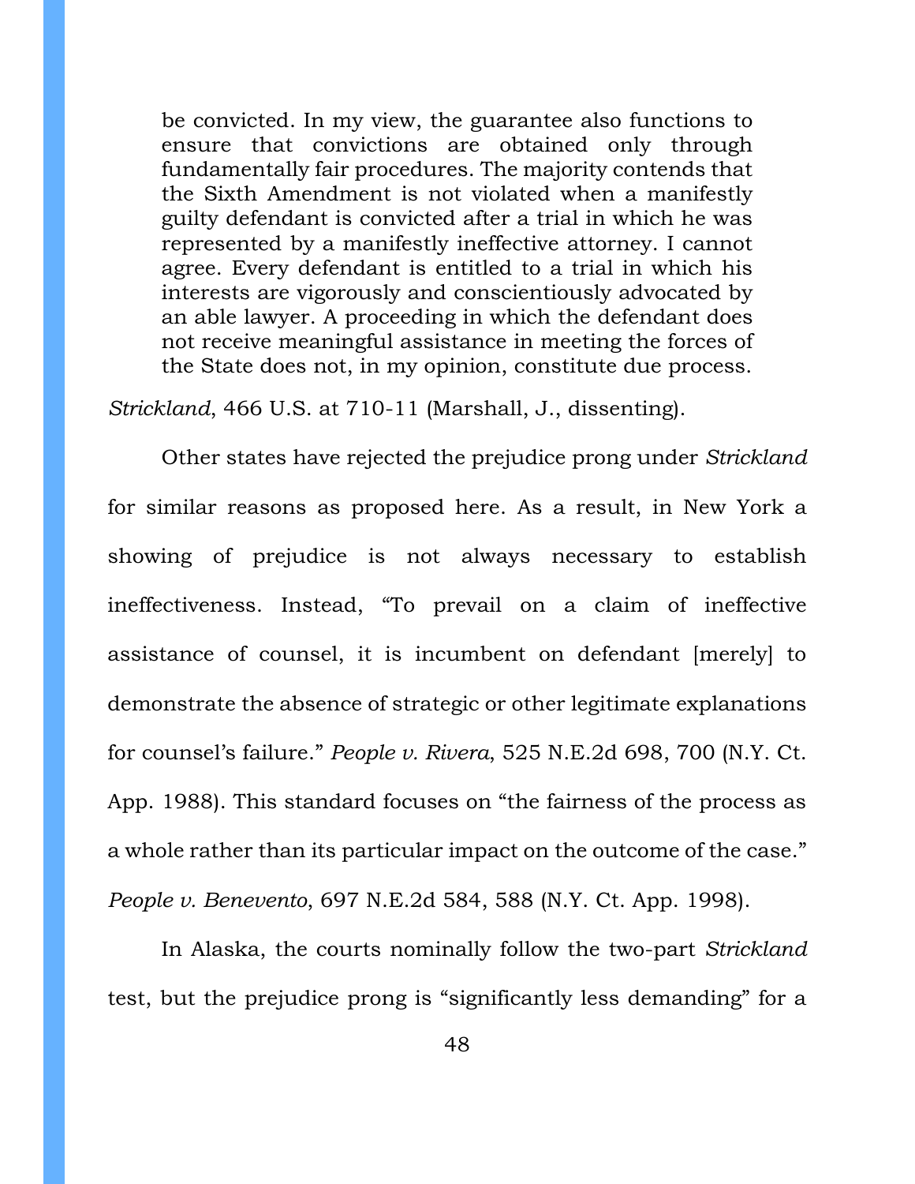> be convicted. In my view, the guarantee also functions to ensure that convictions are obtained only through fundamentally fair procedures. The majority contends that the Sixth Amendment is not violated when a manifestly guilty defendant is convicted after a trial in which he was represented by a manifestly ineffective attorney. I cannot agree. Every defendant is entitled to a trial in which his interests are vigorously and conscientiously advocated by an able lawyer. A proceeding in which the defendant does not receive meaningful assistance in meeting the forces of the State does not, in my opinion, constitute due process.

*Strickland*, 466 U.S. at 710-11 (Marshall, J., dissenting).

Other states have rejected the prejudice prong under *Strickland* for similar reasons as proposed here. As a result, in New York a showing of prejudice is not always necessary to establish ineffectiveness. Instead, "To prevail on a claim of ineffective assistance of counsel, it is incumbent on defendant [merely] to demonstrate the absence of strategic or other legitimate explanations for counsel's failure." *People v. Rivera*, 525 N.E.2d 698, 700 (N.Y. Ct. App. 1988). This standard focuses on "the fairness of the process as a whole rather than its particular impact on the outcome of the case." *People v. Benevento*, 697 N.E.2d 584, 588 (N.Y. Ct. App. 1998).

In Alaska, the courts nominally follow the two-part *Strickland* test, but the prejudice prong is "significantly less demanding" for a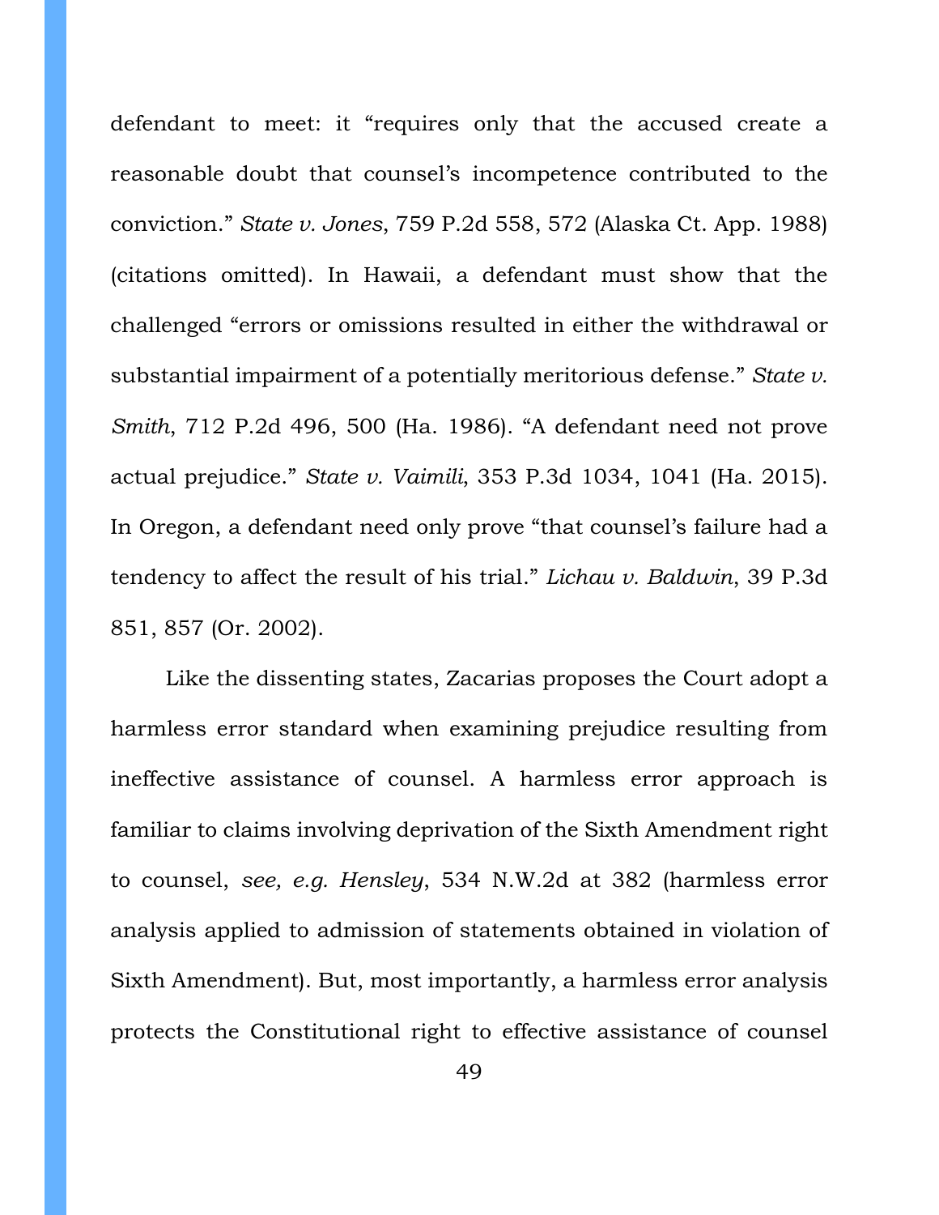defendant to meet: it "requires only that the accused create a reasonable doubt that counsel's incompetence contributed to the conviction." *State v. Jones*, 759 P.2d 558, 572 (Alaska Ct. App. 1988) (citations omitted). In Hawaii, a defendant must show that the challenged "errors or omissions resulted in either the withdrawal or substantial impairment of a potentially meritorious defense." *State v. Smith*, 712 P.2d 496, 500 (Ha. 1986). "A defendant need not prove actual prejudice." *State v. Vaimili*, 353 P.3d 1034, 1041 (Ha. 2015). In Oregon, a defendant need only prove "that counsel's failure had a tendency to affect the result of his trial." *Lichau v. Baldwin*, 39 P.3d 851, 857 (Or. 2002).

Like the dissenting states, Zacarias proposes the Court adopt a harmless error standard when examining prejudice resulting from ineffective assistance of counsel. A harmless error approach is familiar to claims involving deprivation of the Sixth Amendment right to counsel, *see, e.g. Hensley*, 534 N.W.2d at 382 (harmless error analysis applied to admission of statements obtained in violation of Sixth Amendment). But, most importantly, a harmless error analysis protects the Constitutional right to effective assistance of counsel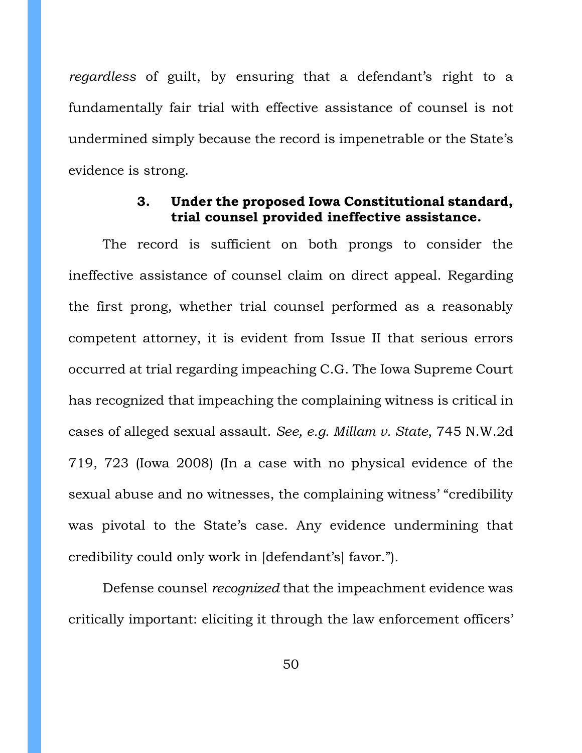*regardless* of guilt, by ensuring that a defendant's right to a fundamentally fair trial with effective assistance of counsel is not undermined simply because the record is impenetrable or the State's evidence is strong.

### 3. Under the proposed Iowa Constitutional standard, trial counsel provided ineffective assistance.

The record is sufficient on both prongs to consider the ineffective assistance of counsel claim on direct appeal. Regarding the first prong, whether trial counsel performed as a reasonably competent attorney, it is evident from Issue II that serious errors occurred at trial regarding impeaching C.G. The Iowa Supreme Court has recognized that impeaching the complaining witness is critical in cases of alleged sexual assault. *See, e.g. Millam v. State*, 745 N.W.2d 719, 723 (Iowa 2008) (In a case with no physical evidence of the sexual abuse and no witnesses, the complaining witness' "credibility was pivotal to the State's case. Any evidence undermining that credibility could only work in [defendant's] favor.").

Defense counsel *recognized* that the impeachment evidence was critically important: eliciting it through the law enforcement officers'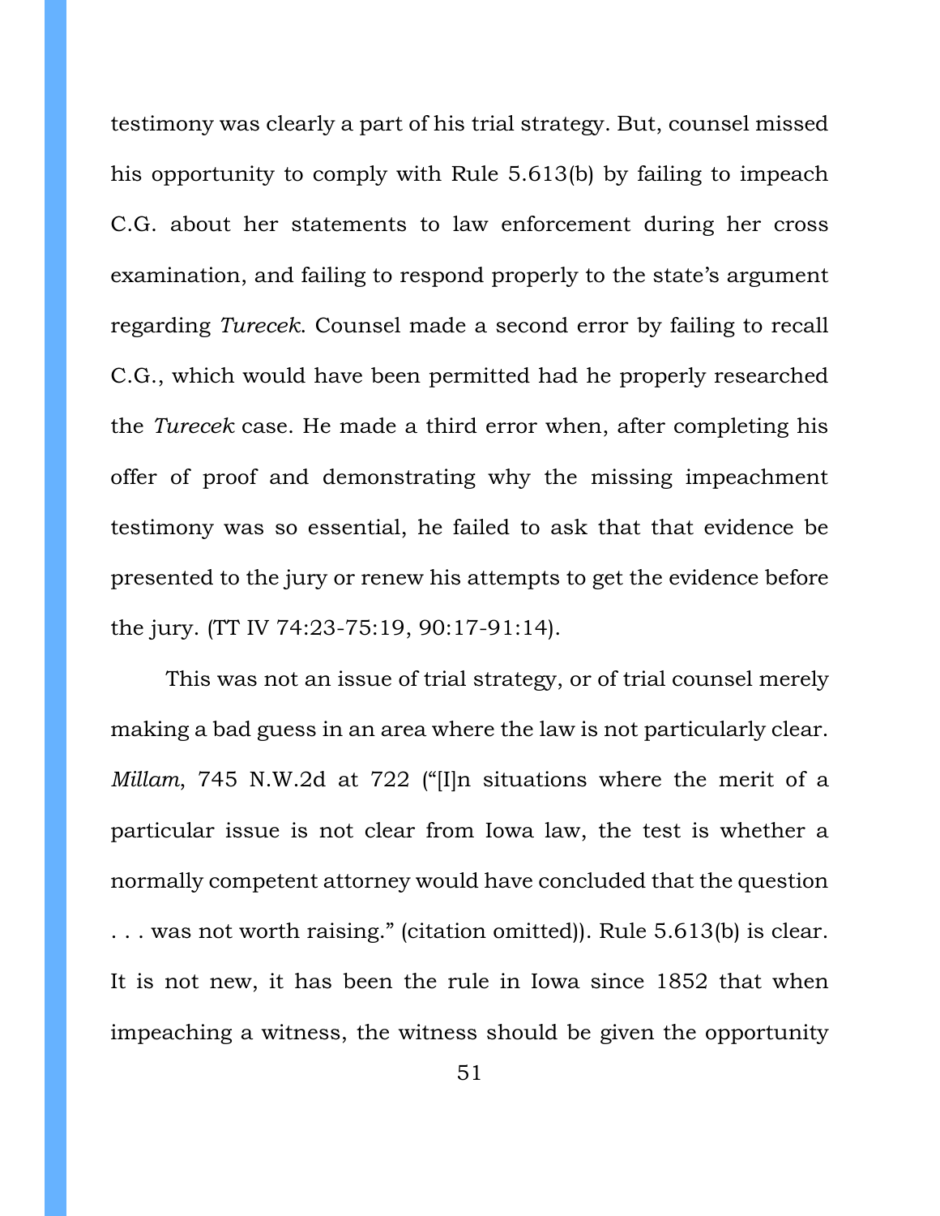testimony was clearly a part of his trial strategy. But, counsel missed his opportunity to comply with Rule 5.613(b) by failing to impeach C.G. about her statements to law enforcement during her cross examination, and failing to respond properly to the state's argument regarding *Turecek*. Counsel made a second error by failing to recall C.G., which would have been permitted had he properly researched the *Turecek* case. He made a third error when, after completing his offer of proof and demonstrating why the missing impeachment testimony was so essential, he failed to ask that that evidence be presented to the jury or renew his attempts to get the evidence before the jury. (TT IV 74:23-75:19, 90:17-91:14).

This was not an issue of trial strategy, or of trial counsel merely making a bad guess in an area where the law is not particularly clear. *Millam*, 745 N.W.2d at 722 ("[I]n situations where the merit of a particular issue is not clear from Iowa law, the test is whether a normally competent attorney would have concluded that the question . . . was not worth raising." (citation omitted)). Rule 5.613(b) is clear. It is not new, it has been the rule in Iowa since 1852 that when impeaching a witness, the witness should be given the opportunity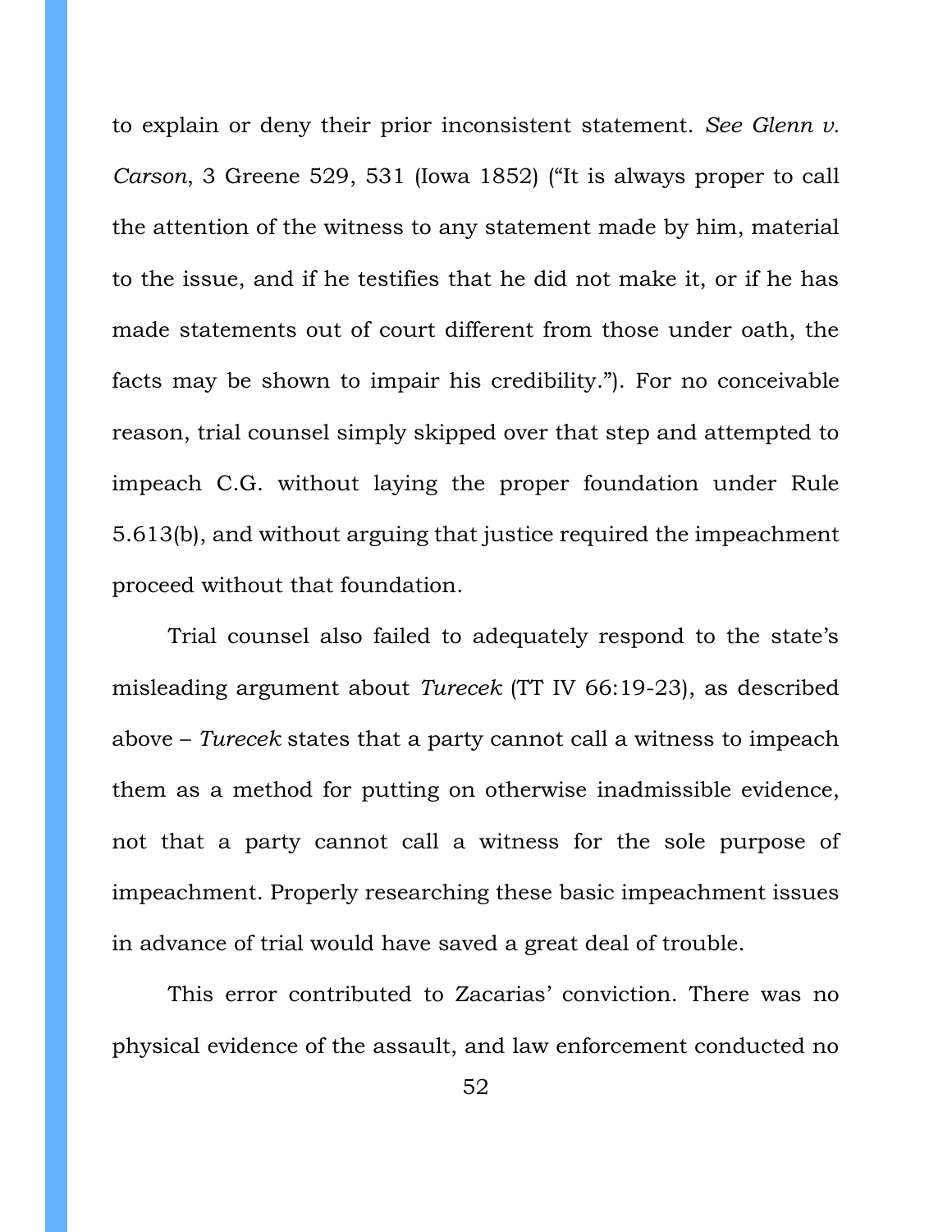to explain or deny their prior inconsistent statement. *See Glenn v. Carson*, 3 Greene 529, 531 (Iowa 1852) ("It is always proper to call the attention of the witness to any statement made by him, material to the issue, and if he testifies that he did not make it, or if he has made statements out of court different from those under oath, the facts may be shown to impair his credibility."). For no conceivable reason, trial counsel simply skipped over that step and attempted to impeach C.G. without laying the proper foundation under Rule 5.613(b), and without arguing that justice required the impeachment proceed without that foundation.

Trial counsel also failed to adequately respond to the state's misleading argument about *Turecek* (TT IV 66:19-23), as described above – *Turecek* states that a party cannot call a witness to impeach them as a method for putting on otherwise inadmissible evidence, not that a party cannot call a witness for the sole purpose of impeachment. Properly researching these basic impeachment issues in advance of trial would have saved a great deal of trouble.

This error contributed to Zacarias' conviction. There was no physical evidence of the assault, and law enforcement conducted no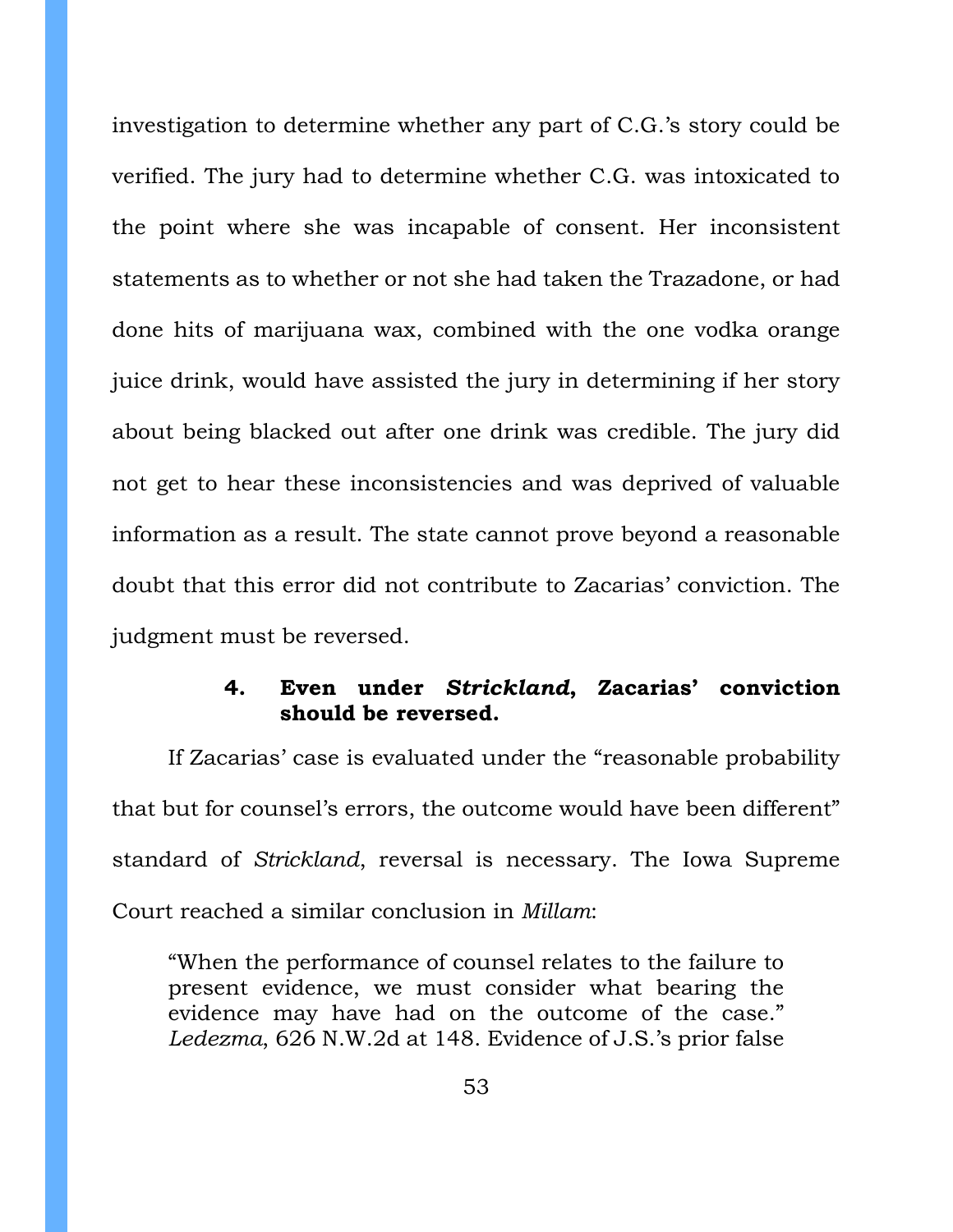investigation to determine whether any part of C.G.'s story could be verified. The jury had to determine whether C.G. was intoxicated to the point where she was incapable of consent. Her inconsistent statements as to whether or not she had taken the Trazadone, or had done hits of marijuana wax, combined with the one vodka orange juice drink, would have assisted the jury in determining if her story about being blacked out after one drink was credible. The jury did not get to hear these inconsistencies and was deprived of valuable information as a result. The state cannot prove beyond a reasonable doubt that this error did not contribute to Zacarias' conviction. The judgment must be reversed.

#### 4. Even under *Strickland*, Zacarias' conviction should be reversed.

If Zacarias' case is evaluated under the "reasonable probability that but for counsel's errors, the outcome would have been different" standard of *Strickland*, reversal is necessary. The Iowa Supreme Court reached a similar conclusion in *Millam*:

> "When the performance of counsel relates to the failure to present evidence, we must consider what bearing the evidence may have had on the outcome of the case." *Ledezma*, 626 N.W.2d at 148. Evidence of J.S.'s prior false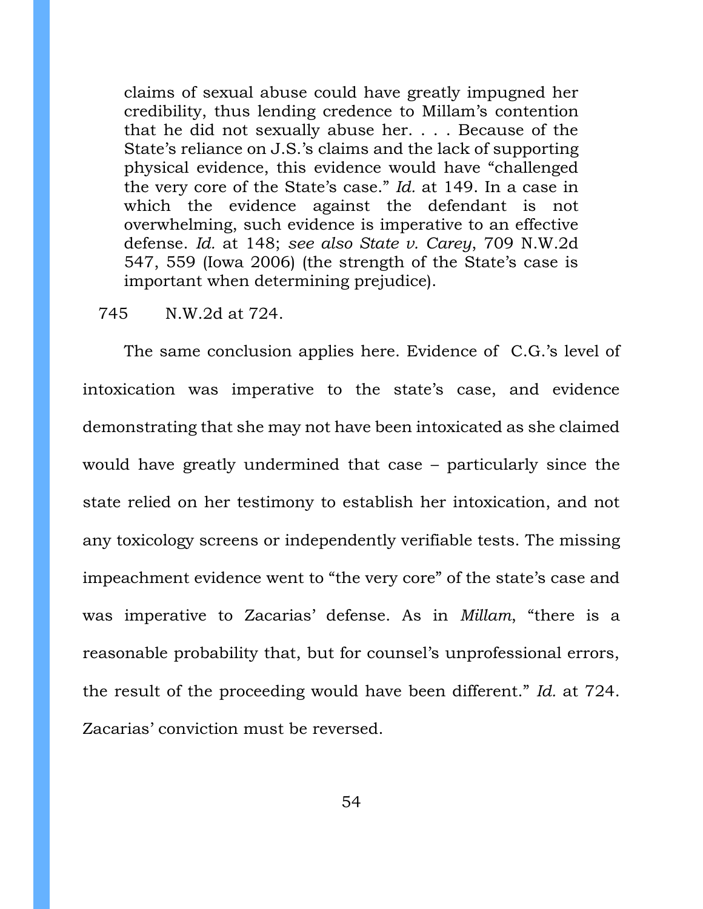> claims of sexual abuse could have greatly impugned her credibility, thus lending credence to Millam's contention that he did not sexually abuse her. . . . Because of the State's reliance on J.S.'s claims and the lack of supporting physical evidence, this evidence would have "challenged the very core of the State's case." *Id.* at 149. In a case in which the evidence against the defendant is not overwhelming, such evidence is imperative to an effective defense. *Id.* at 148; *see also State v. Carey*, 709 N.W.2d 547, 559 (Iowa 2006) (the strength of the State's case is important when determining prejudice).

745 N.W.2d at 724.

The same conclusion applies here. Evidence of C.G.'s level of intoxication was imperative to the state's case, and evidence demonstrating that she may not have been intoxicated as she claimed would have greatly undermined that case – particularly since the state relied on her testimony to establish her intoxication, and not any toxicology screens or independently verifiable tests. The missing impeachment evidence went to "the very core" of the state's case and was imperative to Zacarias' defense. As in *Millam*, "there is a reasonable probability that, but for counsel's unprofessional errors, the result of the proceeding would have been different." *Id.* at 724. Zacarias' conviction must be reversed.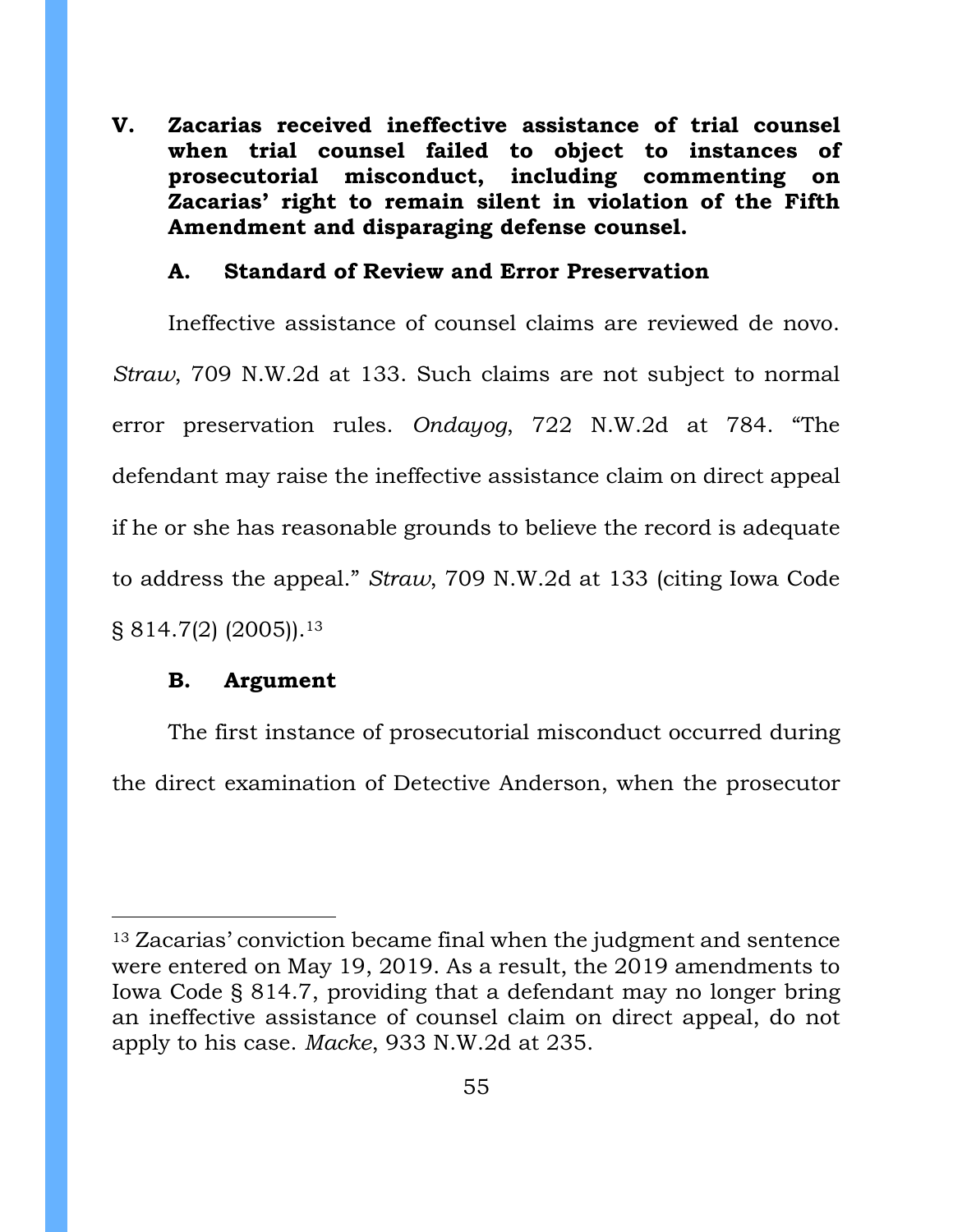## V. Zacarias received ineffective assistance of trial counsel when trial counsel failed to object to instances of prosecutorial misconduct, including commenting on Zacarias' right to remain silent in violation of the Fifth Amendment and disparaging defense counsel.

### A. Standard of Review and Error Preservation

Ineffective assistance of counsel claims are reviewed de novo. *Straw*, 709 N.W.2d at 133. Such claims are not subject to normal error preservation rules. *Ondayog*, 722 N.W.2d at 784. "The defendant may raise the ineffective assistance claim on direct appeal if he or she has reasonable grounds to believe the record is adequate to address the appeal." *Straw*, 709 N.W.2d at 133 (citing Iowa Code § 814.7(2) (2005)).[13]

### B. Argument

The first instance of prosecutorial misconduct occurred during the direct examination of Detective Anderson, when the prosecutor

---

[13] Zacarias' conviction became final when the judgment and sentence were entered on May 19, 2019. As a result, the 2019 amendments to Iowa Code § 814.7, providing that a defendant may no longer bring an ineffective assistance of counsel claim on direct appeal, do not apply to his case. *Macke*, 933 N.W.2d at 235.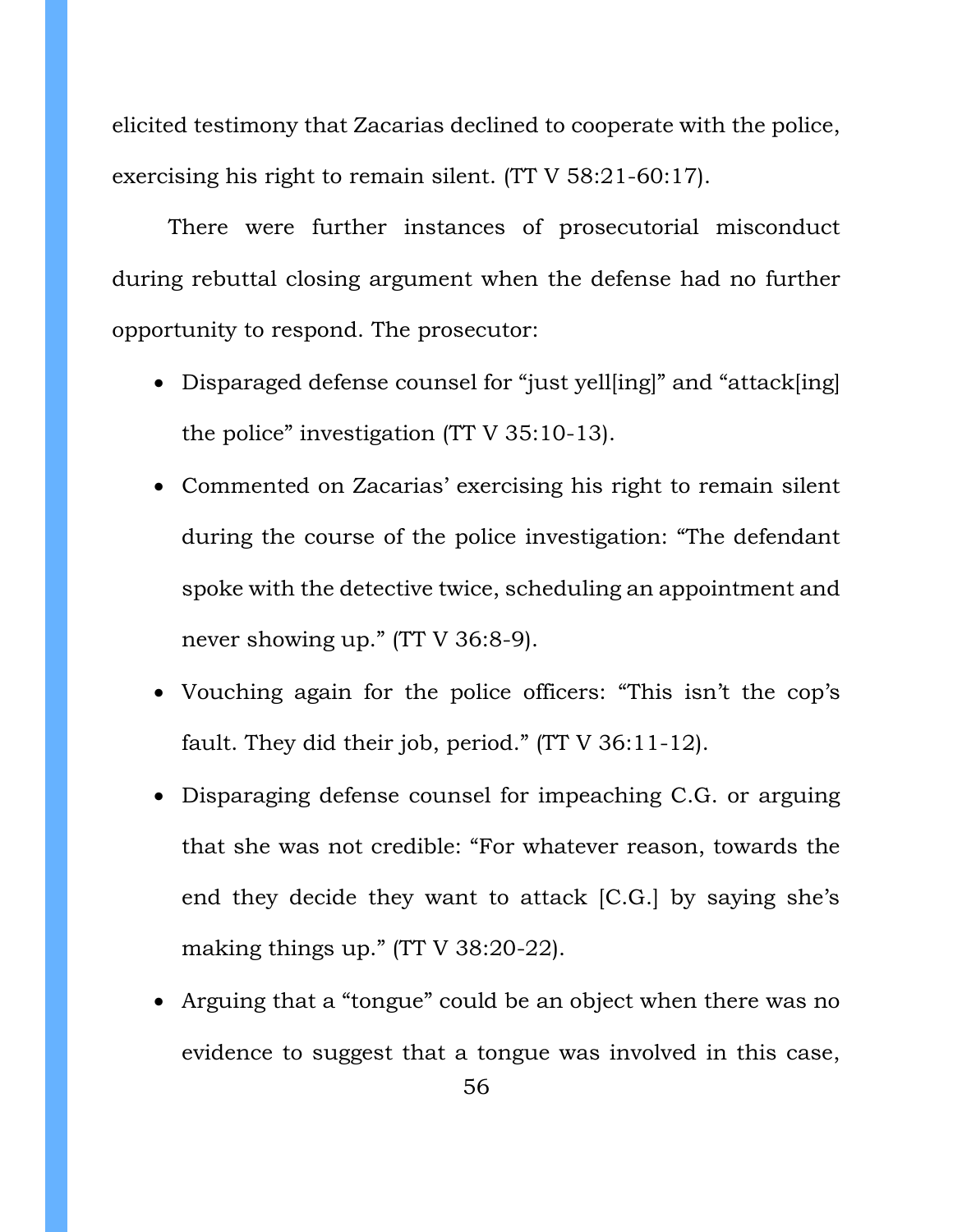elicited testimony that Zacarias declined to cooperate with the police, exercising his right to remain silent. (TT V 58:21-60:17).

There were further instances of prosecutorial misconduct during rebuttal closing argument when the defense had no further opportunity to respond. The prosecutor:

- Disparaged defense counsel for "just yell[ing]" and "attack[ing] the police" investigation (TT V 35:10-13).
- Commented on Zacarias' exercising his right to remain silent during the course of the police investigation: "The defendant spoke with the detective twice, scheduling an appointment and never showing up." (TT V 36:8-9).
- Vouching again for the police officers: "This isn't the cop's fault. They did their job, period." (TT V 36:11-12).
- Disparaging defense counsel for impeaching C.G. or arguing that she was not credible: "For whatever reason, towards the end they decide they want to attack [C.G.] by saying she's making things up." (TT V 38:20-22).
- Arguing that a "tongue" could be an object when there was no evidence to suggest that a tongue was involved in this case,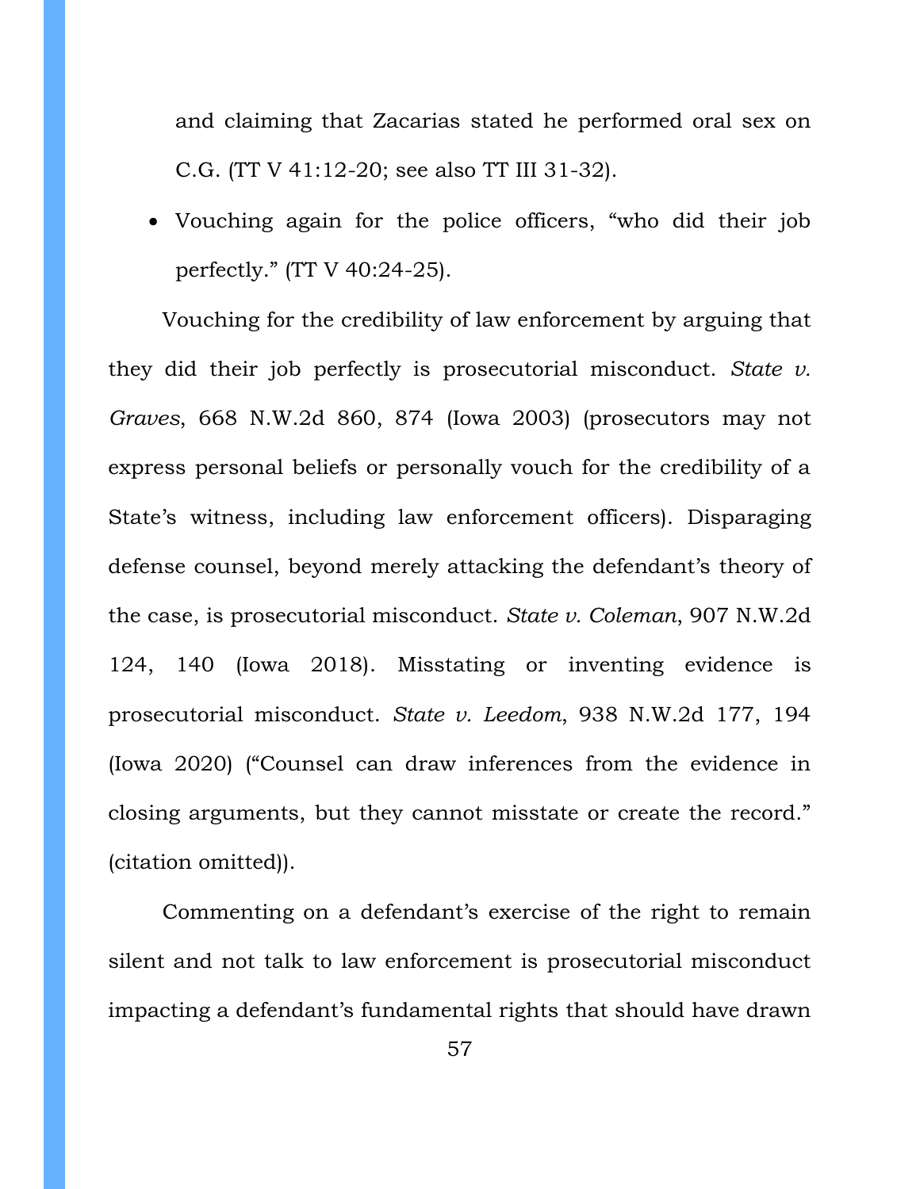and claiming that Zacarias stated he performed oral sex on C.G. (TT V 41:12-20; see also TT III 31-32).

- Vouching again for the police officers, "who did their job perfectly." (TT V 40:24-25).

Vouching for the credibility of law enforcement by arguing that they did their job perfectly is prosecutorial misconduct. *State v. Graves*, 668 N.W.2d 860, 874 (Iowa 2003) (prosecutors may not express personal beliefs or personally vouch for the credibility of a State's witness, including law enforcement officers). Disparaging defense counsel, beyond merely attacking the defendant's theory of the case, is prosecutorial misconduct. *State v. Coleman*, 907 N.W.2d 124, 140 (Iowa 2018). Misstating or inventing evidence is prosecutorial misconduct. *State v. Leedom*, 938 N.W.2d 177, 194 (Iowa 2020) ("Counsel can draw inferences from the evidence in closing arguments, but they cannot misstate or create the record." (citation omitted)).

Commenting on a defendant's exercise of the right to remain silent and not talk to law enforcement is prosecutorial misconduct impacting a defendant's fundamental rights that should have drawn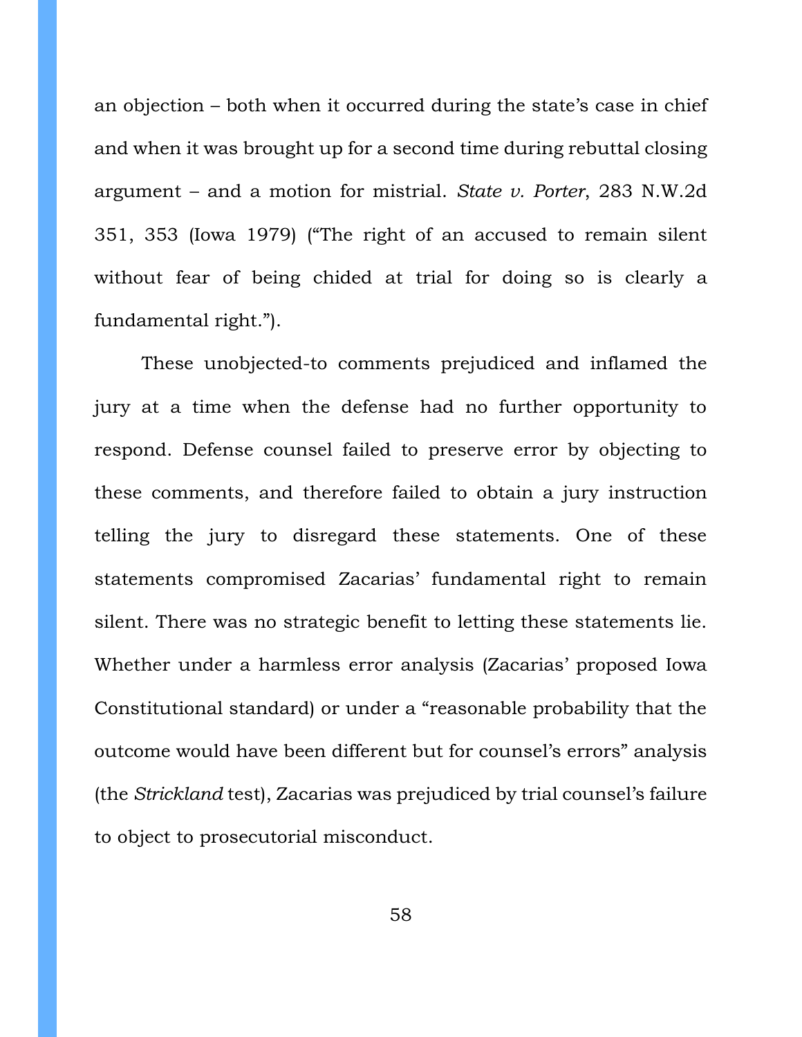an objection – both when it occurred during the state's case in chief and when it was brought up for a second time during rebuttal closing argument – and a motion for mistrial. *State v. Porter*, 283 N.W.2d 351, 353 (Iowa 1979) ("The right of an accused to remain silent without fear of being chided at trial for doing so is clearly a fundamental right.").

These unobjected-to comments prejudiced and inflamed the jury at a time when the defense had no further opportunity to respond. Defense counsel failed to preserve error by objecting to these comments, and therefore failed to obtain a jury instruction telling the jury to disregard these statements. One of these statements compromised Zacarias' fundamental right to remain silent. There was no strategic benefit to letting these statements lie. Whether under a harmless error analysis (Zacarias' proposed Iowa Constitutional standard) or under a "reasonable probability that the outcome would have been different but for counsel's errors" analysis (the *Strickland* test), Zacarias was prejudiced by trial counsel's failure to object to prosecutorial misconduct.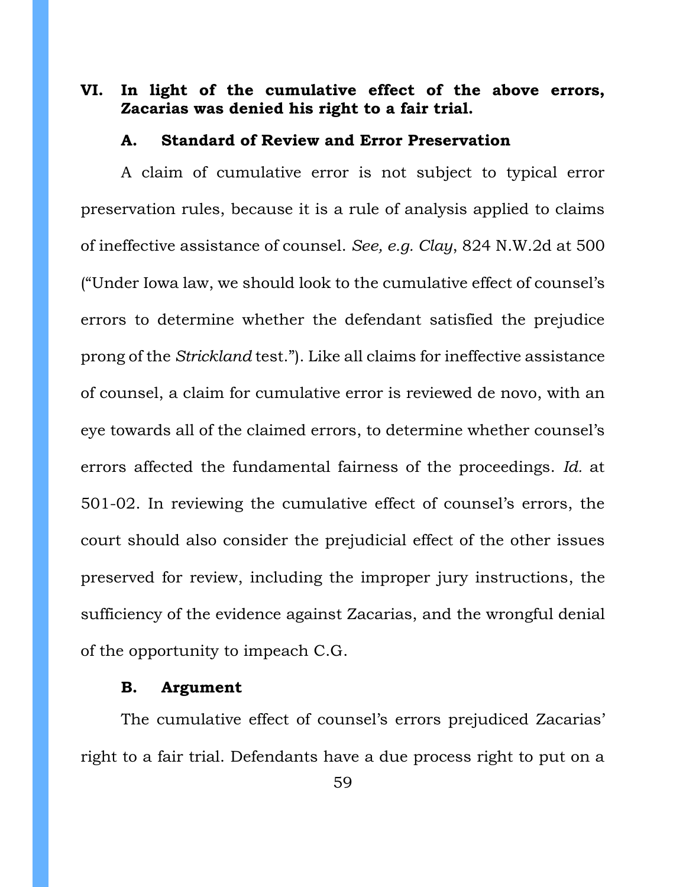## VI. In light of the cumulative effect of the above errors, Zacarias was denied his right to a fair trial.

### A. Standard of Review and Error Preservation

A claim of cumulative error is not subject to typical error preservation rules, because it is a rule of analysis applied to claims of ineffective assistance of counsel. *See, e.g. Clay*, 824 N.W.2d at 500 ("Under Iowa law, we should look to the cumulative effect of counsel's errors to determine whether the defendant satisfied the prejudice prong of the *Strickland* test."). Like all claims for ineffective assistance of counsel, a claim for cumulative error is reviewed de novo, with an eye towards all of the claimed errors, to determine whether counsel's errors affected the fundamental fairness of the proceedings. *Id.* at 501-02. In reviewing the cumulative effect of counsel's errors, the court should also consider the prejudicial effect of the other issues preserved for review, including the improper jury instructions, the sufficiency of the evidence against Zacarias, and the wrongful denial of the opportunity to impeach C.G.

### B. Argument

The cumulative effect of counsel's errors prejudiced Zacarias' right to a fair trial. Defendants have a due process right to put on a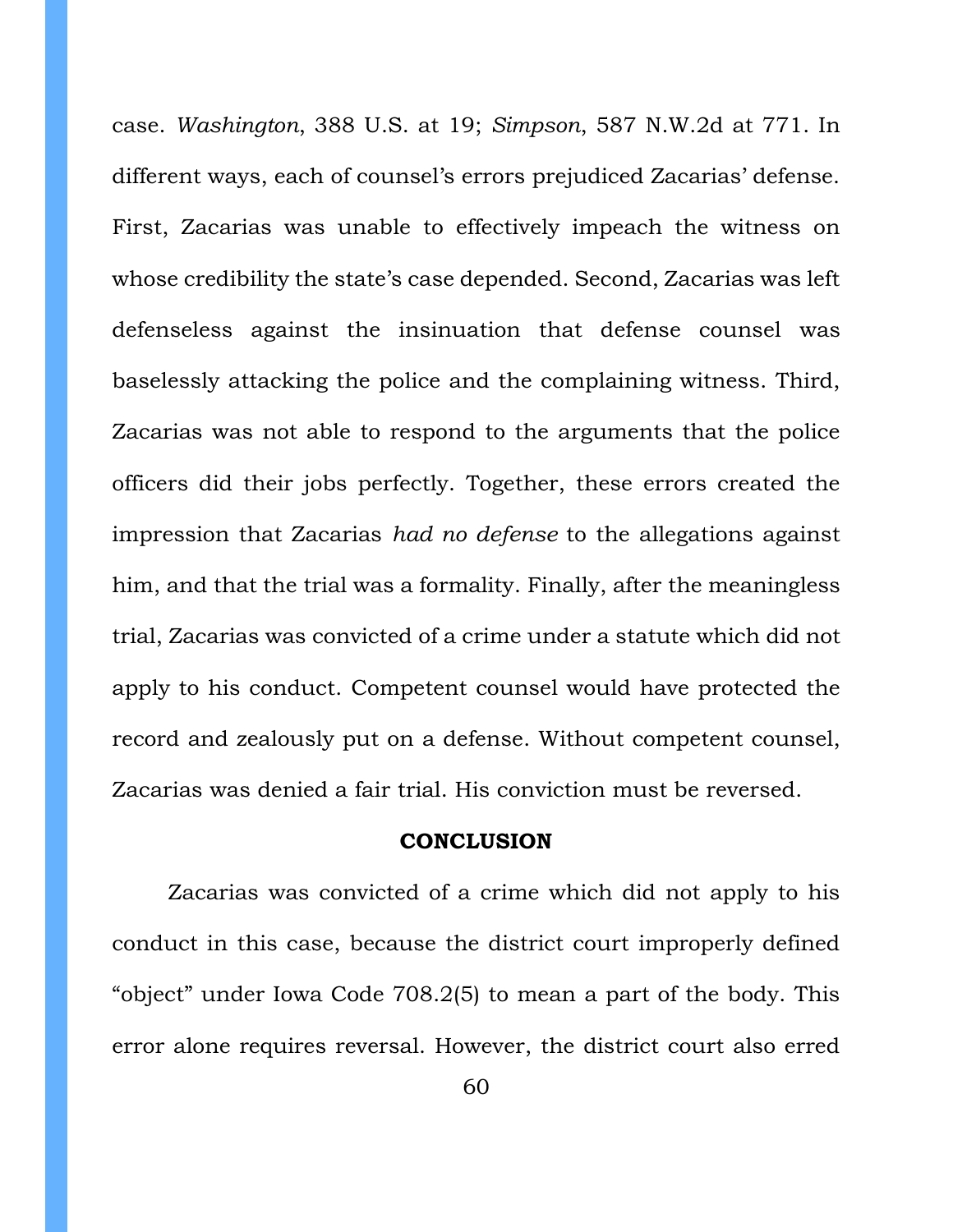case. *Washington*, 388 U.S. at 19; *Simpson*, 587 N.W.2d at 771. In different ways, each of counsel's errors prejudiced Zacarias' defense. First, Zacarias was unable to effectively impeach the witness on whose credibility the state's case depended. Second, Zacarias was left defenseless against the insinuation that defense counsel was baselessly attacking the police and the complaining witness. Third, Zacarias was not able to respond to the arguments that the police officers did their jobs perfectly. Together, these errors created the impression that Zacarias *had no defense* to the allegations against him, and that the trial was a formality. Finally, after the meaningless trial, Zacarias was convicted of a crime under a statute which did not apply to his conduct. Competent counsel would have protected the record and zealously put on a defense. Without competent counsel, Zacarias was denied a fair trial. His conviction must be reversed.

## CONCLUSION

Zacarias was convicted of a crime which did not apply to his conduct in this case, because the district court improperly defined "object" under Iowa Code 708.2(5) to mean a part of the body. This error alone requires reversal. However, the district court also erred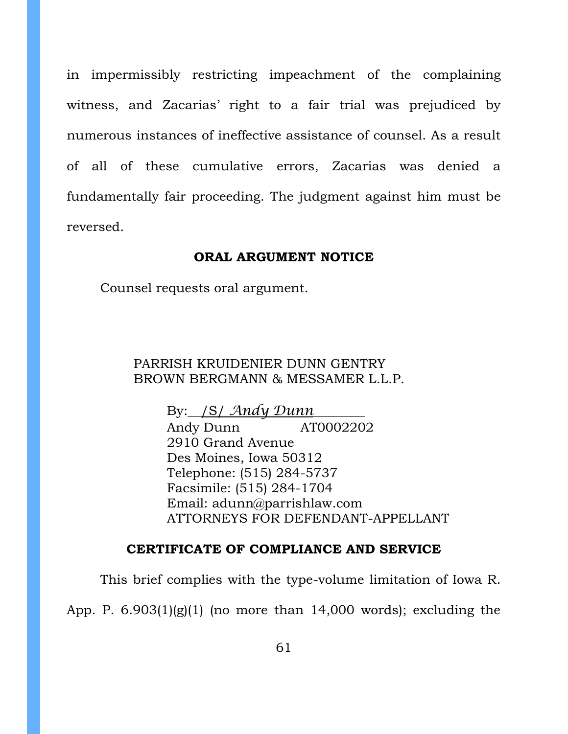in impermissibly restricting impeachment of the complaining witness, and Zacarias' right to a fair trial was prejudiced by numerous instances of ineffective assistance of counsel. As a result of all of these cumulative errors, Zacarias was denied a fundamentally fair proceeding. The judgment against him must be reversed.

## ORAL ARGUMENT NOTICE

Counsel requests oral argument.

PARRISH KRUIDENIER DUNN GENTRY
BROWN BERGMANN & MESSAMER L.L.P.

By: /S/ *Andy Dunn*
Andy Dunn AT0002202
2910 Grand Avenue
Des Moines, Iowa 50312
Telephone: (515) 284-5737
Facsimile: (515) 284-1704
Email: adunn@parrishlaw.com
ATTORNEYS FOR DEFENDANT-APPELLANT

## CERTIFICATE OF COMPLIANCE AND SERVICE

This brief complies with the type-volume limitation of Iowa R. App. P. 6.903(1)(g)(1) (no more than 14,000 words); excluding the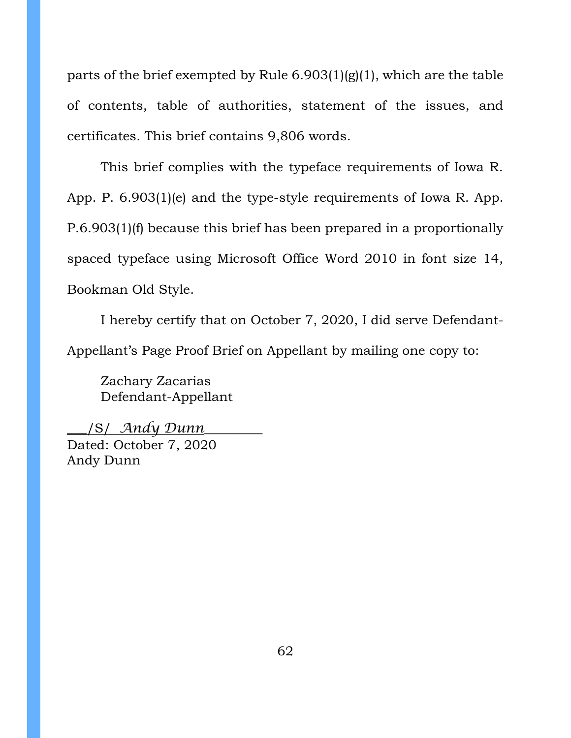parts of the brief exempted by Rule 6.903(1)(g)(1), which are the table of contents, table of authorities, statement of the issues, and certificates. This brief contains 9,806 words.

This brief complies with the typeface requirements of Iowa R. App. P. 6.903(1)(e) and the type-style requirements of Iowa R. App. P.6.903(1)(f) because this brief has been prepared in a proportionally spaced typeface using Microsoft Office Word 2010 in font size 14, Bookman Old Style.

I hereby certify that on October 7, 2020, I did serve Defendant-Appellant's Page Proof Brief on Appellant by mailing one copy to:

Zachary Zacarias
Defendant-Appellant

___/S/ *Andy Dunn*________
Dated: October 7, 2020
Andy Dunn